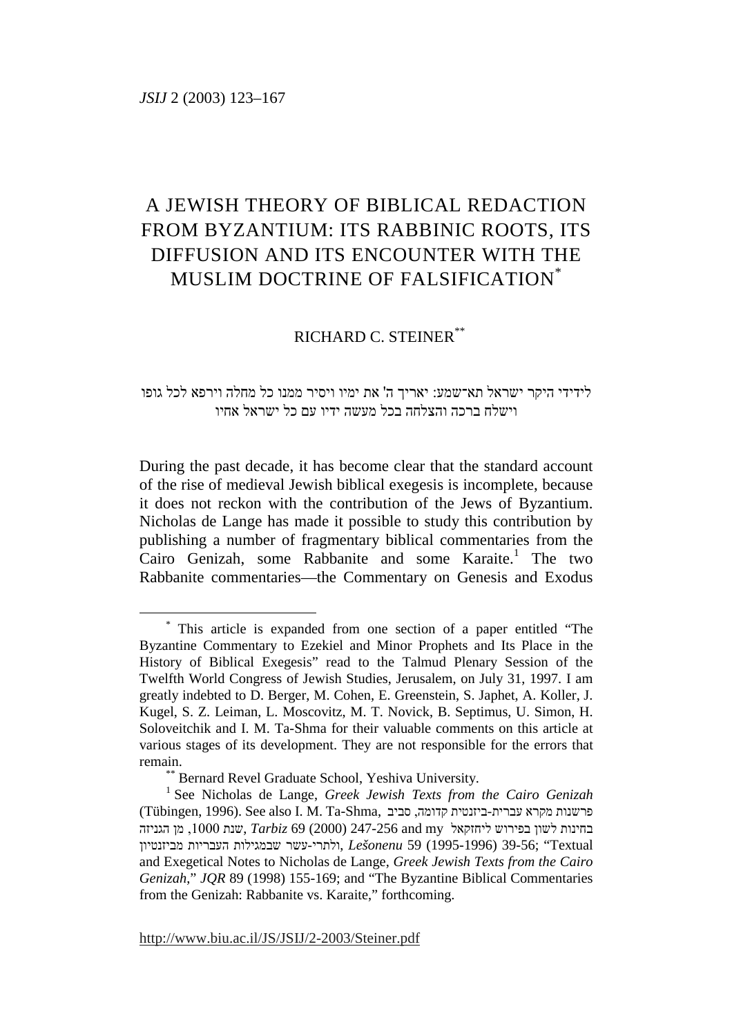# A JEWISH THEORY OF BIBLICAL REDACTION FROM BYZANTIUM: ITS RABBINIC ROOTS, ITS DIFFUSION AND ITS ENCOUNTER WITH THE MUSLIM DOCTRINE OF FALSIFICATION[*]

RICHARD C. STEINER[**]

לידידי היקר ישראל תא־שמע: יאריך ה' את ימיו ויסיר ממנו כל מחלה וירפא לכל גופו
וישלח ברכה והצלחה בכל מעשה ידיו עם כל ישראל אחיו

During the past decade, it has become clear that the standard account of the rise of medieval Jewish biblical exegesis is incomplete, because it does not reckon with the contribution of the Jews of Byzantium. Nicholas de Lange has made it possible to study this contribution by publishing a number of fragmentary biblical commentaries from the Cairo Genizah, some Rabbanite and some Karaite.[1] The two Rabbanite commentaries—the Commentary on Genesis and Exodus

---

[*] This article is expanded from one section of a paper entitled "The Byzantine Commentary to Ezekiel and Minor Prophets and Its Place in the History of Biblical Exegesis" read to the Talmud Plenary Session of the Twelfth World Congress of Jewish Studies, Jerusalem, on July 31, 1997. I am greatly indebted to D. Berger, M. Cohen, E. Greenstein, S. Japhet, A. Koller, J. Kugel, S. Z. Leiman, L. Moscovitz, M. T. Novick, B. Septimus, U. Simon, H. Soloveitchik and I. M. Ta-Shma for their valuable comments on this article at various stages of its development. They are not responsible for the errors that remain.

[**] Bernard Revel Graduate School, Yeshiva University.

[1] See Nicholas de Lange, *Greek Jewish Texts from the Cairo Genizah* (Tübingen, 1996). See also I. M. Ta-Shma, פרשנות מקרא עברית-ביזנטית קדומה, סביב שנת 1000, מן הגניזה, *Tarbiz* 69 (2000) 247-256 and my בחינות לשון בפירוש ליחזקאל ולתרי-עשר שבמגילות העבריות מביזנטיון, *Lešonenu* 59 (1995-1996) 39-56; "Textual and Exegetical Notes to Nicholas de Lange, *Greek Jewish Texts from the Cairo Genizah*," *JQR* 89 (1998) 155-169; and "The Byzantine Biblical Commentaries from the Genizah: Rabbanite vs. Karaite," forthcoming.

http://www.biu.ac.il/JS/JSIJ/2-2003/Steiner.pdf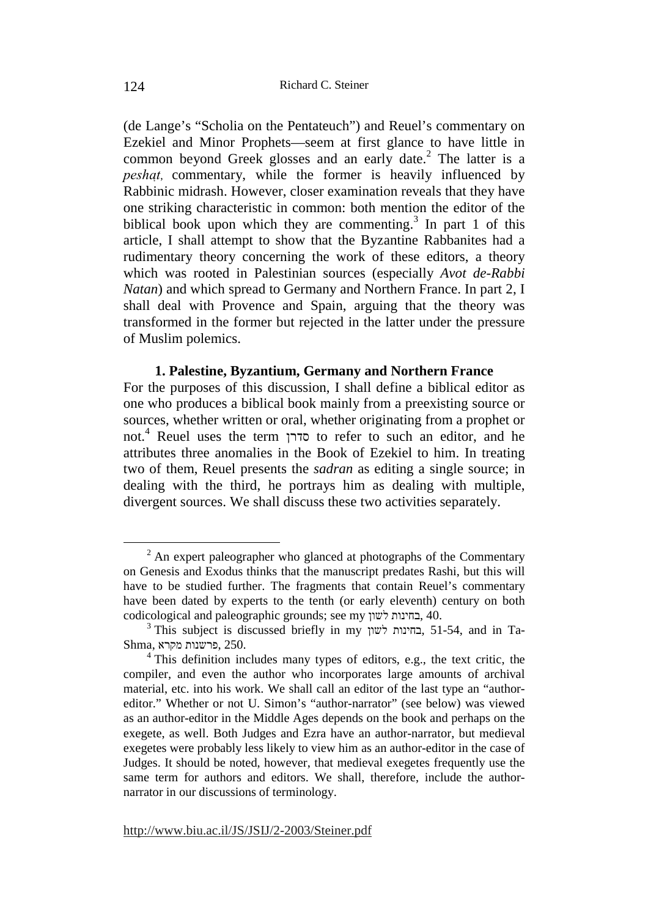(de Lange's "Scholia on the Pentateuch") and Reuel's commentary on Ezekiel and Minor Prophets—seem at first glance to have little in common beyond Greek glosses and an early date.[2] The latter is a *peshaṭ,* commentary, while the former is heavily influenced by Rabbinic midrash. However, closer examination reveals that they have one striking characteristic in common: both mention the editor of the biblical book upon which they are commenting.[3] In part 1 of this article, I shall attempt to show that the Byzantine Rabbanites had a rudimentary theory concerning the work of these editors, a theory which was rooted in Palestinian sources (especially *Avot de-Rabbi Natan*) and which spread to Germany and Northern France. In part 2, I shall deal with Provence and Spain, arguing that the theory was transformed in the former but rejected in the latter under the pressure of Muslim polemics.

### 1. Palestine, Byzantium, Germany and Northern France

For the purposes of this discussion, I shall define a biblical editor as one who produces a biblical book mainly from a preexisting source or sources, whether written or oral, whether originating from a prophet or not.[4] Reuel uses the term סדרן to refer to such an editor, and he attributes three anomalies in the Book of Ezekiel to him. In treating two of them, Reuel presents the *sadran* as editing a single source; in dealing with the third, he portrays him as dealing with multiple, divergent sources. We shall discuss these two activities separately.

---

[2] An expert paleographer who glanced at photographs of the Commentary on Genesis and Exodus thinks that the manuscript predates Rashi, but this will have to be studied further. The fragments that contain Reuel's commentary have been dated by experts to the tenth (or early eleventh) century on both codicological and paleographic grounds; see my בחינות לשון, 40.

[3] This subject is discussed briefly in my בחינות לשון, 51-54, and in Ta-Shma, פרשנות מקרא, 250.

[4] This definition includes many types of editors, e.g., the text critic, the compiler, and even the author who incorporates large amounts of archival material, etc. into his work. We shall call an editor of the last type an "author-editor." Whether or not U. Simon's "author-narrator" (see below) was viewed as an author-editor in the Middle Ages depends on the book and perhaps on the exegete, as well. Both Judges and Ezra have an author-narrator, but medieval exegetes were probably less likely to view him as an author-editor in the case of Judges. It should be noted, however, that medieval exegetes frequently use the same term for authors and editors. We shall, therefore, include the author-narrator in our discussions of terminology.

http://www.biu.ac.il/JS/JSIJ/2-2003/Steiner.pdf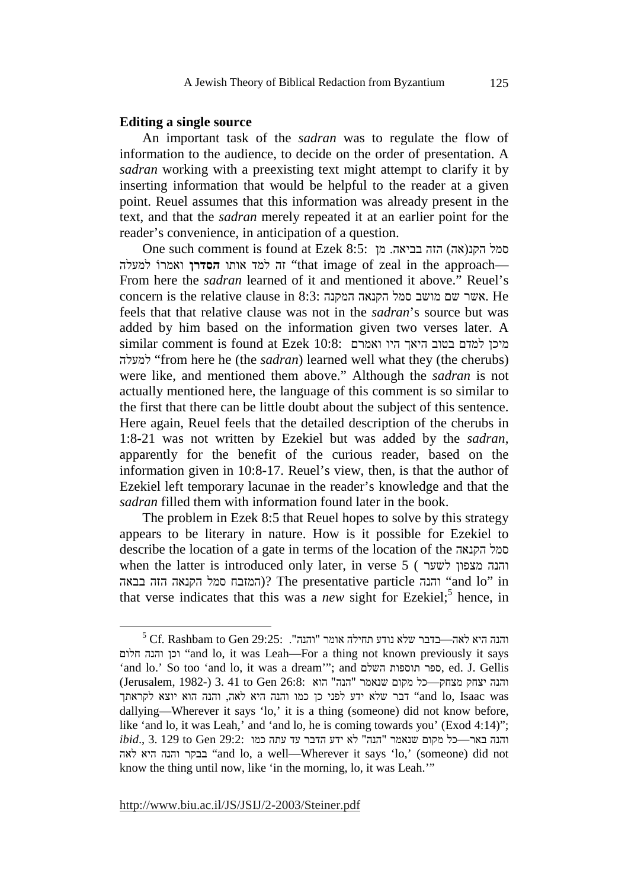## Editing a single source

An important task of the *sadran* was to regulate the flow of information to the audience, to decide on the order of presentation. A *sadran* working with a preexisting text might attempt to clarify it by inserting information that would be helpful to the reader at a given point. Reuel assumes that this information was already present in the text, and that the *sadran* merely repeated it at an earlier point for the reader's convenience, in anticipation of a question.

One such comment is found at Ezek 8:5: סמל הקנ(אה) הזה בביאה. מן זה למד אותו **הסדרן** ואמרו למעלה "that image of zeal in the approach—From here the *sadran* learned of it and mentioned it above." Reuel's concern is the relative clause in 8:3: אשר שם מושב סמל הקנאה המקנה. He feels that that relative clause was not in the *sadran*'s source but was added by him based on the information given two verses later. A similar comment is found at Ezek 10:8: מיכן למדם בטוב היאך היו ואמרם למעלה "from here he (the *sadran*) learned well what they (the cherubs) were like, and mentioned them above." Although the *sadran* is not actually mentioned here, the language of this comment is so similar to the first that there can be little doubt about the subject of this sentence. Here again, Reuel feels that the detailed description of the cherubs in 1:8-21 was not written by Ezekiel but was added by the *sadran*, apparently for the benefit of the curious reader, based on the information given in 10:8-17. Reuel's view, then, is that the author of Ezekiel left temporary lacunae in the reader's knowledge and that the *sadran* filled them with information found later in the book.

The problem in Ezek 8:5 that Reuel hopes to solve by this strategy appears to be literary in nature. How is it possible for Ezekiel to describe the location of a gate in terms of the location of the סמל הקנאה when the latter is introduced only later, in verse 5 (והנה מצפון לשער המזבח סמל הקנאה הזה בבאה)? The presentative particle והנה "and lo" in that verse indicates that this was a *new* sight for Ezekiel;[5] hence, in

---

[5] Cf. Rashbam to Gen 29:25: והנה היא לאה—בדבר שלא נודע תחילה אומר "והנה". וכן והנה חלום "and lo, it was Leah—For a thing not known previously it says 'and lo.' So too 'and lo, it was a dream'"; and ספר תוספות השלם, ed. J. Gellis (Jerusalem, 1982-) 3. 41 to Gen 26:8: והנה יצחק מצחק—כל מקום שנאמר "הנה" הוא דבר שלא ידע לפני כן כמו והנה היא לאה, והנה הוא יוצא לקראתך "and lo, Isaac was dallying—Wherever it says 'lo,' it is a thing (someone) did not know before, like 'and lo, it was Leah,' and 'and lo, he is coming towards you' (Exod 4:14)"; *ibid*., 3. 129 to Gen 29:2: והנה באר—כל מקום שנאמר "הנה" לא ידע הדבר עד עתה כמו בבקר והנה היא לאה "and lo, a well—Wherever it says 'lo,' (someone) did not know the thing until now, like 'in the morning, lo, it was Leah.'"

http://www.biu.ac.il/JS/JSIJ/2-2003/Steiner.pdf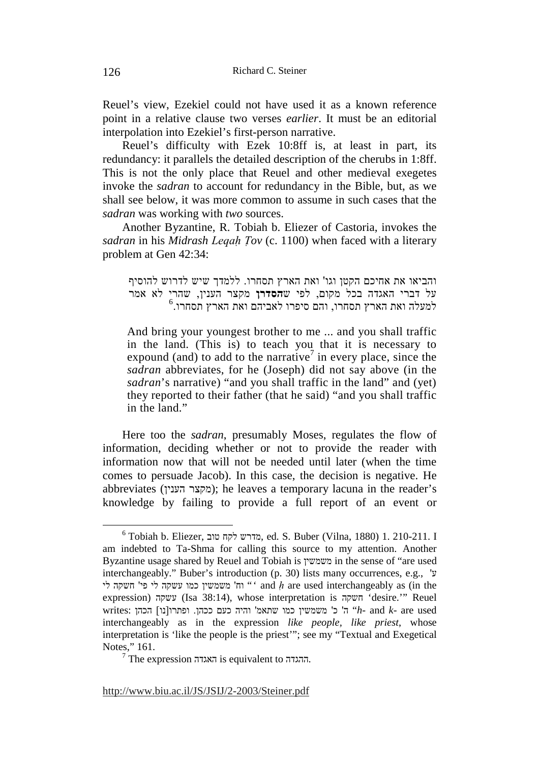Reuel's view, Ezekiel could not have used it as a known reference point in a relative clause two verses *earlier*. It must be an editorial interpolation into Ezekiel's first-person narrative.

Reuel's difficulty with Ezek 10:8ff is, at least in part, its redundancy: it parallels the detailed description of the cherubs in 1:8ff. This is not the only place that Reuel and other medieval exegetes invoke the *sadran* to account for redundancy in the Bible, but, as we shall see below, it was more common to assume in such cases that the *sadran* was working with *two* sources.

Another Byzantine, R. Tobiah b. Eliezer of Castoria, invokes the *sadran* in his *Midrash Leqaḥ Ṭov* (c. 1100) when faced with a literary problem at Gen 42:34:

> והביאו את אחיכם הקטן וגו' ואת הארץ תסחרו. ללמדך שיש לדרוש להוסיף על דברי האגדה בכל מקום, לפי ש**הסדרן** מקצר הענין, שהרי לא אמר למעלה ואת הארץ תסחרו, והם סיפרו לאביהם ואת הארץ תסחרו.[6]
>
> And bring your youngest brother to me ... and you shall traffic in the land. (This is) to teach you that it is necessary to expound (and) to add to the narrative[7] in every place, since the *sadran* abbreviates, for he (Joseph) did not say above (in the *sadran*'s narrative) "and you shall traffic in the land" and (yet) they reported to their father (that he said) "and you shall traffic in the land."

Here too the *sadran*, presumably Moses, regulates the flow of information, deciding whether or not to provide the reader with information now that will not be needed until later (when the time comes to persuade Jacob). In this case, the decision is negative. He abbreviates (מקצר הענין); he leaves a temporary lacuna in the reader's knowledge by failing to provide a full report of an event or

---

[6] Tobiah b. Eliezer, מדרש לקח טוב, ed. S. Buber (Vilna, 1880) 1. 210-211. I am indebted to Ta-Shma for calling this source to my attention. Another Byzantine usage shared by Reuel and Tobiah is משמשין in the sense of "are used interchangeably." Buber's introduction (p. 30) lists many occurrences, e.g., ע' וח' משמשין כמו עשקה לי פי' חשקה לי " ' and *ḥ* are used interchangeably as (in the expression) עשקה (Isa 38:14), whose interpretation is חשקה 'desire.'" Reuel writes: ה' כ' משמשין כמו שתאמ' והיה כעם ככהן. ופתרו[נו] הכהן "*h*- and *k*- are used interchangeably as in the expression *like people*, *like priest*, whose interpretation is 'like the people is the priest'"; see my "Textual and Exegetical Notes," 161.

[7] The expression האגדה is equivalent to ההגדה.

http://www.biu.ac.il/JS/JSIJ/2-2003/Steiner.pdf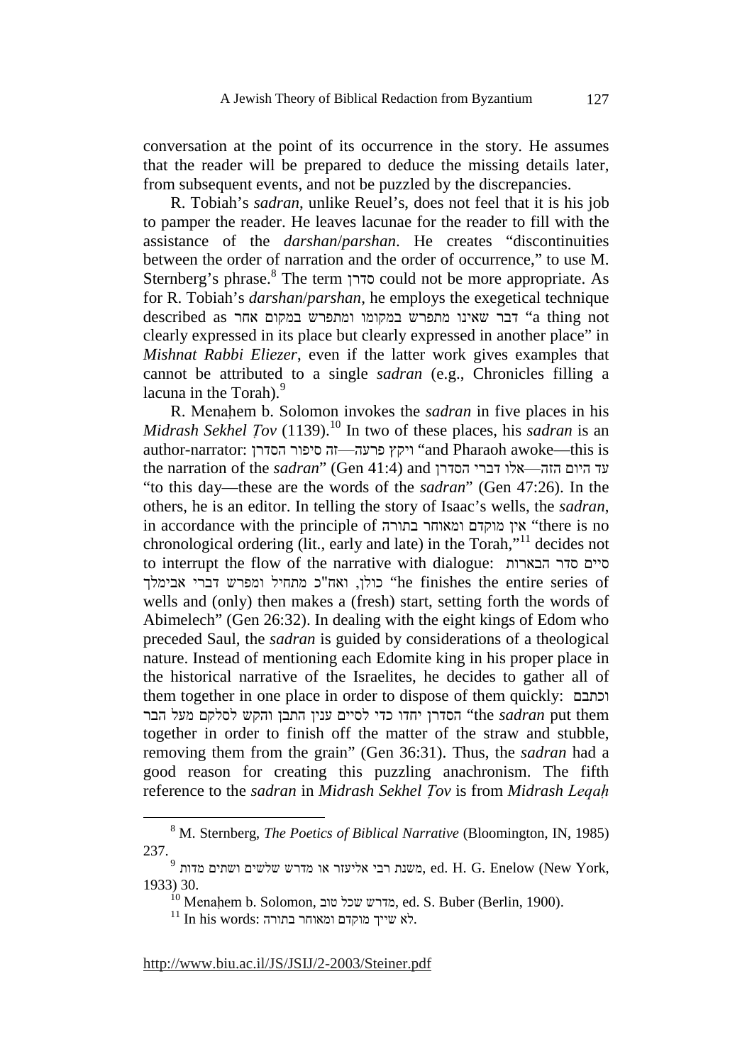conversation at the point of its occurrence in the story. He assumes that the reader will be prepared to deduce the missing details later, from subsequent events, and not be puzzled by the discrepancies.

R. Tobiah's *sadran*, unlike Reuel's, does not feel that it is his job to pamper the reader. He leaves lacunae for the reader to fill with the assistance of the *darshan*/*parshan*. He creates "discontinuities between the order of narration and the order of occurrence," to use M. Sternberg's phrase.[8] The term סדרן could not be more appropriate. As for R. Tobiah's *darshan*/*parshan*, he employs the exegetical technique described as דבר שאינו מתפרש במקומו ומתפרש במקום אחר "a thing not clearly expressed in its place but clearly expressed in another place" in *Mishnat Rabbi Eliezer*, even if the latter work gives examples that cannot be attributed to a single *sadran* (e.g., Chronicles filling a lacuna in the Torah).[9]

R. Menaḥem b. Solomon invokes the *sadran* in five places in his *Midrash Sekhel Ṭov* (1139).[10] In two of these places, his *sadran* is an author-narrator: ויקץ פרעה—זה סיפור הסדרן "and Pharaoh awoke—this is the narration of the *sadran*" (Gen 41:4) and עד היום הזה—אלו דברי הסדרן "to this day—these are the words of the *sadran*" (Gen 47:26). In the others, he is an editor. In telling the story of Isaac's wells, the *sadran*, in accordance with the principle of אין מוקדם ומאוחר בתורה "there is no chronological ordering (lit., early and late) in the Torah,"[11] decides not to interrupt the flow of the narrative with dialogue: סיים סדר הבארות כולן, ואח"כ מתחיל ומפרש דברי אבימלך "he finishes the entire series of wells and (only) then makes a (fresh) start, setting forth the words of Abimelech" (Gen 26:32). In dealing with the eight kings of Edom who preceded Saul, the *sadran* is guided by considerations of a theological nature. Instead of mentioning each Edomite king in his proper place in the historical narrative of the Israelites, he decides to gather all of them together in one place in order to dispose of them quickly: וכתבם הסדרן יחדו כדי לסיים ענין התבן והקש לסלקם מעל הבר "the *sadran* put them together in order to finish off the matter of the straw and stubble, removing them from the grain" (Gen 36:31). Thus, the *sadran* had a good reason for creating this puzzling anachronism. The fifth reference to the *sadran* in *Midrash Sekhel Ṭov* is from *Midrash Leqaḥ*

---

[8] M. Sternberg, *The Poetics of Biblical Narrative* (Bloomington, IN, 1985) 237.

[9] משנת רבי אליעזר או מדרש שלשים ושתים מדות, ed. H. G. Enelow (New York, 1933) 30.

[10] Menaḥem b. Solomon, מדרש שכל טוב, ed. S. Buber (Berlin, 1900).

[11] In his words: לא שייך מוקדם ומאוחר בתורה.

http://www.biu.ac.il/JS/JSIJ/2-2003/Steiner.pdf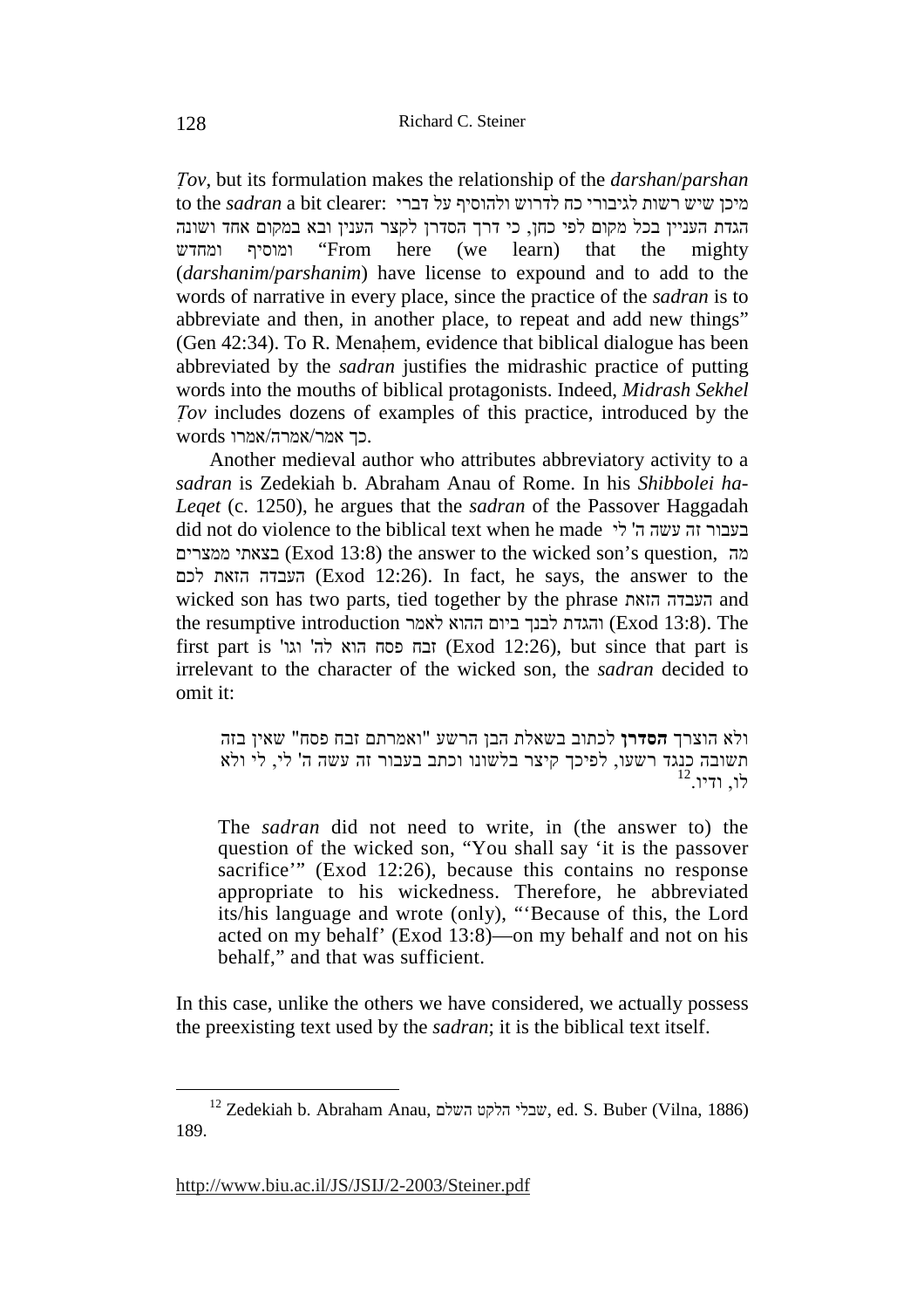*Ṭov*, but its formulation makes the relationship of the *darshan*/*parshan* to the *sadran* a bit clearer: מיכן שיש רשות לגיבורי כח לדרוש ולהוסיף על דברי הגדת העניין בכל מקום לפי כחן, כי דרך הסדרן לקצר הענין ובא במקום אחד ושונה ומוסיף ומחדש "From here (we learn) that the mighty (*darshanim*/*parshanim*) have license to expound and to add to the words of narrative in every place, since the practice of the *sadran* is to abbreviate and then, in another place, to repeat and add new things" (Gen 42:34). To R. Menaḥem, evidence that biblical dialogue has been abbreviated by the *sadran* justifies the midrashic practice of putting words into the mouths of biblical protagonists. Indeed, *Midrash Sekhel Ṭov* includes dozens of examples of this practice, introduced by the words כך אמר/אמרה/אמרו.

Another medieval author who attributes abbreviatory activity to a *sadran* is Zedekiah b. Abraham Anau of Rome. In his *Shibbolei ha-Leqet* (c. 1250), he argues that the *sadran* of the Passover Haggadah did not do violence to the biblical text when he made בעבור זה עשה ה' לי בצאתי ממצרים (Exod 13:8) the answer to the wicked son's question, מה העבדה הזאת לכם (Exod 12:26). In fact, he says, the answer to the wicked son has two parts, tied together by the phrase העבדה הזאת and the resumptive introduction והגדת לבנך ביום ההוא לאמר (Exod 13:8). The first part is זבח פסח הוא לה' וגו' (Exod 12:26), but since that part is irrelevant to the character of the wicked son, the *sadran* decided to omit it:

> ולא הוצרך **הסדרן** לכתוב בשאלת הבן הרשע "ואמרתם זבח פסח" שאין בזה תשובה כנגד רשעו, לפיכך קיצר בלשונו וכתב בעבור זה עשה ה' לי, לי ולא לו, ודיו.[12]
>
> The *sadran* did not need to write, in (the answer to) the question of the wicked son, "You shall say 'it is the passover sacrifice'" (Exod 12:26), because this contains no response appropriate to his wickedness. Therefore, he abbreviated its/his language and wrote (only), "'Because of this, the Lord acted on my behalf' (Exod 13:8)—on my behalf and not on his behalf," and that was sufficient.

In this case, unlike the others we have considered, we actually possess the preexisting text used by the *sadran*; it is the biblical text itself.

---

[12] Zedekiah b. Abraham Anau, שבלי הלקט השלם, ed. S. Buber (Vilna, 1886) 189.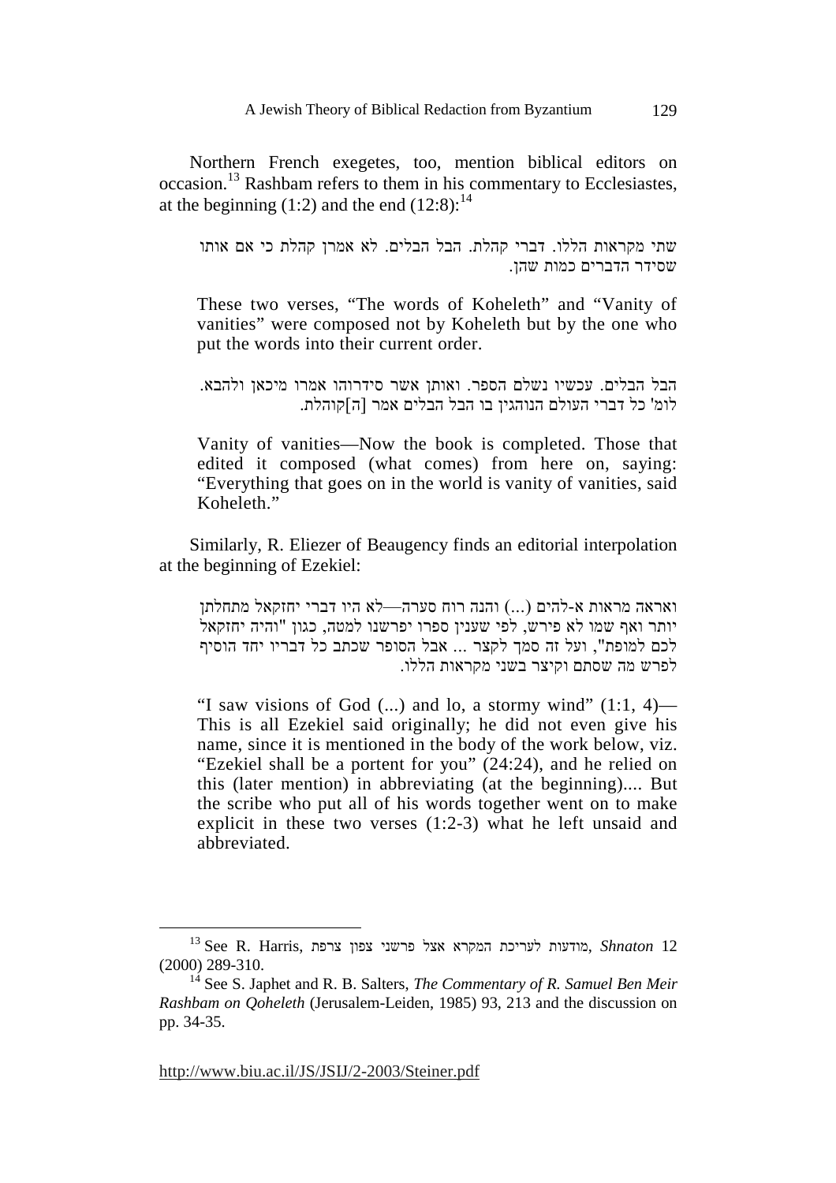Northern French exegetes, too, mention biblical editors on occasion.[13] Rashbam refers to them in his commentary to Ecclesiastes, at the beginning (1:2) and the end (12:8):[14]

> שתי מקראות הללו. דברי קהלת. הבל הבלים. לא אמרן קהלת כי אם אותו שסידר הדברים כמות שהן.
>
> These two verses, "The words of Koheleth" and "Vanity of vanities" were composed not by Koheleth but by the one who put the words into their current order.
>
> הבל הבלים. עכשיו נשלם הספר. ואותן אשר סידרוהו אמרו מיכאן ולהבא. לומ' כל דברי העולם הנוהגין בו הבל הבלים אמר [ה]קוהלת.
>
> Vanity of vanities—Now the book is completed. Those that edited it composed (what comes) from here on, saying: "Everything that goes on in the world is vanity of vanities, said Koheleth."

Similarly, R. Eliezer of Beaugency finds an editorial interpolation at the beginning of Ezekiel:

> ואראה מראות א-להים (...) והנה רוח סערה—לא היו דברי יחזקאל מתחלתן יותר ואף שמו לא פירש, לפי שענין ספרו יפרשנו למטה, כגון "והיה יחזקאל לכם למופת", ועל זה סמך לקצר ... אבל הסופר שכתב כל דבריו יחד הוסיף לפרש מה שסתם וקיצר בשני מקראות הללו.
>
> "I saw visions of God (...) and lo, a stormy wind" (1:1, 4)—This is all Ezekiel said originally; he did not even give his name, since it is mentioned in the body of the work below, viz. "Ezekiel shall be a portent for you" (24:24), and he relied on this (later mention) in abbreviating (at the beginning).... But the scribe who put all of his words together went on to make explicit in these two verses (1:2-3) what he left unsaid and abbreviated.

---

[13] See R. Harris, מודעות לעריכת המקרא אצל פרשני צפון צרפת, *Shnaton* 12 (2000) 289-310.

[14] See S. Japhet and R. B. Salters, *The Commentary of R. Samuel Ben Meir Rashbam on Qoheleth* (Jerusalem-Leiden, 1985) 93, 213 and the discussion on pp. 34-35.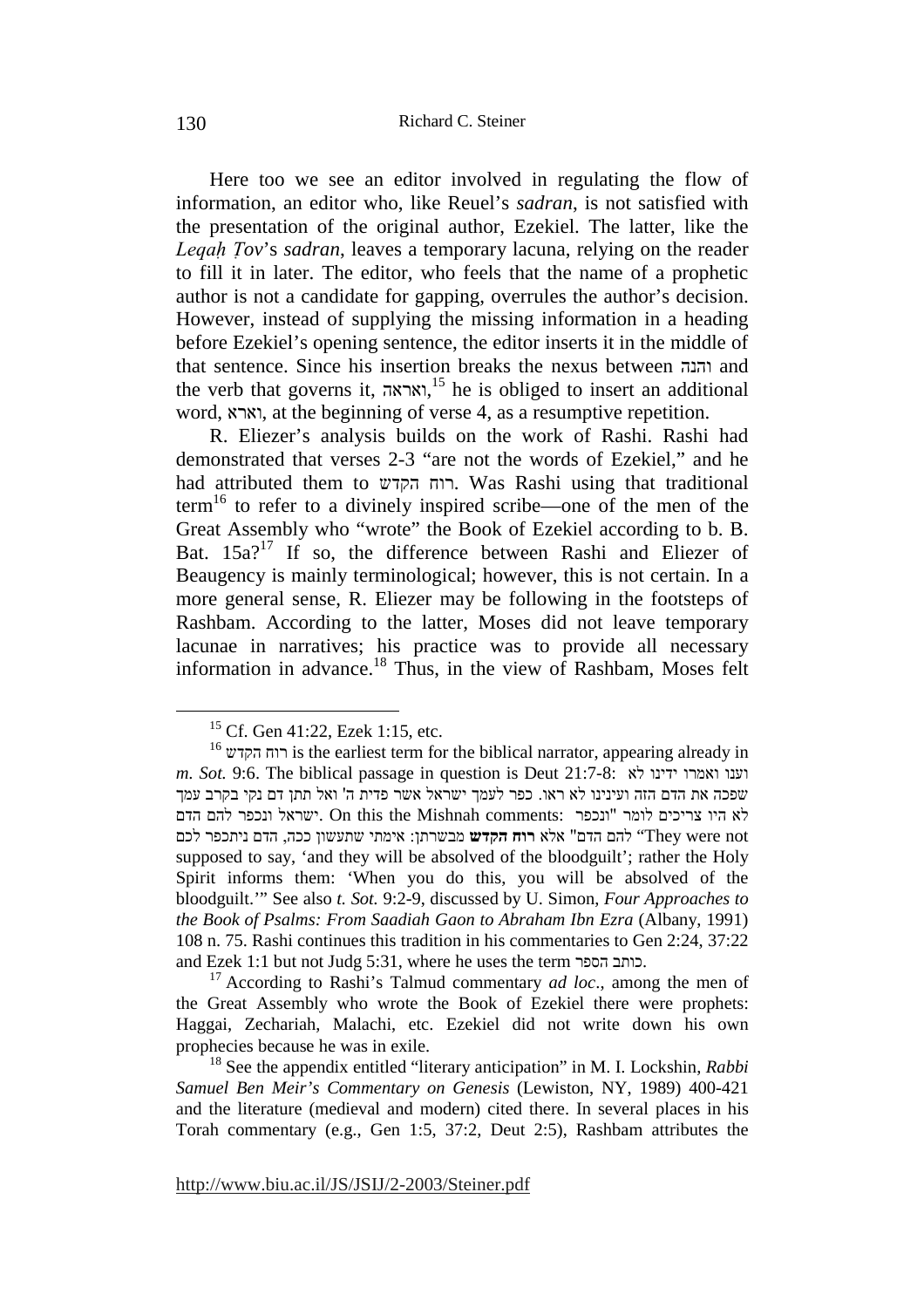Here too we see an editor involved in regulating the flow of information, an editor who, like Reuel's *sadran*, is not satisfied with the presentation of the original author, Ezekiel. The latter, like the *Leqaḥ Ṭov*'s *sadran*, leaves a temporary lacuna, relying on the reader to fill it in later. The editor, who feels that the name of a prophetic author is not a candidate for gapping, overrules the author's decision. However, instead of supplying the missing information in a heading before Ezekiel's opening sentence, the editor inserts it in the middle of that sentence. Since his insertion breaks the nexus between והנה and the verb that governs it, ואראה,[15] he is obliged to insert an additional word, וארא, at the beginning of verse 4, as a resumptive repetition.

R. Eliezer's analysis builds on the work of Rashi. Rashi had demonstrated that verses 2-3 "are not the words of Ezekiel," and he had attributed them to רוח הקדש. Was Rashi using that traditional term[16] to refer to a divinely inspired scribe—one of the men of the Great Assembly who "wrote" the Book of Ezekiel according to b. B. Bat. 15a?[17] If so, the difference between Rashi and Eliezer of Beaugency is mainly terminological; however, this is not certain. In a more general sense, R. Eliezer may be following in the footsteps of Rashbam. According to the latter, Moses did not leave temporary lacunae in narratives; his practice was to provide all necessary information in advance.[18] Thus, in the view of Rashbam, Moses felt

---

[15] Cf. Gen 41:22, Ezek 1:15, etc.

[16] רוח הקדש is the earliest term for the biblical narrator, appearing already in *m. Sot.* 9:6. The biblical passage in question is Deut 21:7-8: וענו ואמרו ידינו לא שפכה את הדם הזה ועינינו לא ראו. כפר לעמך ישראל אשר פדית ה' ואל תתן דם נקי בקרב עמך ישראל ונכפר להם הדם. On this the Mishnah comments: לא היו צריכים לומר "ונכפר להם הדם" אלא **רוח הקדש** מבשרתן: אימתי שתעשון ככה, הדם ניתכפר לכם "They were not supposed to say, 'and they will be absolved of the bloodguilt'; rather the Holy Spirit informs them: 'When you do this, you will be absolved of the bloodguilt.'" See also *t. Sot.* 9:2-9, discussed by U. Simon, *Four Approaches to the Book of Psalms: From Saadiah Gaon to Abraham Ibn Ezra* (Albany, 1991) 108 n. 75. Rashi continues this tradition in his commentaries to Gen 2:24, 37:22 and Ezek 1:1 but not Judg 5:31, where he uses the term כותב הספר.

[17] According to Rashi's Talmud commentary *ad loc*., among the men of the Great Assembly who wrote the Book of Ezekiel there were prophets: Haggai, Zechariah, Malachi, etc. Ezekiel did not write down his own prophecies because he was in exile.

[18] See the appendix entitled "literary anticipation" in M. I. Lockshin, *Rabbi Samuel Ben Meir's Commentary on Genesis* (Lewiston, NY, 1989) 400-421 and the literature (medieval and modern) cited there. In several places in his Torah commentary (e.g., Gen 1:5, 37:2, Deut 2:5), Rashbam attributes the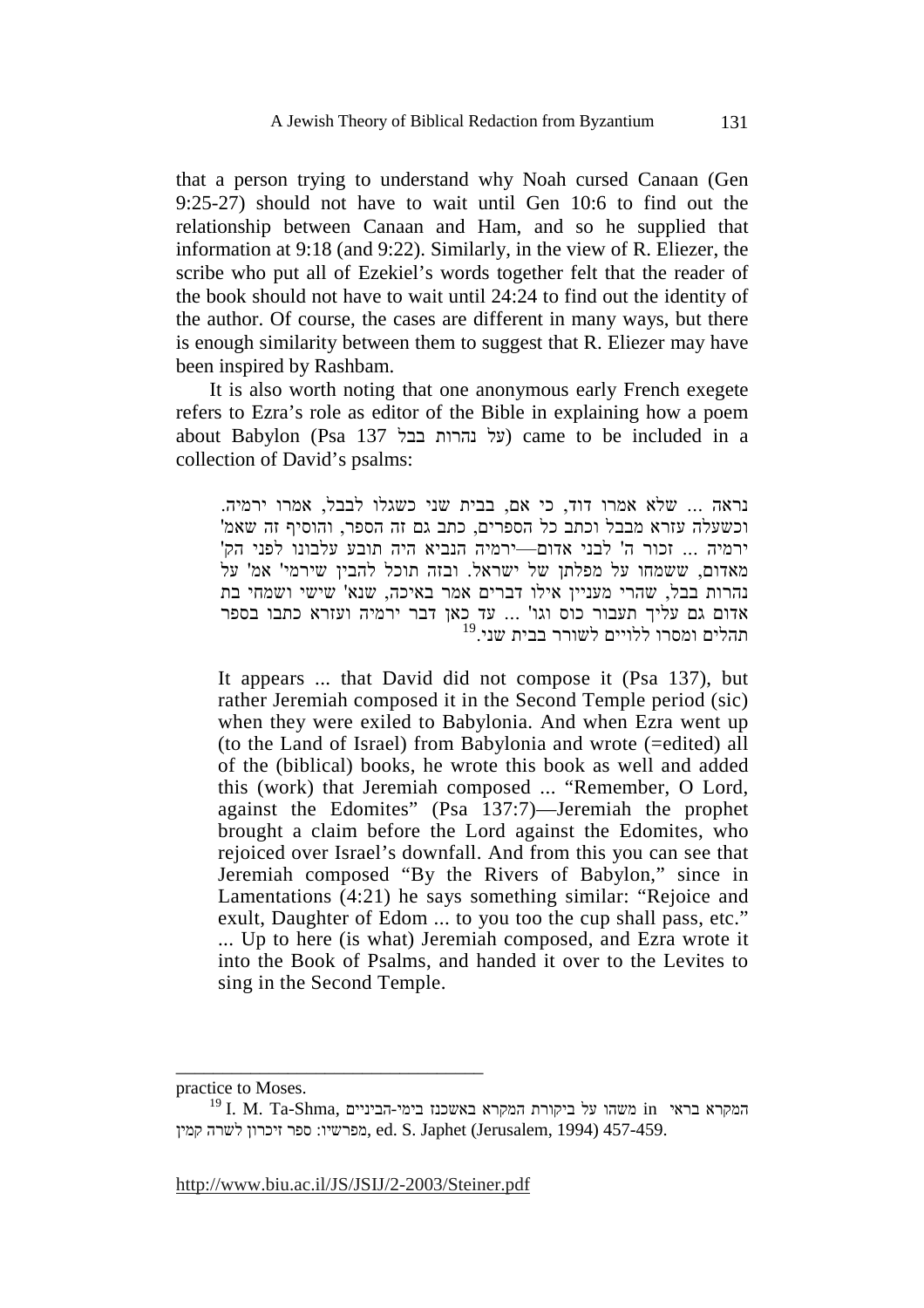that a person trying to understand why Noah cursed Canaan (Gen 9:25-27) should not have to wait until Gen 10:6 to find out the relationship between Canaan and Ham, and so he supplied that information at 9:18 (and 9:22). Similarly, in the view of R. Eliezer, the scribe who put all of Ezekiel's words together felt that the reader of the book should not have to wait until 24:24 to find out the identity of the author. Of course, the cases are different in many ways, but there is enough similarity between them to suggest that R. Eliezer may have been inspired by Rashbam.

It is also worth noting that one anonymous early French exegete refers to Ezra's role as editor of the Bible in explaining how a poem about Babylon (Psa 137 על נהרות בבל) came to be included in a collection of David's psalms:

> נראה ... שלא אמרו דוד, כי אם, בבית שני כשגלו לבבל, אמרו ירמיה. וכשעלה עזרא מבבל וכתב כל הספרים, כתב גם זה הספר, והוסיף זה שאמ' ירמיה ... זכור ה' לבני אדום—ירמיה הנביא היה תובע עלבונו לפני הק' מאדום, ששמחו על מפלתן של ישראל. ובזה תוכל להבין שירמי' אמ' על נהרות בבל, שהרי מעניין אילו דברים אמר באיכה, שנא' שישי ושמחי בת אדום גם עליך תעבור כוס וגו' ... עד כאן דבר ירמיה ועזרא כתבו בספר תהלים ומסרו ללויים לשורר בבית שני.[19]

> It appears ... that David did not compose it (Psa 137), but rather Jeremiah composed it in the Second Temple period (sic) when they were exiled to Babylonia. And when Ezra went up (to the Land of Israel) from Babylonia and wrote (=edited) all of the (biblical) books, he wrote this book as well and added this (work) that Jeremiah composed ... "Remember, O Lord, against the Edomites" (Psa 137:7)—Jeremiah the prophet brought a claim before the Lord against the Edomites, who rejoiced over Israel's downfall. And from this you can see that Jeremiah composed "By the Rivers of Babylon," since in Lamentations (4:21) he says something similar: "Rejoice and exult, Daughter of Edom ... to you too the cup shall pass, etc." ... Up to here (is what) Jeremiah composed, and Ezra wrote it into the Book of Psalms, and handed it over to the Levites to sing in the Second Temple.

---

practice to Moses.

[19] I. M. Ta-Shma, משהו על ביקורת המקרא באשכנז בימי-הביניים in המקרא בראי מפרשיו: ספר זיכרון לשרה קמין, ed. S. Japhet (Jerusalem, 1994) 457-459.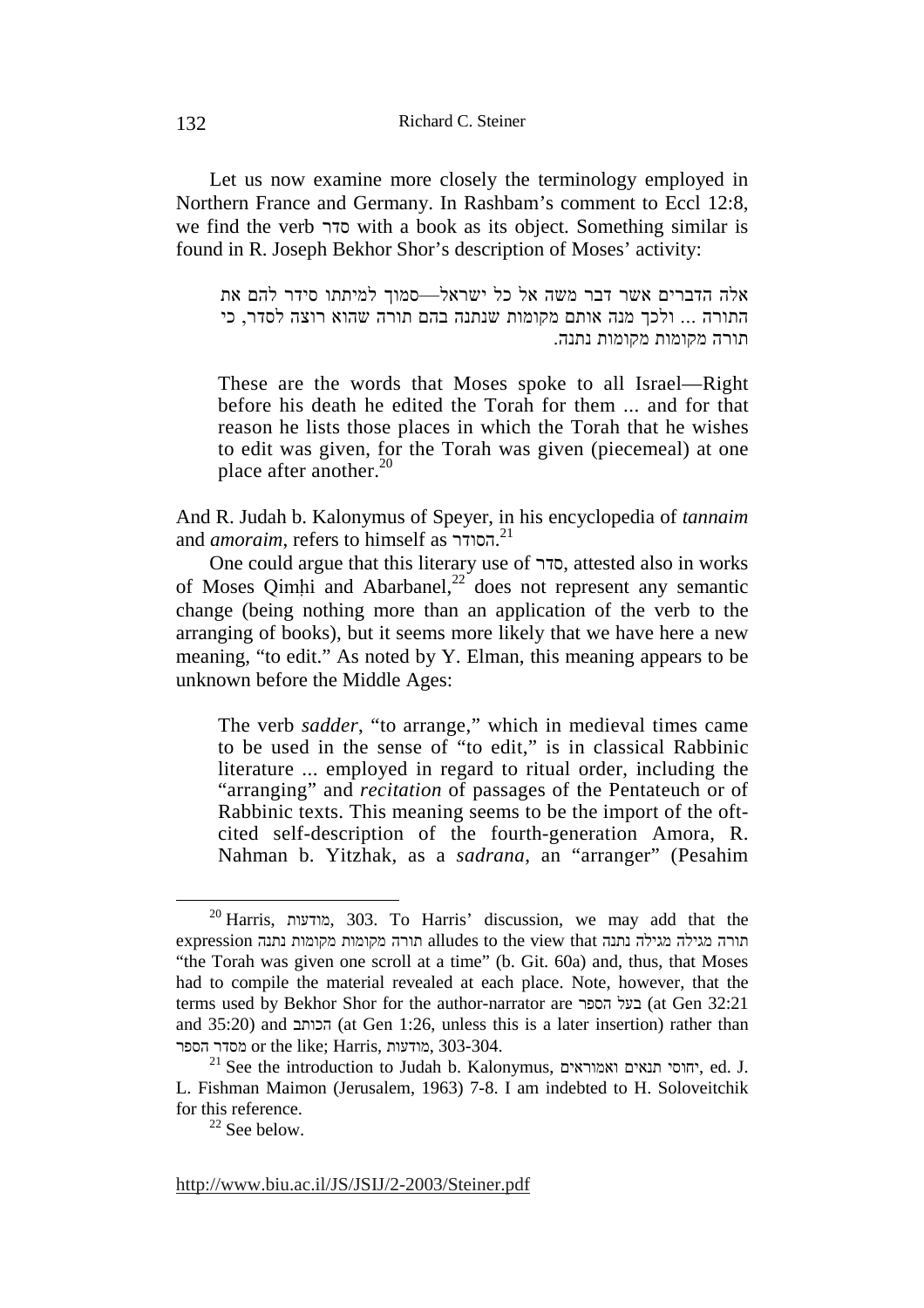Let us now examine more closely the terminology employed in Northern France and Germany. In Rashbam's comment to Eccl 12:8, we find the verb סדר with a book as its object. Something similar is found in R. Joseph Bekhor Shor's description of Moses' activity:

> אלה הדברים אשר דבר משה אל כל ישראל—סמוך למיתתו סידר להם את התורה ... ולכך מנה אותם מקומות שנתנה בהם תורה שהוא רוצה לסדר, כי תורה מקומות מקומות נתנה.
>
> These are the words that Moses spoke to all Israel—Right before his death he edited the Torah for them ... and for that reason he lists those places in which the Torah that he wishes to edit was given, for the Torah was given (piecemeal) at one place after another.[20]

And R. Judah b. Kalonymus of Speyer, in his encyclopedia of *tannaim* and *amoraim*, refers to himself as הסודר.[21]

One could argue that this literary use of סדר, attested also in works of Moses Qimḥi and Abarbanel,[22] does not represent any semantic change (being nothing more than an application of the verb to the arranging of books), but it seems more likely that we have here a new meaning, "to edit." As noted by Y. Elman, this meaning appears to be unknown before the Middle Ages:

> The verb *sadder*, "to arrange," which in medieval times came to be used in the sense of "to edit," is in classical Rabbinic literature ... employed in regard to ritual order, including the "arranging" and *recitation* of passages of the Pentateuch or of Rabbinic texts. This meaning seems to be the import of the oft-cited self-description of the fourth-generation Amora, R. Nahman b. Yitzhak, as a *sadrana*, an "arranger" (Pesahim

---

[20] Harris, מודעות, 303. To Harris' discussion, we may add that the expression תורה מקומות מקומות נתנה alludes to the view that תורה מגילה מגילה נתנה "the Torah was given one scroll at a time" (b. Git. 60a) and, thus, that Moses had to compile the material revealed at each place. Note, however, that the terms used by Bekhor Shor for the author-narrator are בעל הספר (at Gen 32:21 and 35:20) and הכותב (at Gen 1:26, unless this is a later insertion) rather than מסדר הספר or the like; Harris, מודעות, 303-304.

[21] See the introduction to Judah b. Kalonymus, יחוסי תנאים ואמוראים, ed. J. L. Fishman Maimon (Jerusalem, 1963) 7-8. I am indebted to H. Soloveitchik for this reference.

[22] See below.

http://www.biu.ac.il/JS/JSIJ/2-2003/Steiner.pdf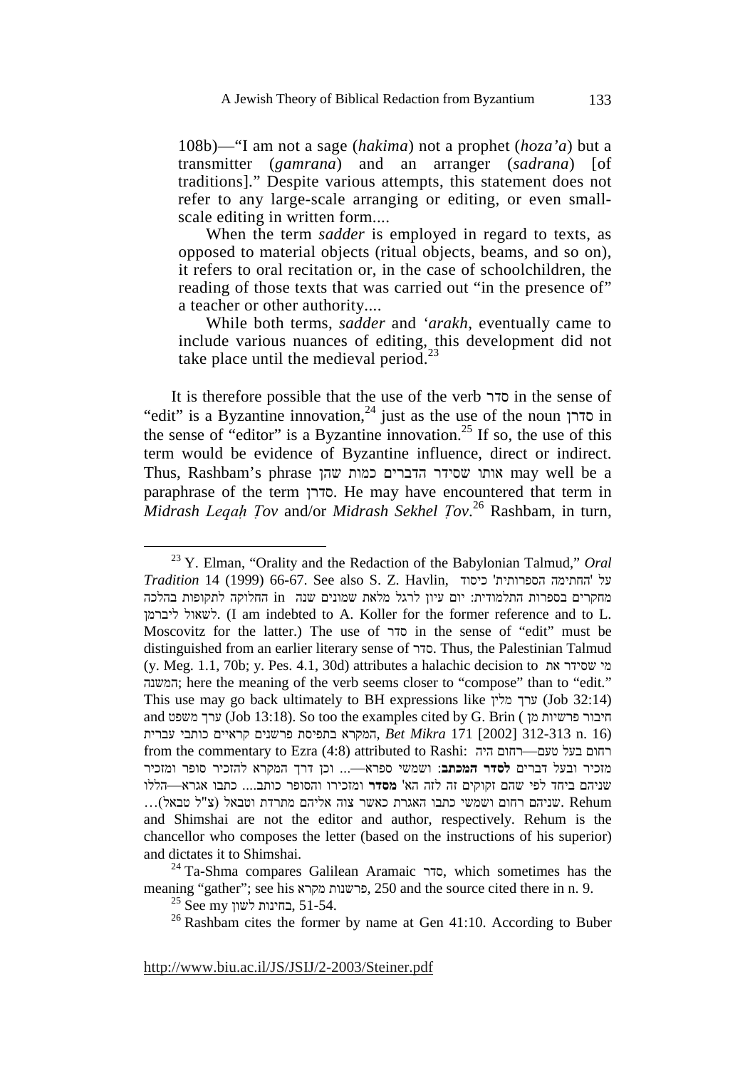108b)—"I am not a sage (*hakima*) not a prophet (*hoza'a*) but a transmitter (*gamrana*) and an arranger (*sadrana*) [of traditions]." Despite various attempts, this statement does not refer to any large-scale arranging or editing, or even small-scale editing in written form....

When the term *sadder* is employed in regard to texts, as opposed to material objects (ritual objects, beams, and so on), it refers to oral recitation or, in the case of schoolchildren, the reading of those texts that was carried out "in the presence of" a teacher or other authority....

While both terms, *sadder* and *'arakh*, eventually came to include various nuances of editing, this development did not take place until the medieval period.[23]

It is therefore possible that the use of the verb סדר in the sense of "edit" is a Byzantine innovation,[24] just as the use of the noun סדרן in the sense of "editor" is a Byzantine innovation.[25] If so, the use of this term would be evidence of Byzantine influence, direct or indirect. Thus, Rashbam's phrase אותו שסידר הדברים כמות שהן may well be a paraphrase of the term סדרן. He may have encountered that term in *Midrash Leqaḥ Ṭov* and/or *Midrash Sekhel Ṭov*.[26] Rashbam, in turn,

---

[23] Y. Elman, "Orality and the Redaction of the Babylonian Talmud," *Oral Tradition* 14 (1999) 66-67. See also S. Z. Havlin, על 'החתימה הספרותית' כיסוד החלוקה לתקופות בהלכה in מחקרים בספרות התלמודית: יום עיון לרגל מלאת שמונים שנה לשאול ליברמן. (I am indebted to A. Koller for the former reference and to L. Moscovitz for the latter.) The use of סדר in the sense of "edit" must be distinguished from an earlier literary sense of סדר. Thus, the Palestinian Talmud (y. Meg. 1.1, 70b; y. Pes. 4.1, 30d) attributes a halachic decision to מי שסידר את המשנה; here the meaning of the verb seems closer to "compose" than to "edit." This use may go back ultimately to BH expressions like ערך מלין (Job 32:14) and ערך משפט (Job 13:18). So too the examples cited by G. Brin (חיבור פרשיות מן המקרא בתפיסת פרשנים קראיים כותבי עברית, *Bet Mikra* 171 [2002] 312-313 n. 16) from the commentary to Ezra (4:8) attributed to Rashi: רחום בעל טעם—רחום היה מזכיר ובעל דברים **לסדר המכתב**: ושמשי ספרא—... וכן דרך המקרא להזכיר סופר ומזכיר שניהם ביחד לפי שהם זקוקים זה לזה הא' **מסדר** ומזכירו והסופר כותב.... כתבו אגרא—הללו שניהם רחום ושמשי כתבו האגרת כאשר צוה אליהם מתרדת וטבאל (צ"ל טבאל)... Rehum and Shimshai are not the editor and author, respectively. Rehum is the chancellor who composes the letter (based on the instructions of his superior) and dictates it to Shimshai.

[24] Ta-Shma compares Galilean Aramaic סדר, which sometimes has the meaning "gather"; see his פרשנות מקרא, 250 and the source cited there in n. 9.

[25] See my בחינות לשון, 51-54.

[26] Rashbam cites the former by name at Gen 41:10. According to Buber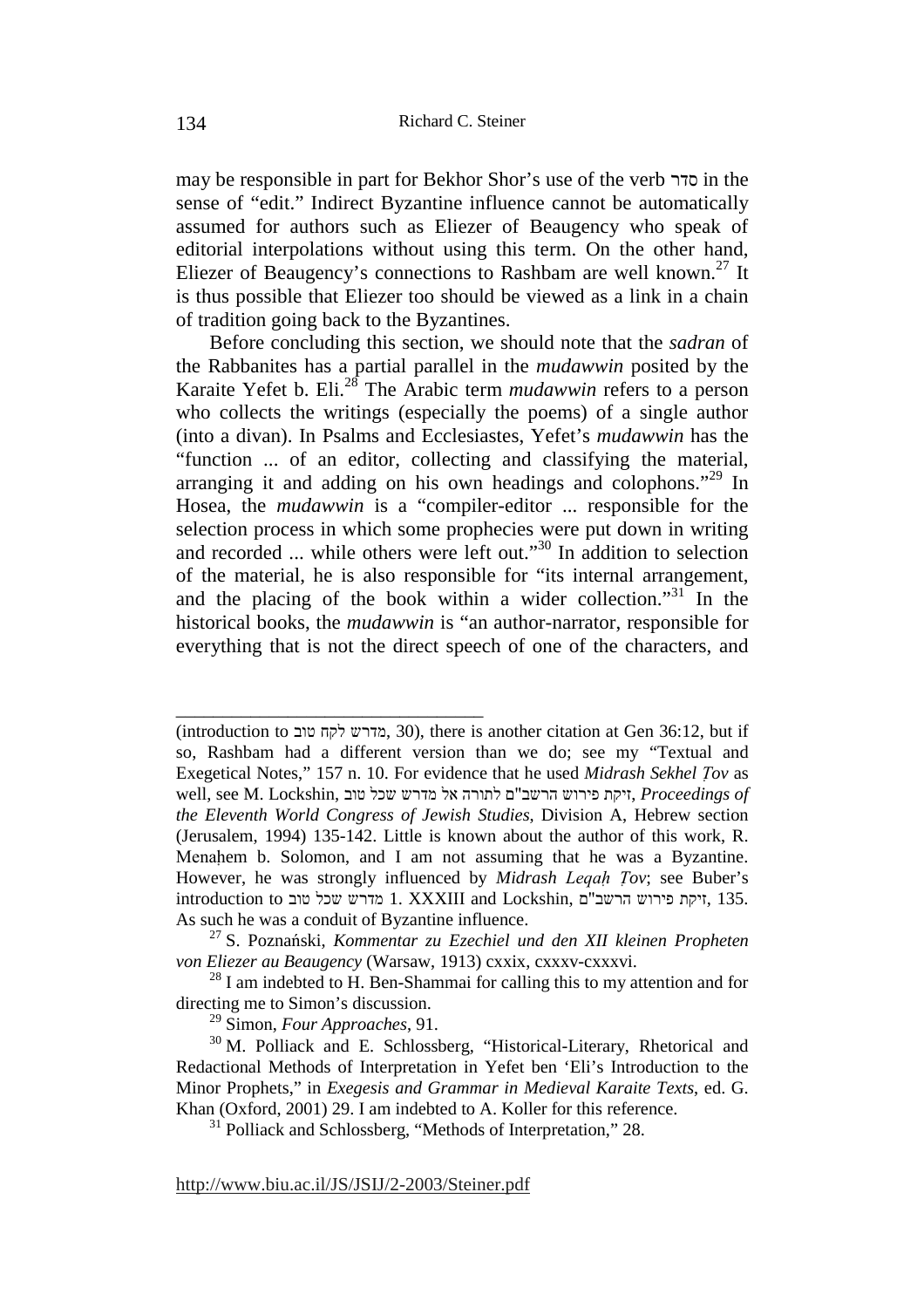may be responsible in part for Bekhor Shor's use of the verb סדר in the sense of "edit." Indirect Byzantine influence cannot be automatically assumed for authors such as Eliezer of Beaugency who speak of editorial interpolations without using this term. On the other hand, Eliezer of Beaugency's connections to Rashbam are well known.[27] It is thus possible that Eliezer too should be viewed as a link in a chain of tradition going back to the Byzantines.

Before concluding this section, we should note that the *sadran* of the Rabbanites has a partial parallel in the *mudawwin* posited by the Karaite Yefet b. Eli.[28] The Arabic term *mudawwin* refers to a person who collects the writings (especially the poems) of a single author (into a divan). In Psalms and Ecclesiastes, Yefet's *mudawwin* has the "function ... of an editor, collecting and classifying the material, arranging it and adding on his own headings and colophons."[29] In Hosea, the *mudawwin* is a "compiler-editor ... responsible for the selection process in which some prophecies were put down in writing and recorded ... while others were left out."[30] In addition to selection of the material, he is also responsible for "its internal arrangement, and the placing of the book within a wider collection."[31] In the historical books, the *mudawwin* is "an author-narrator, responsible for everything that is not the direct speech of one of the characters, and

---

(introduction to מדרש לקח טוב, 30), there is another citation at Gen 36:12, but if so, Rashbam had a different version than we do; see my "Textual and Exegetical Notes," 157 n. 10. For evidence that he used *Midrash Sekhel Ṭov* as well, see M. Lockshin, זיקת פירוש הרשב"ם לתורה אל מדרש שכל טוב, *Proceedings of the Eleventh World Congress of Jewish Studies*, Division A, Hebrew section (Jerusalem, 1994) 135-142. Little is known about the author of this work, R. Menaḥem b. Solomon, and I am not assuming that he was a Byzantine. However, he was strongly influenced by *Midrash Leqaḥ Ṭov*; see Buber's introduction to מדרש שכל טוב 1. XXXIII and Lockshin, זיקת פירוש הרשב"ם, 135. As such he was a conduit of Byzantine influence.

[27] S. Poznański, *Kommentar zu Ezechiel und den XII kleinen Propheten von Eliezer au Beaugency* (Warsaw, 1913) cxxix, cxxxv-cxxxvi.

[28] I am indebted to H. Ben-Shammai for calling this to my attention and for directing me to Simon's discussion.

[29] Simon, *Four Approaches*, 91.

[30] M. Polliack and E. Schlossberg, "Historical-Literary, Rhetorical and Redactional Methods of Interpretation in Yefet ben 'Eli's Introduction to the Minor Prophets," in *Exegesis and Grammar in Medieval Karaite Texts*, ed. G. Khan (Oxford, 2001) 29. I am indebted to A. Koller for this reference.

[31] Polliack and Schlossberg, "Methods of Interpretation," 28.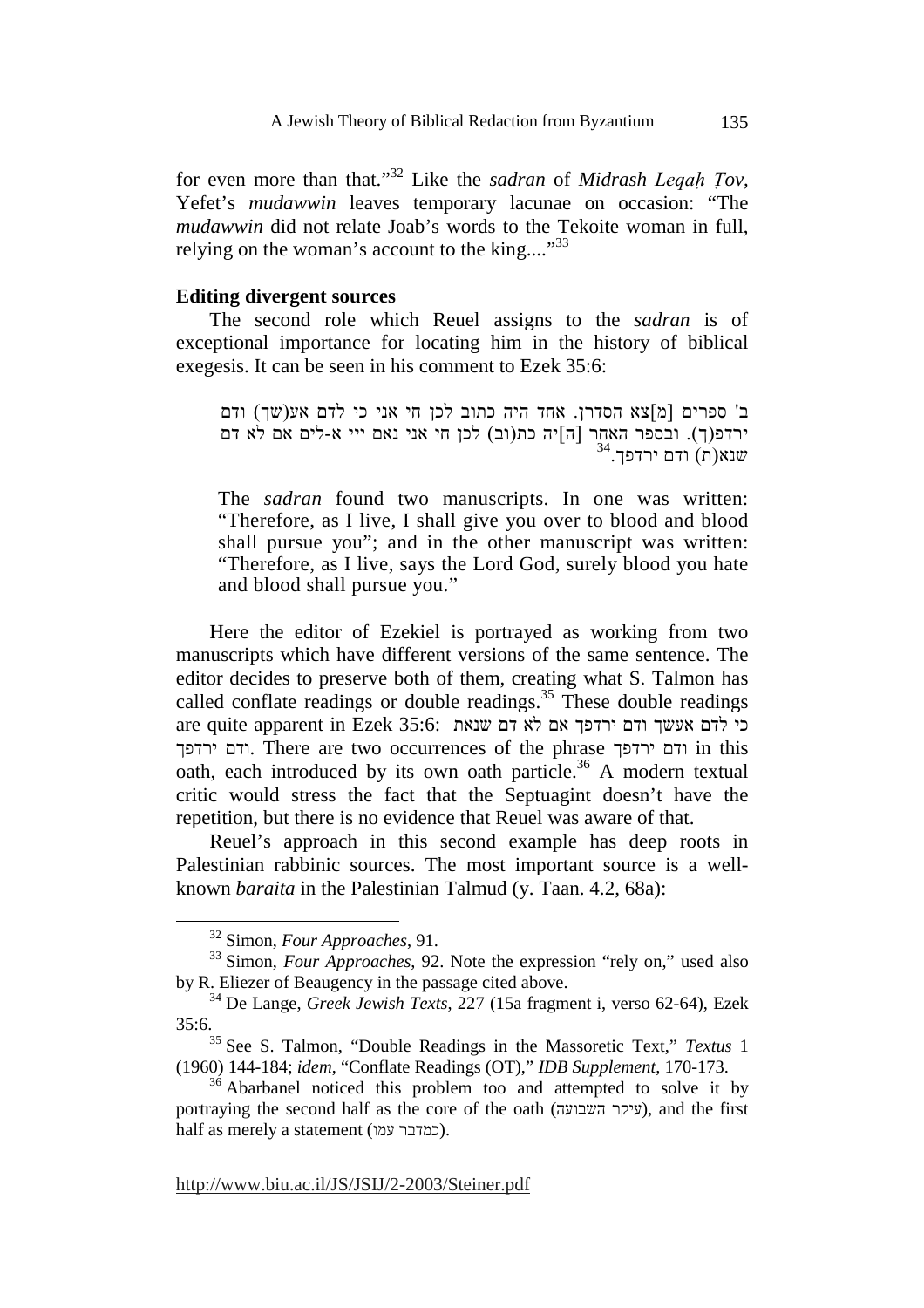for even more than that."[32] Like the *sadran* of *Midrash Leqaḥ Ṭov*, Yefet's *mudawwin* leaves temporary lacunae on occasion: "The *mudawwin* did not relate Joab's words to the Tekoite woman in full, relying on the woman's account to the king...."[33]

### Editing divergent sources

The second role which Reuel assigns to the *sadran* is of exceptional importance for locating him in the history of biblical exegesis. It can be seen in his comment to Ezek 35:6:

> ב' ספרים [מ]צא הסדרן. אחד היה כתוב לכן חי אני כי לדם אע(שך) ודם ירדפ(ך). ובספר האחר [ה]יה כת(וב) לכן חי אני נאם ייי א-לים אם לא דם שנא(ת) ודם ירדפך.[34]
>
> The *sadran* found two manuscripts. In one was written: "Therefore, as I live, I shall give you over to blood and blood shall pursue you"; and in the other manuscript was written: "Therefore, as I live, says the Lord God, surely blood you hate and blood shall pursue you."

Here the editor of Ezekiel is portrayed as working from two manuscripts which have different versions of the same sentence. The editor decides to preserve both of them, creating what S. Talmon has called conflate readings or double readings.[35] These double readings are quite apparent in Ezek 35:6: כי לדם אעשך ודם ירדפך אם לא דם שנאת ודם ירדפך. There are two occurrences of the phrase ודם ירדפך in this oath, each introduced by its own oath particle.[36] A modern textual critic would stress the fact that the Septuagint doesn't have the repetition, but there is no evidence that Reuel was aware of that.

Reuel's approach in this second example has deep roots in Palestinian rabbinic sources. The most important source is a well-known *baraita* in the Palestinian Talmud (y. Taan. 4.2, 68a):

---

[32] Simon, *Four Approaches*, 91.

[33] Simon, *Four Approaches*, 92. Note the expression "rely on," used also by R. Eliezer of Beaugency in the passage cited above.

[34] De Lange, *Greek Jewish Texts*, 227 (15a fragment i, verso 62-64), Ezek 35:6.

[35] See S. Talmon, "Double Readings in the Massoretic Text," *Textus* 1 (1960) 144-184; *idem*, "Conflate Readings (OT)," *IDB Supplement*, 170-173.

[36] Abarbanel noticed this problem too and attempted to solve it by portraying the second half as the core of the oath (עיקר השבועה), and the first half as merely a statement (כמדבר עמו).

http://www.biu.ac.il/JS/JSIJ/2-2003/Steiner.pdf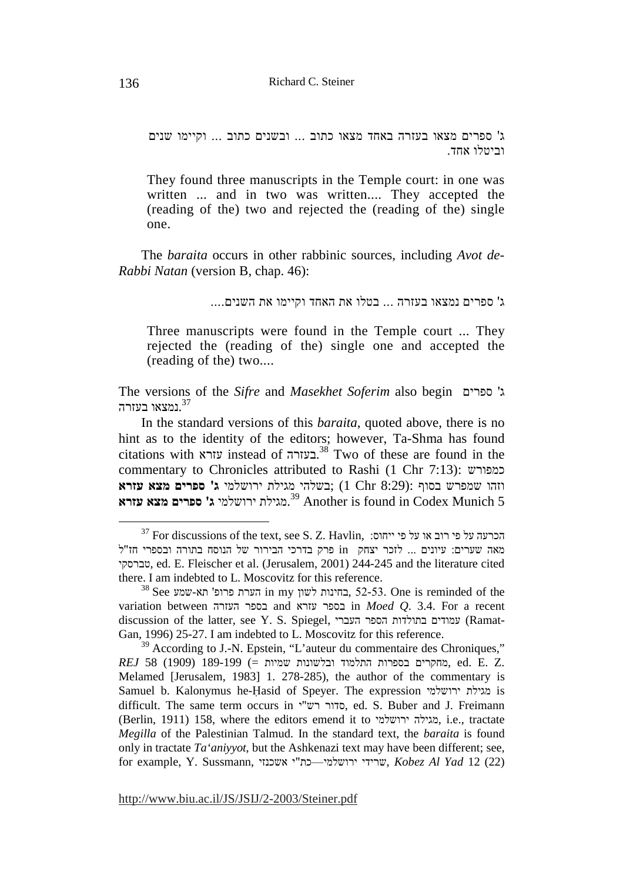ג' ספרים מצאו בעזרה באחד מצאו כתוב ... ובשנים כתוב ... וקיימו שנים וביטלו אחד.

> They found three manuscripts in the Temple court: in one was written ... and in two was written.... They accepted the (reading of the) two and rejected the (reading of the) single one.

The *baraita* occurs in other rabbinic sources, including *Avot de-Rabbi Natan* (version B, chap. 46):

ג' ספרים נמצאו בעזרה ... בטלו את האחד וקיימו את השנים....

> Three manuscripts were found in the Temple court ... They rejected the (reading of the) single one and accepted the (reading of the) two....

The versions of the *Sifre* and *Masekhet Soferim* also begin ג' ספרים נמצאו בעזרה.[37]

In the standard versions of this *baraita*, quoted above, there is no hint as to the identity of the editors; however, Ta-Shma has found citations with עזרא instead of בעזרה.[38] Two of these are found in the commentary to Chronicles attributed to Rashi (1 Chr 7:13): כמפורש בשלהי מגילת ירושלמי **ג' ספרים מצא עזרא**; (1 Chr 8:29): וזהו שמפרש בסוף מגילת ירושלמי **ג' ספרים מצא עזרא**.[39] Another is found in Codex Munich 5

---

[37] For discussions of the text, see S. Z. Havlin, הכרעה על פי רוב או על פי ייחוס: פרק בדרכי הבירור של הנוסח בתורה ובספרי חז"ל in מאה שערים: עיונים ... לזכר יצחק טברסקי, ed. E. Fleischer et al. (Jerusalem, 2001) 244-245 and the literature cited there. I am indebted to L. Moscovitz for this reference.

[38] See הערת פרופ' תא-שמע in my בחינות לשון, 52-53. One is reminded of the variation between בספר העזרה and בספר עזרא in *Moed Q*. 3.4. For a recent discussion of the latter, see Y. S. Spiegel, עמודים בתולדות הספר העברי (Ramat-Gan, 1996) 25-27. I am indebted to L. Moscovitz for this reference.

[39] According to J.-N. Epstein, "L'auteur du commentaire des Chroniques," *REJ* 58 (1909) 189-199 (= מחקרים בספרות התלמוד ובלשונות שמיות, ed. E. Z. Melamed [Jerusalem, 1983] 1. 278-285), the author of the commentary is Samuel b. Kalonymus he-Ḥasid of Speyer. The expression מגילת ירושלמי is difficult. The same term occurs in סדור רש"י, ed. S. Buber and J. Freimann (Berlin, 1911) 158, where the editors emend it to מגילה ירושלמי, i.e., tractate *Megilla* of the Palestinian Talmud. In the standard text, the *baraita* is found only in tractate *Ta'aniyyot*, but the Ashkenazi text may have been different; see, for example, Y. Sussmann, שרידי ירושלמי—כת"י אשכנזי, *Kobez Al Yad* 12 (22)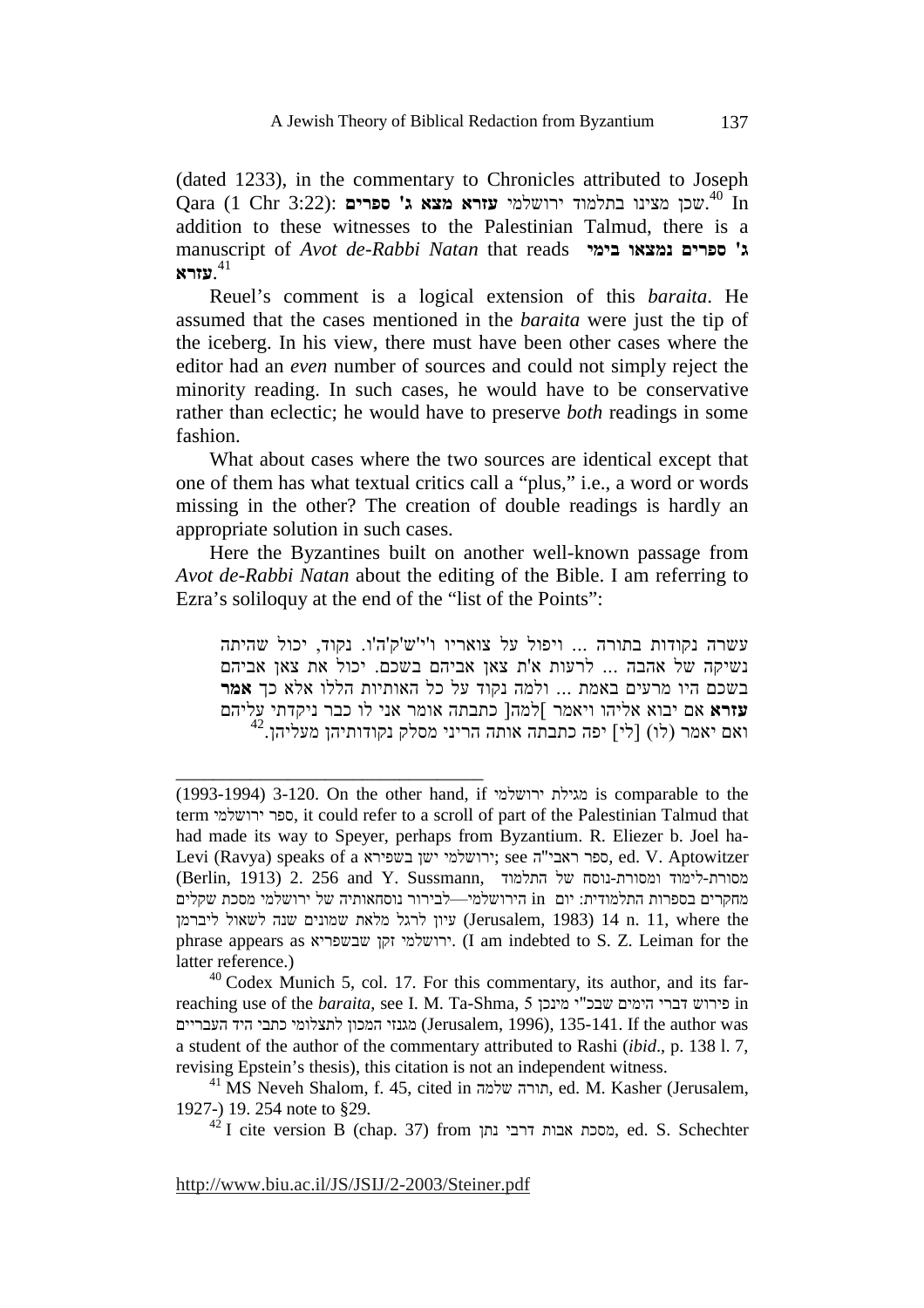(dated 1233), in the commentary to Chronicles attributed to Joseph Qara (1 Chr 3:22): שכן מצינו בתלמוד ירושלמי **עזרא מצא ג' ספרים**.[40] In addition to these witnesses to the Palestinian Talmud, there is a manuscript of *Avot de-Rabbi Natan* that reads **ג' ספרים נמצאו בימי עזרא**.[41]

Reuel's comment is a logical extension of this *baraita*. He assumed that the cases mentioned in the *baraita* were just the tip of the iceberg. In his view, there must have been other cases where the editor had an *even* number of sources and could not simply reject the minority reading. In such cases, he would have to be conservative rather than eclectic; he would have to preserve *both* readings in some fashion.

What about cases where the two sources are identical except that one of them has what textual critics call a "plus," i.e., a word or words missing in the other? The creation of double readings is hardly an appropriate solution in such cases.

Here the Byzantines built on another well-known passage from *Avot de-Rabbi Natan* about the editing of the Bible. I am referring to Ezra's soliloquy at the end of the "list of the Points":

> עשרה נקודות בתורה ... ויפול על צואריו ו'י'ש'ק'ה'ו. נקוד, יכול שהיתה נשיקה של אהבה ... לרעות א'ת צאן אביהם בשכם. יכול את צאן אביהם בשכם היו מרעים באמת ... ולמה נקוד על כל האותיות הללו אלא כך **אמר עזרא** אם יבוא אליהו ויאמר ]למה[ כתבתה אומר אני לו כבר ניקדתי עליהם ואם יאמר (לו) [לי] יפה כתבתה אותה הריני מסלק נקודותיהן מעליהן.[42]

---

(1993-1994) 3-120. On the other hand, if מגילת ירושלמי is comparable to the term ספר ירושלמי, it could refer to a scroll of part of the Palestinian Talmud that had made its way to Speyer, perhaps from Byzantium. R. Eliezer b. Joel ha-Levi (Ravya) speaks of a ירושלמי ישן בשפירא; see ספר ראבי"ה, ed. V. Aptowitzer (Berlin, 1913) 2. 256 and Y. Sussmann, מסורת-לימוד ומסורת-נוסח של התלמוד הירושלמי—לבירור נוסחאותיה של ירושלמי מסכת שקלים in מחקרים בספרות התלמודית: יום עיון לרגל מלאת שמונים שנה לשאול ליברמן (Jerusalem, 1983) 14 n. 11, where the phrase appears as ירושלמי זקן שבשפריא. (I am indebted to S. Z. Leiman for the latter reference.)

[40] Codex Munich 5, col. 17. For this commentary, its author, and its far-reaching use of the *baraita*, see I. M. Ta-Shma, פירוש דברי הימים שבכ"י מינכן 5 in מגנזי המכון לתצלומי כתבי היד העבריים (Jerusalem, 1996), 135-141. If the author was a student of the author of the commentary attributed to Rashi (*ibid*., p. 138 l. 7, revising Epstein's thesis), this citation is not an independent witness.

[41] MS Neveh Shalom, f. 45, cited in תורה שלמה, ed. M. Kasher (Jerusalem, 1927-) 19. 254 note to §29.

[42] I cite version B (chap. 37) from מסכת אבות דרבי נתן, ed. S. Schechter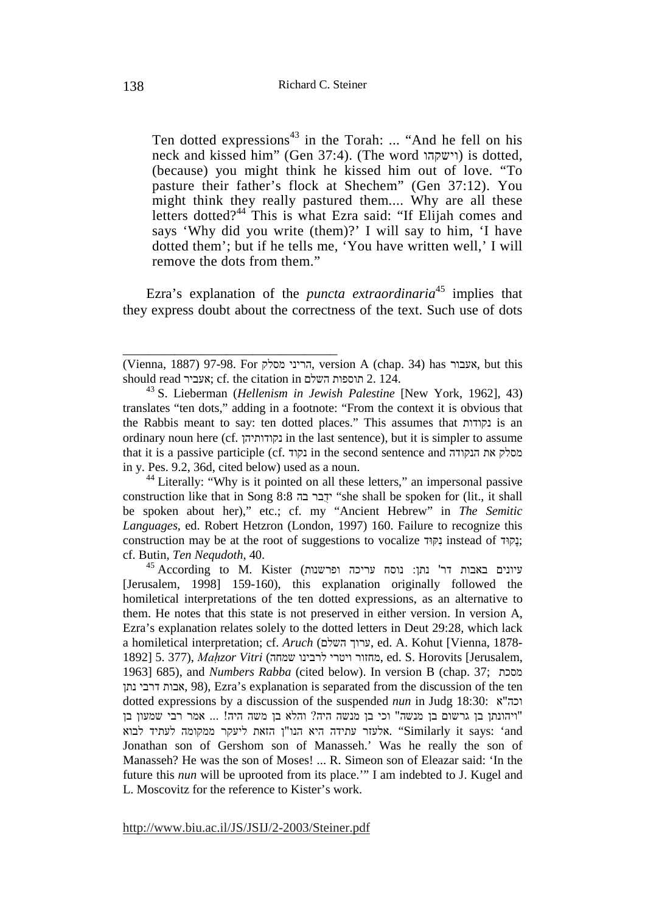> Ten dotted expressions[43] in the Torah: ... "And he fell on his neck and kissed him" (Gen 37:4). (The word וישקהו) is dotted, (because) you might think he kissed him out of love. "To pasture their father's flock at Shechem" (Gen 37:12). You might think they really pastured them.... Why are all these letters dotted?[44] This is what Ezra said: "If Elijah comes and says 'Why did you write (them)?' I will say to him, 'I have dotted them'; but if he tells me, 'You have written well,' I will remove the dots from them."

Ezra's explanation of the *puncta extraordinaria*[45] implies that they express doubt about the correctness of the text. Such use of dots

---

(Vienna, 1887) 97-98. For הריני מסלק, version A (chap. 34) has אעבור, but this should read אעביר; cf. the citation in תוספות השלם 2. 124.

[43] S. Lieberman (*Hellenism in Jewish Palestine* [New York, 1962], 43) translates "ten dots," adding in a footnote: "From the context it is obvious that the Rabbis meant to say: ten dotted places." This assumes that נקודות is an ordinary noun here (cf. נקודותיהן in the last sentence), but it is simpler to assume that it is a passive participle (cf. נקוד in the second sentence and מסלק את הנקודה in y. Pes. 9.2, 36d, cited below) used as a noun.

[44] Literally: "Why is it pointed on all these letters," an impersonal passive construction like that in Song 8:8 יְדֻבַּר בָּהּ "she shall be spoken for (lit., it shall be spoken about her)," etc.; cf. my "Ancient Hebrew" in *The Semitic Languages*, ed. Robert Hetzron (London, 1997) 160. Failure to recognize this construction may be at the root of suggestions to vocalize נִקּוּד instead of נָקוּד; cf. Butin, *Ten Nequdoth*, 40.

[45] According to M. Kister (עיונים באבות דר' נתן: נוסח עריכה ופרשנות [Jerusalem, 1998] 159-160), this explanation originally followed the homiletical interpretations of the ten dotted expressions, as an alternative to them. He notes that this state is not preserved in either version. In version A, Ezra's explanation relates solely to the dotted letters in Deut 29:28, which lack a homiletical interpretation; cf. *Aruch* (ערוך השלם, ed. A. Kohut [Vienna, 1878-1892] 5. 377), *Maḥzor Vitri* (מחזור ויטרי לרבינו שמחה, ed. S. Horovits [Jerusalem, 1963] 685), and *Numbers Rabba* (cited below). In version B (chap. 37; מסכת אבות דרבי נתן, 98), Ezra's explanation is separated from the discussion of the ten dotted expressions by a discussion of the suspended *nun* in Judg 18:30: וכה"א "ויהונתן בן גרשום בן מנשה" וכי בן מנשה היה? והלא בן משה היה! ... אמר רבי שמעון בן אלעזר עתידה היא הנו"ן הזאת ליעקר ממקומה לעתיד לבוא. "Similarly it says: 'and Jonathan son of Gershom son of Manasseh.' Was he really the son of Manasseh? He was the son of Moses! ... R. Simeon son of Eleazar said: 'In the future this *nun* will be uprooted from its place.'" I am indebted to J. Kugel and L. Moscovitz for the reference to Kister's work.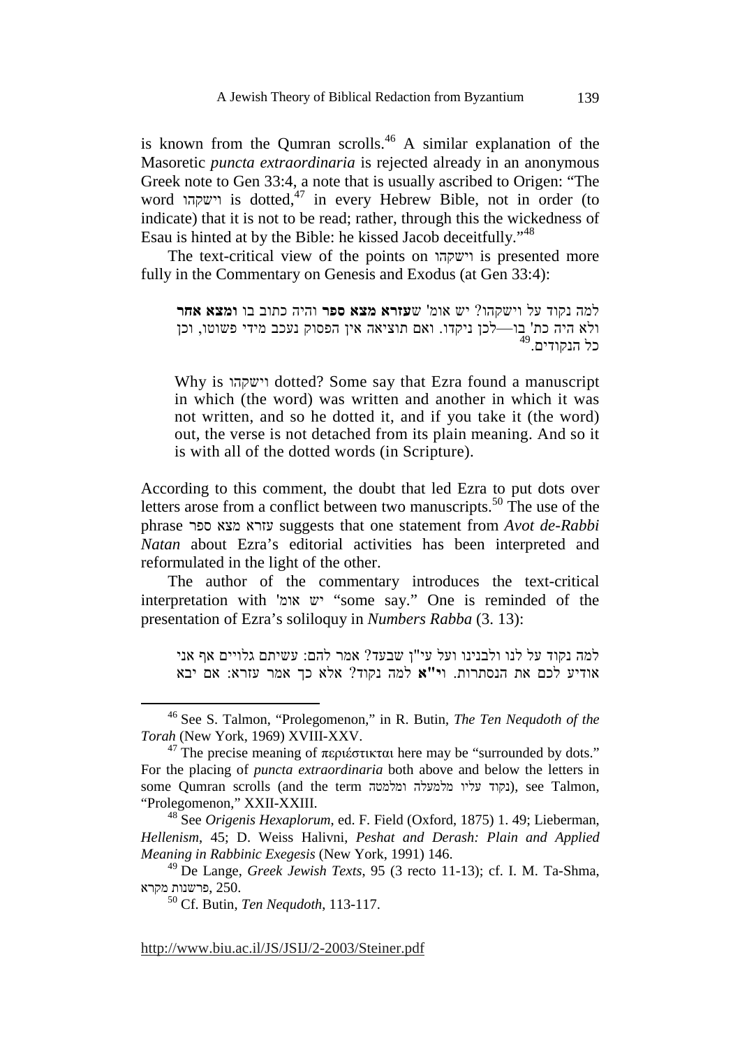is known from the Qumran scrolls.[46] A similar explanation of the Masoretic *puncta extraordinaria* is rejected already in an anonymous Greek note to Gen 33:4, a note that is usually ascribed to Origen: "The word וישקהו is dotted,[47] in every Hebrew Bible, not in order (to indicate) that it is not to be read; rather, through this the wickedness of Esau is hinted at by the Bible: he kissed Jacob deceitfully."[48]

The text-critical view of the points on וישקהו is presented more fully in the Commentary on Genesis and Exodus (at Gen 33:4):

> למה נקוד על וישקהו? יש אומ' ש**עזרא מצא ספר** והיה כתוב בו **ומצא אחר** ולא היה כת' בו—לכן ניקדו. ואם תוציאה אין הפסוק נעכב מידי פשוטו, וכן כל הנקודים.[49]
>
> Why is וישקהו dotted? Some say that Ezra found a manuscript in which (the word) was written and another in which it was not written, and so he dotted it, and if you take it (the word) out, the verse is not detached from its plain meaning. And so it is with all of the dotted words (in Scripture).

According to this comment, the doubt that led Ezra to put dots over letters arose from a conflict between two manuscripts.[50] The use of the phrase עזרא מצא ספר suggests that one statement from *Avot de-Rabbi Natan* about Ezra's editorial activities has been interpreted and reformulated in the light of the other.

The author of the commentary introduces the text-critical interpretation with 'יש אומ "some say." One is reminded of the presentation of Ezra's soliloquy in *Numbers Rabba* (3. 13):

> למה נקוד על לנו ולבנינו ועל עי"ן שבעד? אמר להם: עשיתם גלויים אף אני אודיע לכם את הנסתרות. **וי"א** למה נקוד? אלא כך אמר עזרא: אם יבא

---

[46] See S. Talmon, "Prolegomenon," in R. Butin, *The Ten Nequdoth of the Torah* (New York, 1969) XVIII-XXV.

[47] The precise meaning of περιέστικται here may be "surrounded by dots." For the placing of *puncta extraordinaria* both above and below the letters in some Qumran scrolls (and the term נקוד עליו מלמעלה ומלמטה), see Talmon, "Prolegomenon," XXII-XXIII.

[48] See *Origenis Hexaplorum*, ed. F. Field (Oxford, 1875) 1. 49; Lieberman, *Hellenism*, 45; D. Weiss Halivni, *Peshat and Derash: Plain and Applied Meaning in Rabbinic Exegesis* (New York, 1991) 146.

[49] De Lange, *Greek Jewish Texts*, 95 (3 recto 11-13); cf. I. M. Ta-Shma, פרשנות מקרא, 250.

[50] Cf. Butin, *Ten Nequdoth*, 113-117.

http://www.biu.ac.il/JS/JSIJ/2-2003/Steiner.pdf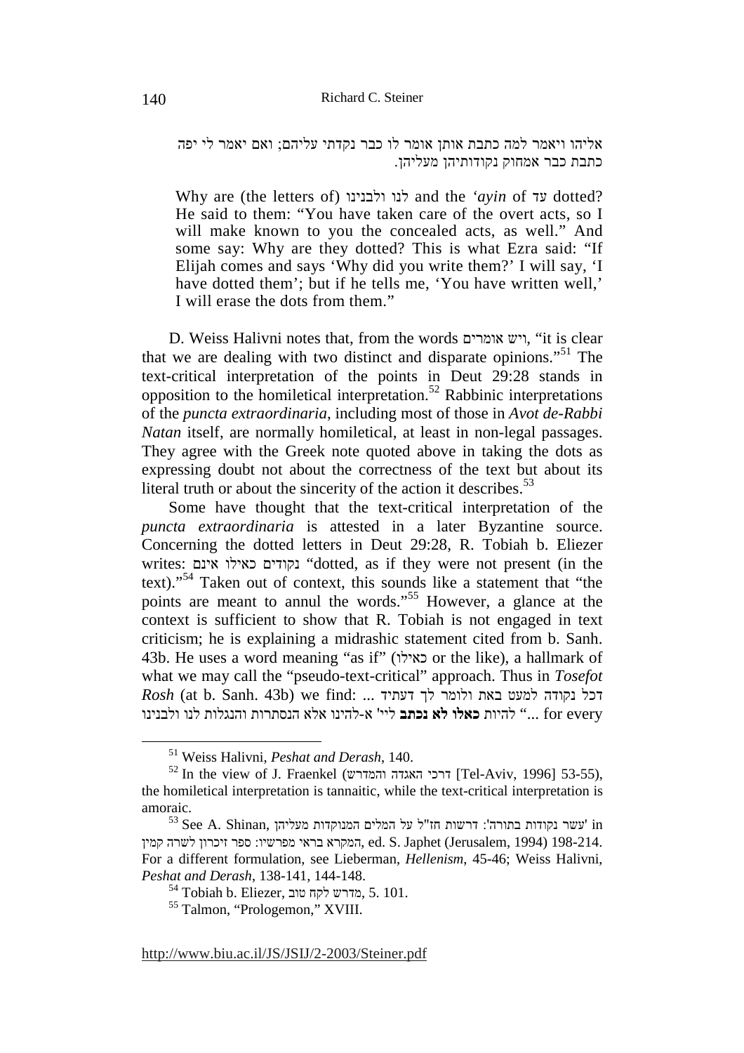אליהו ויאמר למה כתבת אותן אומר לו כבר נקדתי עליהם; ואם יאמר לי יפה כתבת כבר אמחוק נקודותיהן מעליהן.

> Why are (the letters of) לנו ולבנינו and the *'ayin* of עד dotted? He said to them: "You have taken care of the overt acts, so I will make known to you the concealed acts, as well." And some say: Why are they dotted? This is what Ezra said: "If Elijah comes and says 'Why did you write them?' I will say, 'I have dotted them'; but if he tells me, 'You have written well,' I will erase the dots from them."

D. Weiss Halivni notes that, from the words ויש אומרים, "it is clear that we are dealing with two distinct and disparate opinions."[51] The text-critical interpretation of the points in Deut 29:28 stands in opposition to the homiletical interpretation.[52] Rabbinic interpretations of the *puncta extraordinaria*, including most of those in *Avot de-Rabbi Natan* itself, are normally homiletical, at least in non-legal passages. They agree with the Greek note quoted above in taking the dots as expressing doubt not about the correctness of the text but about its literal truth or about the sincerity of the action it describes.[53]

Some have thought that the text-critical interpretation of the *puncta extraordinaria* is attested in a later Byzantine source. Concerning the dotted letters in Deut 29:28, R. Tobiah b. Eliezer writes: נקודים כאילו אינם "dotted, as if they were not present (in the text)."[54] Taken out of context, this sounds like a statement that "the points are meant to annul the words."[55] However, a glance at the context is sufficient to show that R. Tobiah is not engaged in text criticism; he is explaining a midrashic statement cited from b. Sanh. 43b. He uses a word meaning "as if" (כאילו or the like), a hallmark of what we may call the "pseudo-text-critical" approach. Thus in *Tosefot Rosh* (at b. Sanh. 43b) we find: ... דכל נקודה למעט באת ולומר לך דעתיד להיות **כאלו לא נכתב** ליי' א-להינו אלא הנסתרות והנגלות לנו ולבנינו "... for every

---

[51] Weiss Halivni, *Peshat and Derash*, 140.

[52] In the view of J. Fraenkel (דרכי האגדה והמדרש [Tel-Aviv, 1996] 53-55), the homiletical interpretation is tannaitic, while the text-critical interpretation is amoraic.

[53] See A. Shinan, 'עשר נקודות בתורה': דרשות חז"ל על המלים המנוקדות מעליהן' in המקרא בראי מפרשיו: ספר זיכרון לשרה קמין, ed. S. Japhet (Jerusalem, 1994) 198-214. For a different formulation, see Lieberman, *Hellenism*, 45-46; Weiss Halivni, *Peshat and Derash*, 138-141, 144-148.

[54] Tobiah b. Eliezer, מדרש לקח טוב, 5. 101.

[55] Talmon, "Prologemon," XVIII.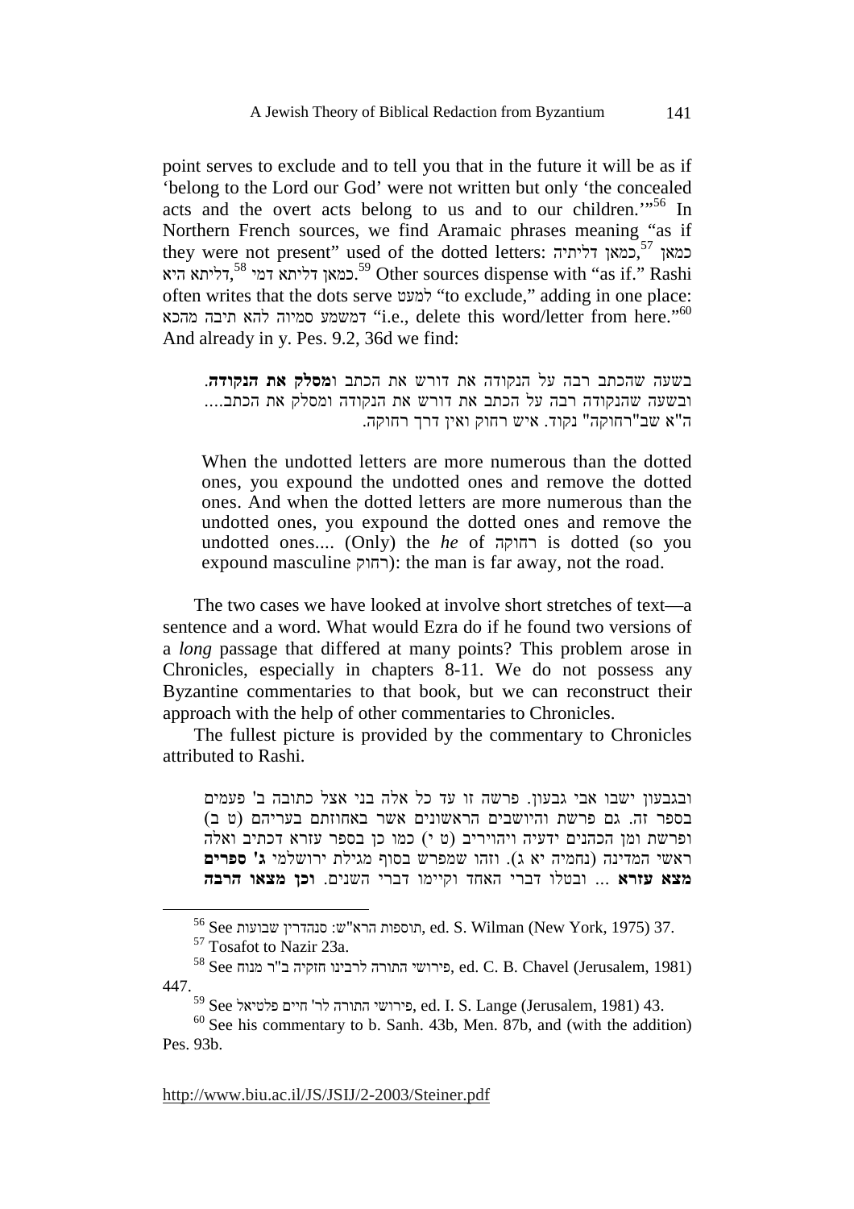point serves to exclude and to tell you that in the future it will be as if 'belong to the Lord our God' were not written but only 'the concealed acts and the overt acts belong to us and to our children.'"[56] In Northern French sources, we find Aramaic phrases meaning "as if they were not present" used of the dotted letters: כמאן דליתיה,[57] כמאן דליתא היא,[58] כמאן דליתא דמי.[59] Other sources dispense with "as if." Rashi often writes that the dots serve למעט "to exclude," adding in one place: דמשמע סמיוה להא תיבה מהכא "i.e., delete this word/letter from here."[60] And already in y. Pes. 9.2, 36d we find:

> בשעה שהכתב רבה על הנקודה את דורש את הכתב **ומסלק את הנקודה**. ובשעה שהנקודה רבה על הכתב את דורש את הנקודה ומסלק את הכתב.... ה"א שב"רחוקה" נקוד. איש רחוק ואין דרך רחוקה.
>
> When the undotted letters are more numerous than the dotted ones, you expound the undotted ones and remove the dotted ones. And when the dotted letters are more numerous than the undotted ones, you expound the dotted ones and remove the undotted ones.... (Only) the *he* of רחוקה is dotted (so you expound masculine רחוק): the man is far away, not the road.

The two cases we have looked at involve short stretches of text—a sentence and a word. What would Ezra do if he found two versions of a *long* passage that differed at many points? This problem arose in Chronicles, especially in chapters 8-11. We do not possess any Byzantine commentaries to that book, but we can reconstruct their approach with the help of other commentaries to Chronicles.

The fullest picture is provided by the commentary to Chronicles attributed to Rashi.

> ובגבעון ישבו אבי גבעון. פרשה זו עד כל אלה בני אצל כתובה ב' פעמים בספר זה. גם פרשת והיושבים הראשונים אשר באחוזתם בעריהם (ט ב) ופרשת ומן הכהנים ידעיה ויהויריב (ט י) כמו כן בספר עזרא דכתיב ואלה ראשי המדינה (נחמיה יא ג). וזהו שמפרש בסוף מגילת ירושלמי **ג' ספרים מצא עזרא** ... ובטלו דברי האחד וקיימו דברי השנים. **וכן מצאו הרבה**

---

[56] See תוספות הרא"ש: סנהדרין שבועות, ed. S. Wilman (New York, 1975) 37.

[57] Tosafot to Nazir 23a.

[58] See פירושי התורה לרבינו חזקיה ב"ר מנוח, ed. C. B. Chavel (Jerusalem, 1981) 447.

[59] See פירושי התורה לר' חיים פלטיאל, ed. I. S. Lange (Jerusalem, 1981) 43.

[60] See his commentary to b. Sanh. 43b, Men. 87b, and (with the addition) Pes. 93b.

http://www.biu.ac.il/JS/JSIJ/2-2003/Steiner.pdf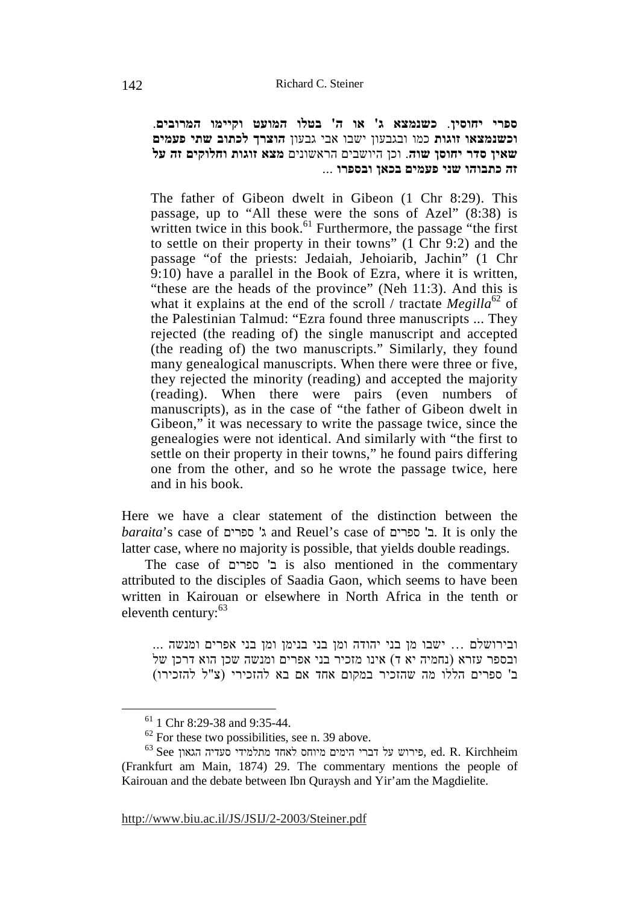**ספרי יחוסין**. **כשנמצא ג' או ה' בטלו המועט וקיימו המרובים**. **וכשנמצאו זוגות** כמו ובגבעון ישבו אבי גבעון **הוצרך לכתוב שתי פעמים שאין סדר יחוסן שוה**. וכן היושבים הראשונים **מצא זוגות וחלוקים זה על זה כתבוהו שני פעמים בכאן ובספרו** ...

> The father of Gibeon dwelt in Gibeon (1 Chr 8:29). This passage, up to "All these were the sons of Azel" (8:38) is written twice in this book.[61] Furthermore, the passage "the first to settle on their property in their towns" (1 Chr 9:2) and the passage "of the priests: Jedaiah, Jehoiarib, Jachin" (1 Chr 9:10) have a parallel in the Book of Ezra, where it is written, "these are the heads of the province" (Neh 11:3). And this is what it explains at the end of the scroll / tractate *Megilla*[62] of the Palestinian Talmud: "Ezra found three manuscripts ... They rejected (the reading of) the single manuscript and accepted (the reading of) the two manuscripts." Similarly, they found many genealogical manuscripts. When there were three or five, they rejected the minority (reading) and accepted the majority (reading). When there were pairs (even numbers of manuscripts), as in the case of "the father of Gibeon dwelt in Gibeon," it was necessary to write the passage twice, since the genealogies were not identical. And similarly with "the first to settle on their property in their towns," he found pairs differing one from the other, and so he wrote the passage twice, here and in his book.

Here we have a clear statement of the distinction between the *baraita*'s case of ג' ספרים and Reuel's case of ב' ספרים. It is only the latter case, where no majority is possible, that yields double readings.

The case of ב' ספרים is also mentioned in the commentary attributed to the disciples of Saadia Gaon, which seems to have been written in Kairouan or elsewhere in North Africa in the tenth or eleventh century:[63]

> ובירושלם ... ישבו מן בני יהודה ומן בני בנימן ומן בני אפרים ומנשה ... ובספר עזרא (נחמיה יא ד) אינו מזכיר בני אפרים ומנשה שכן הוא דרכן של ב' ספרים הללו מה שהזכיר במקום אחד אם בא להזכירי (צ"ל להזכירו)

---

[61] 1 Chr 8:29-38 and 9:35-44.

[62] For these two possibilities, see n. 39 above.

[63] See פירוש על דברי הימים מיוחס לאחד מתלמידי סעדיה הגאון, ed. R. Kirchheim (Frankfurt am Main, 1874) 29. The commentary mentions the people of Kairouan and the debate between Ibn Quraysh and Yir'am the Magdielite.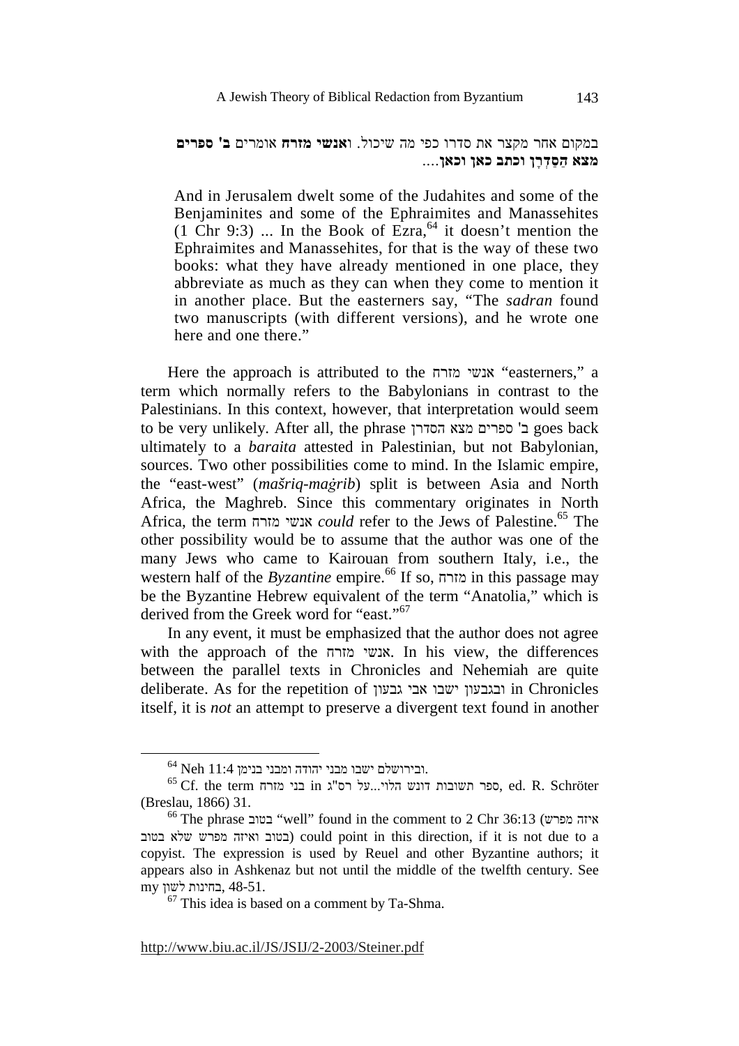במקום אחר מקצר את סדרו כפי מה שיכול. **ואנשי מזרח** אומרים **ב' ספרים מצא הַסַדְרָן וכתב כאן וכאן**....

> And in Jerusalem dwelt some of the Judahites and some of the Benjaminites and some of the Ephraimites and Manassehites (1 Chr 9:3) ... In the Book of Ezra,[64] it doesn't mention the Ephraimites and Manassehites, for that is the way of these two books: what they have already mentioned in one place, they abbreviate as much as they can when they come to mention it in another place. But the easterners say, "The *sadran* found two manuscripts (with different versions), and he wrote one here and one there."

Here the approach is attributed to the אנשי מזרח "easterners," a term which normally refers to the Babylonians in contrast to the Palestinians. In this context, however, that interpretation would seem to be very unlikely. After all, the phrase ב' ספרים מצא הסדרן goes back ultimately to a *baraita* attested in Palestinian, but not Babylonian, sources. Two other possibilities come to mind. In the Islamic empire, the "east-west" (*mašriq-maġrib*) split is between Asia and North Africa, the Maghreb. Since this commentary originates in North Africa, the term אנשי מזרח *could* refer to the Jews of Palestine.[65] The other possibility would be to assume that the author was one of the many Jews who came to Kairouan from southern Italy, i.e., the western half of the *Byzantine* empire.[66] If so, מזרח in this passage may be the Byzantine Hebrew equivalent of the term "Anatolia," which is derived from the Greek word for "east."[67]

In any event, it must be emphasized that the author does not agree with the approach of the אנשי מזרח. In his view, the differences between the parallel texts in Chronicles and Nehemiah are quite deliberate. As for the repetition of ובגבעון ישבו אבי גבעון in Chronicles itself, it is *not* an attempt to preserve a divergent text found in another

---

[64] Neh 11:4 .ובירושלם ישבו מבני יהודה ומבני בנימן

[65] Cf. the term בני מזרח in ספר תשובות דונש הלוי...על רס"ג, ed. R. Schröter (Breslau, 1866) 31.

[66] The phrase בטוב "well" found in the comment to 2 Chr 36:13 (איזה מפרש בטוב ואיזה מפרש שלא בטוב) could point in this direction, if it is not due to a copyist. The expression is used by Reuel and other Byzantine authors; it appears also in Ashkenaz but not until the middle of the twelfth century. See my בחינות לשון, 48-51.

[67] This idea is based on a comment by Ta-Shma.

http://www.biu.ac.il/JS/JSIJ/2-2003/Steiner.pdf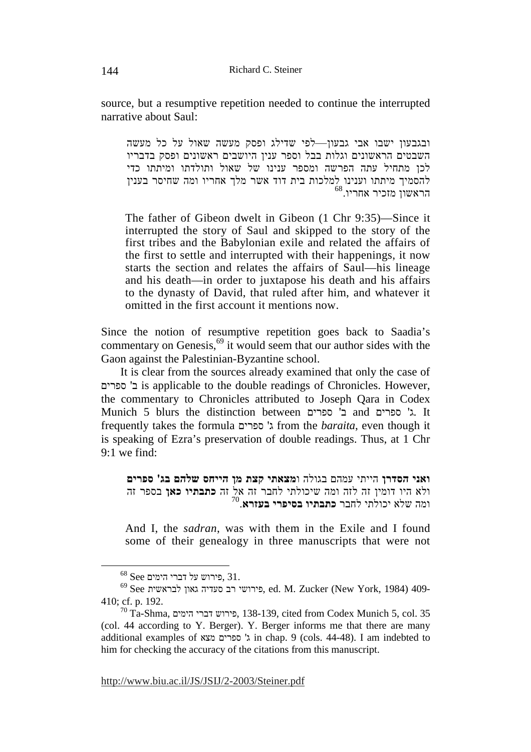source, but a resumptive repetition needed to continue the interrupted narrative about Saul:

> ובגבעון ישבו אבי גבעון—לפי שדילג ופסק מעשה שאול על כל מעשה השבטים הראשונים וגלות בבל וספר ענין היושבים ראשונים ופסק בדבריו לכן מתחיל עתה הפרשה ומספר ענינו של שאול ותולדתו ומיתתו כדי להסמיך מיתתו וענינו למלכות בית דוד אשר מלך אחריו ומה שחיסר בענין הראשון מזכיר אחריו.[68]
>
> The father of Gibeon dwelt in Gibeon (1 Chr 9:35)—Since it interrupted the story of Saul and skipped to the story of the first tribes and the Babylonian exile and related the affairs of the first to settle and interrupted with their happenings, it now starts the section and relates the affairs of Saul—his lineage and his death—in order to juxtapose his death and his affairs to the dynasty of David, that ruled after him, and whatever it omitted in the first account it mentions now.

Since the notion of resumptive repetition goes back to Saadia's commentary on Genesis,[69] it would seem that our author sides with the Gaon against the Palestinian-Byzantine school.

It is clear from the sources already examined that only the case of ב' ספרים is applicable to the double readings of Chronicles. However, the commentary to Chronicles attributed to Joseph Qara in Codex Munich 5 blurs the distinction between ב' ספרים and ג' ספרים. It frequently takes the formula ג' ספרים from the *baraita*, even though it is speaking of Ezra's preservation of double readings. Thus, at 1 Chr 9:1 we find:

> **ואני הסדרן** הייתי עמהם בגולה **ומצאתי קצת מן הייחס שלהם בג' ספרים** ולא היו דומין זה לזה ומה שיכולתי לחבר זה אל זה **כתבתיו כאן** בספר זה ומה שלא יכולתי לחבר **כתבתיו בסיפרי בעזרא**.[70]
>
> And I, the *sadran*, was with them in the Exile and I found some of their genealogy in three manuscripts that were not

---

[68] See פירוש על דברי הימים, 31.

[69] See פירושי רב סעדיה גאון לבראשית, ed. M. Zucker (New York, 1984) 409-410; cf. p. 192.

[70] Ta-Shma, פירוש דברי הימים, 138-139, cited from Codex Munich 5, col. 35 (col. 44 according to Y. Berger). Y. Berger informs me that there are many additional examples of ג' ספרים מצא in chap. 9 (cols. 44-48). I am indebted to him for checking the accuracy of the citations from this manuscript.

http://www.biu.ac.il/JS/JSIJ/2-2003/Steiner.pdf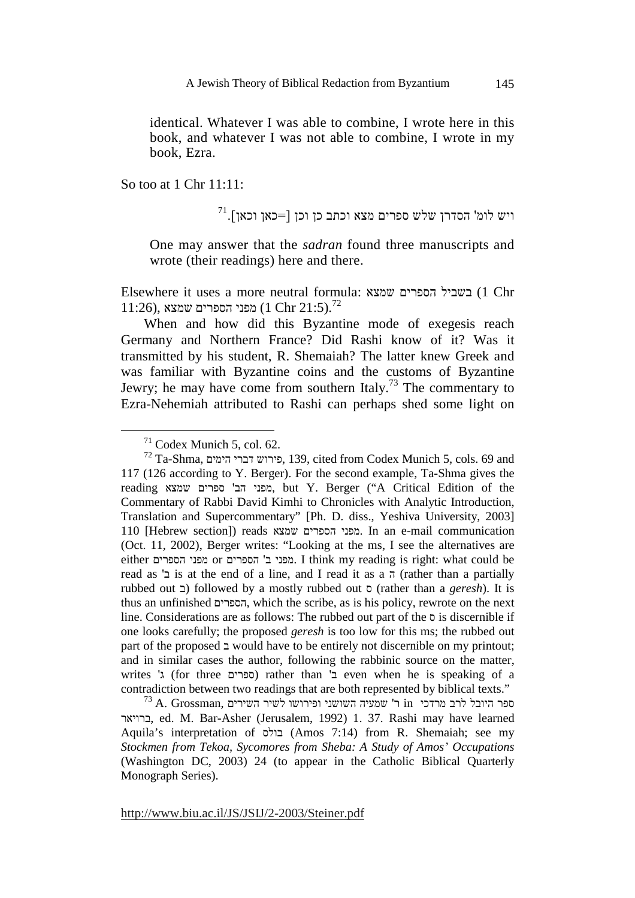identical. Whatever I was able to combine, I wrote here in this book, and whatever I was not able to combine, I wrote in my book, Ezra.

So too at 1 Chr 11:11:

ויש לומ' הסדרן שלש ספרים מצא וכתב כן וכן [=כאן וכאן].[71]

One may answer that the *sadran* found three manuscripts and wrote (their readings) here and there.

Elsewhere it uses a more neutral formula: בשביל הספרים שמצא (1 Chr 11:26), מפני הספרים שמצא (1 Chr 21:5).[72]

When and how did this Byzantine mode of exegesis reach Germany and Northern France? Did Rashi know of it? Was it transmitted by his student, R. Shemaiah? The latter knew Greek and was familiar with Byzantine coins and the customs of Byzantine Jewry; he may have come from southern Italy.[73] The commentary to Ezra-Nehemiah attributed to Rashi can perhaps shed some light on

---

[71] Codex Munich 5, col. 62.

[72] Ta-Shma, פירוש דברי הימים, 139, cited from Codex Munich 5, cols. 69 and 117 (126 according to Y. Berger). For the second example, Ta-Shma gives the reading מפני הב' ספרים שמצא, but Y. Berger ("A Critical Edition of the Commentary of Rabbi David Kimhi to Chronicles with Analytic Introduction, Translation and Supercommentary" [Ph. D. diss., Yeshiva University, 2003] 110 [Hebrew section]) reads מפני הספרים שמצא. In an e-mail communication (Oct. 11, 2002), Berger writes: "Looking at the ms, I see the alternatives are either מפני הספרים or מפני ב' הספרים. I think my reading is right: what could be read as ב' is at the end of a line, and I read it as a ה (rather than a partially rubbed out ב) followed by a mostly rubbed out ס (rather than a *geresh*). It is thus an unfinished הספרים, which the scribe, as is his policy, rewrote on the next line. Considerations are as follows: The rubbed out part of the ס is discernible if one looks carefully; the proposed *geresh* is too low for this ms; the rubbed out part of the proposed ב would have to be entirely not discernible on my printout; and in similar cases the author, following the rabbinic source on the matter, writes ג' (for three ספרים) rather than ב' even when he is speaking of a contradiction between two readings that are both represented by biblical texts."

[73] A. Grossman, ר' שמעיה השושני ופירושו לשיר השירים in ספר היובל לרב מרדכי ברויאר, ed. M. Bar-Asher (Jerusalem, 1992) 1. 37. Rashi may have learned Aquila's interpretation of בולס (Amos 7:14) from R. Shemaiah; see my *Stockmen from Tekoa, Sycomores from Sheba: A Study of Amos' Occupations* (Washington DC, 2003) 24 (to appear in the Catholic Biblical Quarterly Monograph Series).

http://www.biu.ac.il/JS/JSIJ/2-2003/Steiner.pdf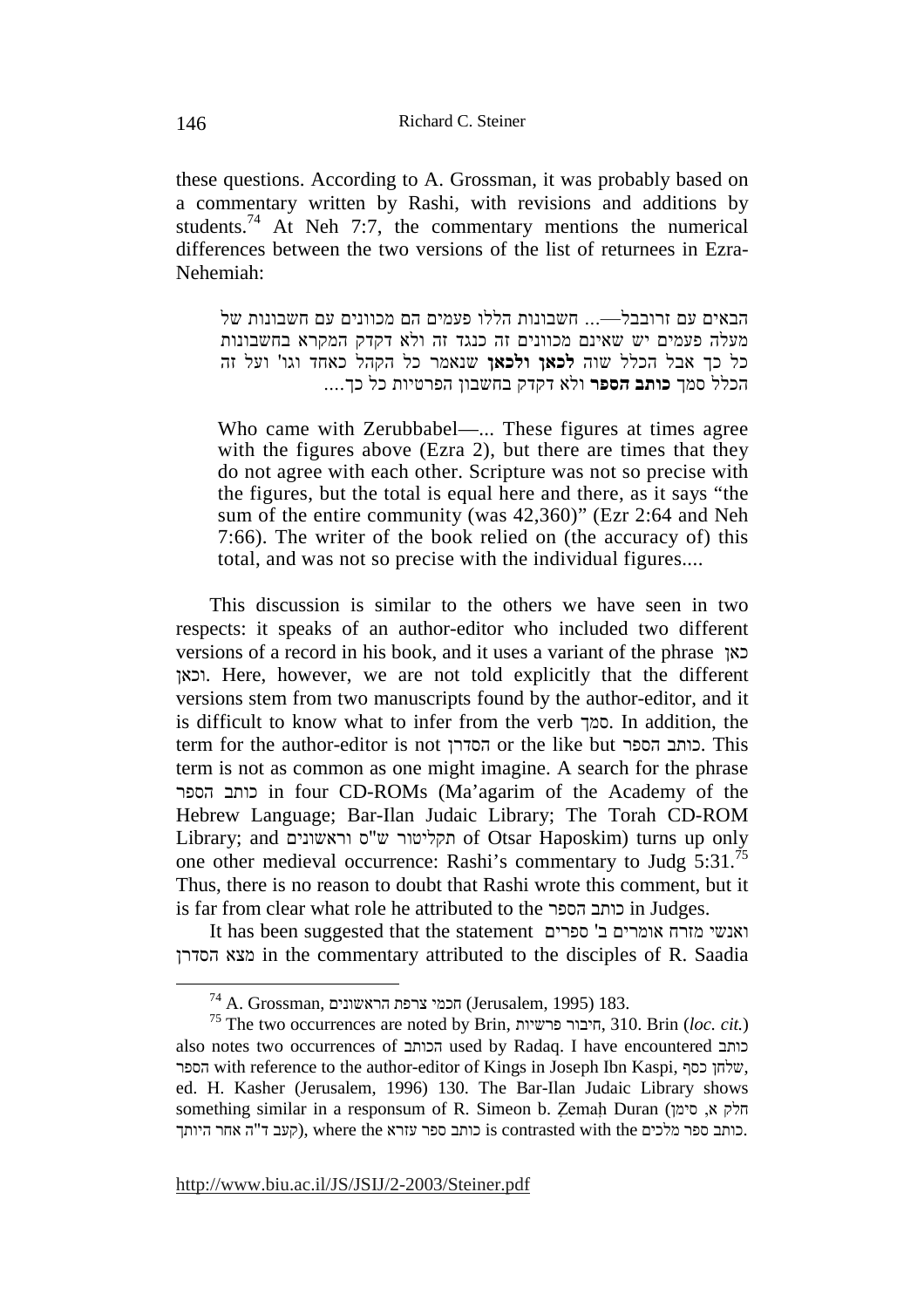these questions. According to A. Grossman, it was probably based on a commentary written by Rashi, with revisions and additions by students.[74] At Neh 7:7, the commentary mentions the numerical differences between the two versions of the list of returnees in Ezra-Nehemiah:

> הבאים עם זרובבל—... חשבונות הללו פעמים הם מכוונים עם חשבונות של מעלה פעמים יש שאינם מכוונים זה כנגד זה ולא דקדק המקרא בחשבונות כל כך אבל הכלל שוה **לכאן ולכאן** שנאמר כל הקהל כאחד וגו' ועל זה הכלל סמך **כותב הספר** ולא דקדק בחשבון הפרטיות כל כך....
>
> Who came with Zerubbabel—... These figures at times agree with the figures above (Ezra 2), but there are times that they do not agree with each other. Scripture was not so precise with the figures, but the total is equal here and there, as it says "the sum of the entire community (was 42,360)" (Ezr 2:64 and Neh 7:66). The writer of the book relied on (the accuracy of) this total, and was not so precise with the individual figures....

This discussion is similar to the others we have seen in two respects: it speaks of an author-editor who included two different versions of a record in his book, and it uses a variant of the phrase כאן וכאן. Here, however, we are not told explicitly that the different versions stem from two manuscripts found by the author-editor, and it is difficult to know what to infer from the verb סמך. In addition, the term for the author-editor is not הסדרן or the like but כותב הספר. This term is not as common as one might imagine. A search for the phrase כותב הספר in four CD-ROMs (Ma'agarim of the Academy of the Hebrew Language; Bar-Ilan Judaic Library; The Torah CD-ROM Library; and תקליטור ש"ס וראשונים of Otsar Haposkim) turns up only one other medieval occurrence: Rashi's commentary to Judg 5:31.[75] Thus, there is no reason to doubt that Rashi wrote this comment, but it is far from clear what role he attributed to the כותב הספר in Judges.

It has been suggested that the statement ואנשי מזרח אומרים ב' ספרים מצא הסדרן in the commentary attributed to the disciples of R. Saadia

---

[74] A. Grossman, חכמי צרפת הראשונים (Jerusalem, 1995) 183.

[75] The two occurrences are noted by Brin, חיבור פרשיות, 310. Brin (*loc. cit.*) also notes two occurrences of הכותב used by Radaq. I have encountered כותב הספר with reference to the author-editor of Kings in Joseph Ibn Kaspi, שלחן כסף, ed. H. Kasher (Jerusalem, 1996) 130. The Bar-Ilan Judaic Library shows something similar in a responsum of R. Simeon b. Ẓemaḥ Duran (חלק א, סימן קעב ד"ה אחר היותך), where the כותב ספר עזרא is contrasted with the כותב ספר מלכים.

http://www.biu.ac.il/JS/JSIJ/2-2003/Steiner.pdf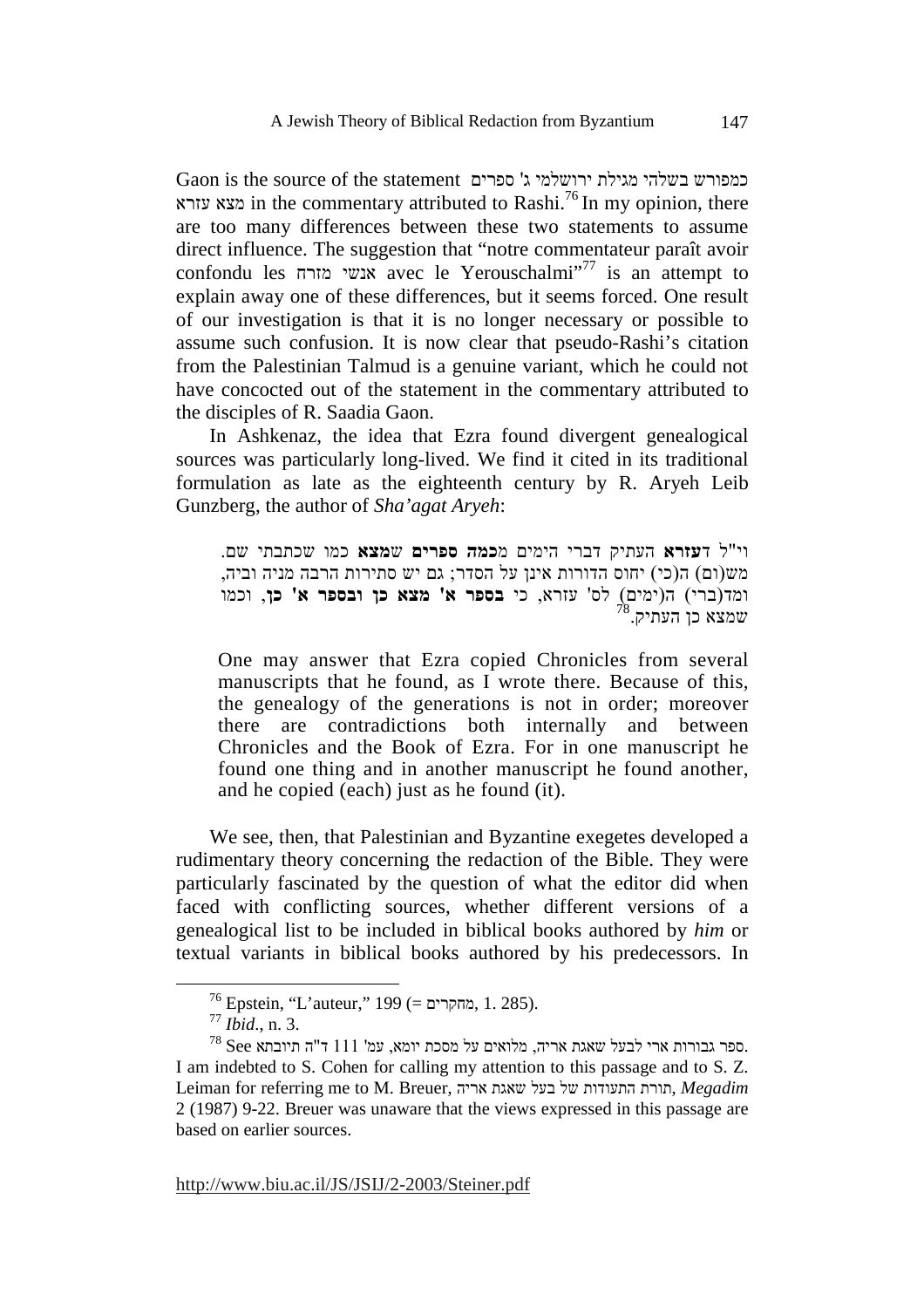Gaon is the source of the statement כמפורש בשלהי מגילת ירושלמי ג' ספרים מצא עזרא in the commentary attributed to Rashi.[76] In my opinion, there are too many differences between these two statements to assume direct influence. The suggestion that "notre commentateur paraît avoir confondu les אנשי מזרח avec le Yerouschalmi"[77] is an attempt to explain away one of these differences, but it seems forced. One result of our investigation is that it is no longer necessary or possible to assume such confusion. It is now clear that pseudo-Rashi's citation from the Palestinian Talmud is a genuine variant, which he could not have concocted out of the statement in the commentary attributed to the disciples of R. Saadia Gaon.

In Ashkenaz, the idea that Ezra found divergent genealogical sources was particularly long-lived. We find it cited in its traditional formulation as late as the eighteenth century by R. Aryeh Leib Gunzberg, the author of *Sha'agat Aryeh*:

> וי"ל **דעזרא** העתיק דברי הימים **מכמה ספרים** **שמצא** כמו שכתבתי שם. מש(ום) ה(כי) יחוס הדורות אינן על הסדר; גם יש סתירות הרבה מניה וביה, ומד(ברי) ה(ימים) לס' עזרא, כי **בספר א' מצא כן ובספר א' כן**, וכמו שמצא כן העתיק.[78]
>
> One may answer that Ezra copied Chronicles from several manuscripts that he found, as I wrote there. Because of this, the genealogy of the generations is not in order; moreover there are contradictions both internally and between Chronicles and the Book of Ezra. For in one manuscript he found one thing and in another manuscript he found another, and he copied (each) just as he found (it).

We see, then, that Palestinian and Byzantine exegetes developed a rudimentary theory concerning the redaction of the Bible. They were particularly fascinated by the question of what the editor did when faced with conflicting sources, whether different versions of a genealogical list to be included in biblical books authored by *him* or textual variants in biblical books authored by his predecessors. In

---

[76] Epstein, "L'auteur," 199 (= מחקרים, 1. 285).

[77] *Ibid*., n. 3.

[78] See ספר גבורות ארי לבעל שאגת אריה, מלואים על מסכת יומא, עמ' 111 ד"ה תיובתא. I am indebted to S. Cohen for calling my attention to this passage and to S. Z. Leiman for referring me to M. Breuer, תורת התעודות של בעל שאגת אריה, *Megadim* 2 (1987) 9-22. Breuer was unaware that the views expressed in this passage are based on earlier sources.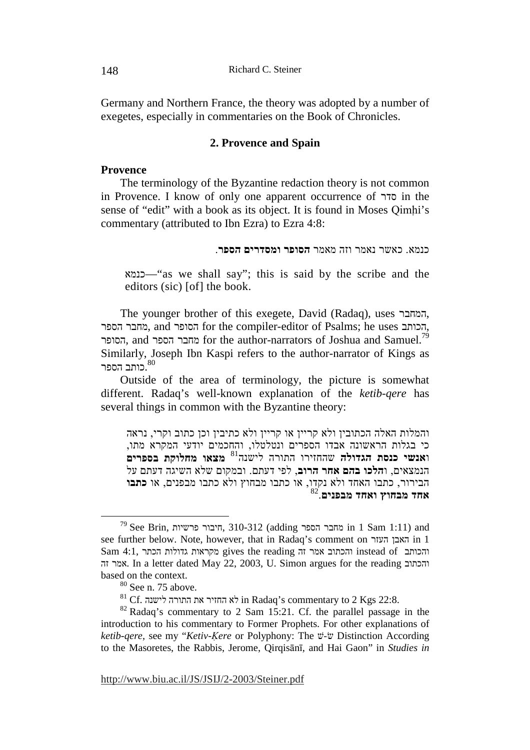Germany and Northern France, the theory was adopted by a number of exegetes, especially in commentaries on the Book of Chronicles.

## 2. Provence and Spain

### Provence

The terminology of the Byzantine redaction theory is not common in Provence. I know of only one apparent occurrence of סדר in the sense of "edit" with a book as its object. It is found in Moses Qimḥi's commentary (attributed to Ibn Ezra) to Ezra 4:8:

> כנמא. כאשר נאמר וזה מאמר **הסופר ומסדרים הספר**.
>
> כנמא—"as we shall say"; this is said by the scribe and the editors (sic) [of] the book.

The younger brother of this exegete, David (Radaq), uses המחבר, מחבר הספר, and הסופר for the compiler-editor of Psalms; he uses הכותב, הסופר, and מחבר הספר for the author-narrators of Joshua and Samuel.[79] Similarly, Joseph Ibn Kaspi refers to the author-narrator of Kings as כותב הספר.[80]

Outside of the area of terminology, the picture is somewhat different. Radaq's well-known explanation of the *ketib-qere* has several things in common with the Byzantine theory:

> והמלות האלה הכתובין ולא קריין או קריין ולא כתיבין וכן כתוב וקרי, נראה כי בגלות הראשונה אבדו הספרים ונטלטלו, והחכמים יודעי המקרא מתו, **ואנשי כנסת הגדולה** שהחזירו התורה לישנה[81] **מצאו מחלוקת בספרים** הנמצאים, **והלכו בהם אחר הרוב**, לפי דעתם. ובמקום שלא השיגה דעתם על הבירור, כתבו האחד ולא נקדו, או כתבו מבחוץ ולא כתבו מבפנים, או **כתבו אחד מבחוץ ואחד מבפנים**.[82]

---

[79] See Brin, חיבור פרשיות, 310-312 (adding מחבר הספר in 1 Sam 1:11) and see further below. Note, however, that in Radaq's comment on האבן העזר in 1 Sam 4:1, מקראות גדולות הכתר gives the reading והכתוב אמר זה instead of והכותב אמר זה. In a letter dated May 22, 2003, U. Simon argues for the reading והכתוב based on the context.

[80] See n. 75 above.

[81] Cf. לא החזיר את התורה לישנה in Radaq's commentary to 2 Kgs 22:8.

[82] Radaq's commentary to 2 Sam 15:21. Cf. the parallel passage in the introduction to his commentary to Former Prophets. For other explanations of *ketib-qere*, see my "*Ketiv-Ḳere* or Polyphony: The שׁ-שׂ Distinction According to the Masoretes, the Rabbis, Jerome, Qirqisānī, and Hai Gaon" in *Studies in*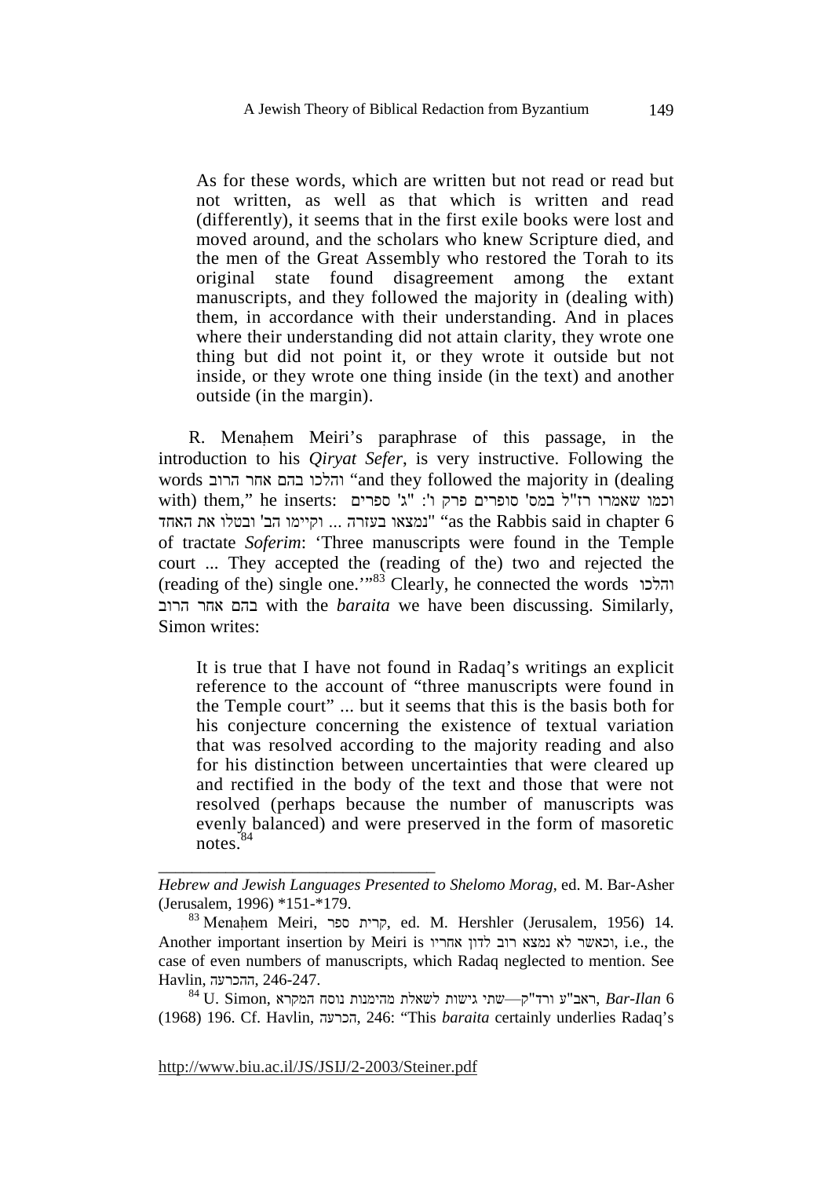> As for these words, which are written but not read or read but not written, as well as that which is written and read (differently), it seems that in the first exile books were lost and moved around, and the scholars who knew Scripture died, and the men of the Great Assembly who restored the Torah to its original state found disagreement among the extant manuscripts, and they followed the majority in (dealing with) them, in accordance with their understanding. And in places where their understanding did not attain clarity, they wrote one thing but did not point it, or they wrote it outside but not inside, or they wrote one thing inside (in the text) and another outside (in the margin).

R. Menaḥem Meiri's paraphrase of this passage, in the introduction to his *Qiryat Sefer*, is very instructive. Following the words והלכו בהם אחר הרוב "and they followed the majority in (dealing with) them," he inserts: וכמו שאמרו רז"ל במס' סופרים פרק ו': "ג' ספרים נמצאו בעזרה ... וקיימו הב' ובטלו את האחד" "as the Rabbis said in chapter 6 of tractate *Soferim*: 'Three manuscripts were found in the Temple court ... They accepted the (reading of the) two and rejected the (reading of the) single one.'"[83] Clearly, he connected the words והלכו בהם אחר הרוב with the *baraita* we have been discussing. Similarly, Simon writes:

> It is true that I have not found in Radaq's writings an explicit reference to the account of "three manuscripts were found in the Temple court" ... but it seems that this is the basis both for his conjecture concerning the existence of textual variation that was resolved according to the majority reading and also for his distinction between uncertainties that were cleared up and rectified in the body of the text and those that were not resolved (perhaps because the number of manuscripts was evenly balanced) and were preserved in the form of masoretic notes.[84]

---

*Hebrew and Jewish Languages Presented to Shelomo Morag*, ed. M. Bar-Asher (Jerusalem, 1996) \*151-\*179.

[83] Menaḥem Meiri, קרית ספר, ed. M. Hershler (Jerusalem, 1956) 14. Another important insertion by Meiri is וכאשר לא נמצא רוב לדון אחריו, i.e., the case of even numbers of manuscripts, which Radaq neglected to mention. See Havlin, ההכרעה, 246-247.

[84] U. Simon, ראב"ע ורד"ק—שתי גישות לשאלת מהימנות נוסח המקרא, *Bar-Ilan* 6 (1968) 196. Cf. Havlin, הכרעה, 246: "This *baraita* certainly underlies Radaq's

http://www.biu.ac.il/JS/JSIJ/2-2003/Steiner.pdf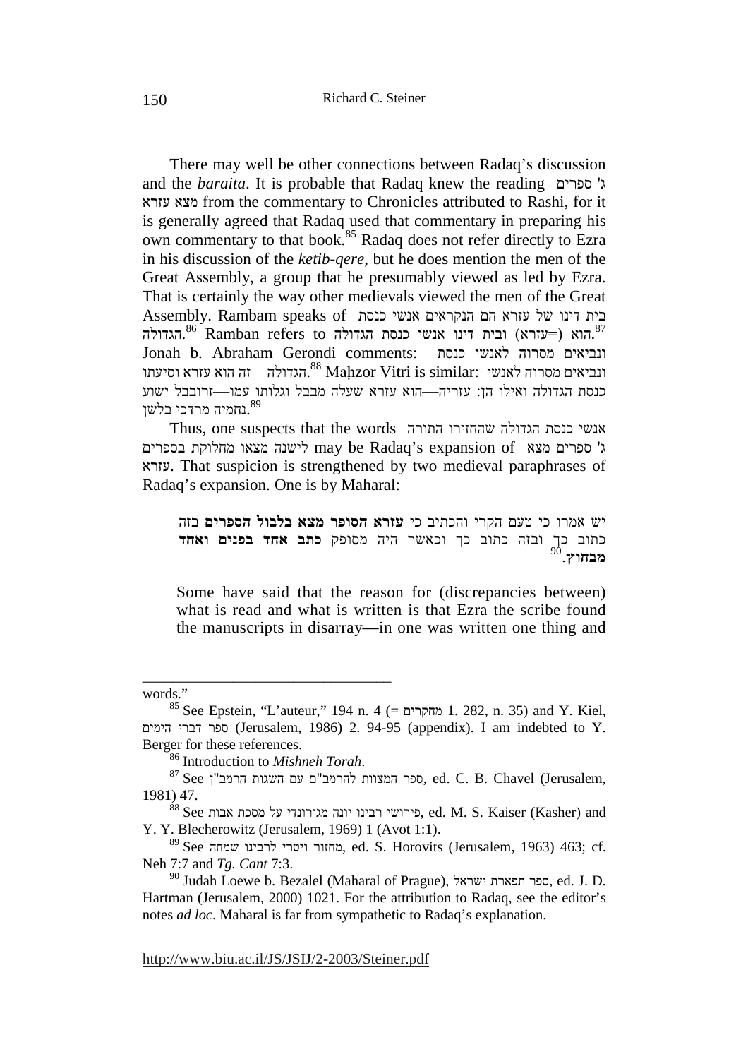There may well be other connections between Radaq's discussion and the *baraita*. It is probable that Radaq knew the reading ג' ספרים מצא עזרא from the commentary to Chronicles attributed to Rashi, for it is generally agreed that Radaq used that commentary in preparing his own commentary to that book.[85] Radaq does not refer directly to Ezra in his discussion of the *ketib-qere*, but he does mention the men of the Great Assembly, a group that he presumably viewed as led by Ezra. That is certainly the way other medievals viewed the men of the Great Assembly. Rambam speaks of בית דינו של עזרא הם הנקראים אנשי כנסת הגדולה.[86] Ramban refers to הוא (=עזרא) ובית דינו אנשי כנסת הגדולה.[87] Jonah b. Abraham Gerondi comments: ונביאים מסרוה לאנשי כנסת הגדולה—זה הוא עזרא וסיעתו.[88] Maḥzor Vitri is similar: ונביאים מסרוה לאנשי כנסת הגדולה ואילו הן: עזריה—הוא עזרא שעלה מבבל וגלותו עמו—זרובבל ישוע נחמיה מרדכי בלשן.[89]

Thus, one suspects that the words אנשי כנסת הגדולה שהחזירו התורה לישנה מצאו מחלוקת בספרים may be Radaq's expansion of ג' ספרים מצא עזרא. That suspicion is strengthened by two medieval paraphrases of Radaq's expansion. One is by Maharal:

> יש אמרו כי טעם הקרי והכתיב כי **עזרא הסופר מצא בלבול הספרים** בזה כתוב כך ובזה כתוב כך וכאשר היה מסופק **כתב אחד בפנים ואחד מבחוץ**.[90]
>
> Some have said that the reason for (discrepancies between) what is read and what is written is that Ezra the scribe found the manuscripts in disarray—in one was written one thing and

---

words."

[85] See Epstein, "L'auteur," 194 n. 4 (= מחקרים 1. 282, n. 35) and Y. Kiel, ספר דברי הימים (Jerusalem, 1986) 2. 94-95 (appendix). I am indebted to Y. Berger for these references.

[86] Introduction to *Mishneh Torah*.

[87] See ספר המצוות להרמב"ם עם השגות הרמב"ן, ed. C. B. Chavel (Jerusalem, 1981) 47.

[88] See פירושי רבינו יונה מגירונדי על מסכת אבות, ed. M. S. Kaiser (Kasher) and Y. Y. Blecherowitz (Jerusalem, 1969) 1 (Avot 1:1).

[89] See מחזור ויטרי לרבינו שמחה, ed. S. Horovits (Jerusalem, 1963) 463; cf. Neh 7:7 and *Tg. Cant* 7:3.

[90] Judah Loewe b. Bezalel (Maharal of Prague), ספר תפארת ישראל, ed. J. D. Hartman (Jerusalem, 2000) 1021. For the attribution to Radaq, see the editor's notes *ad loc*. Maharal is far from sympathetic to Radaq's explanation.

http://www.biu.ac.il/JS/JSIJ/2-2003/Steiner.pdf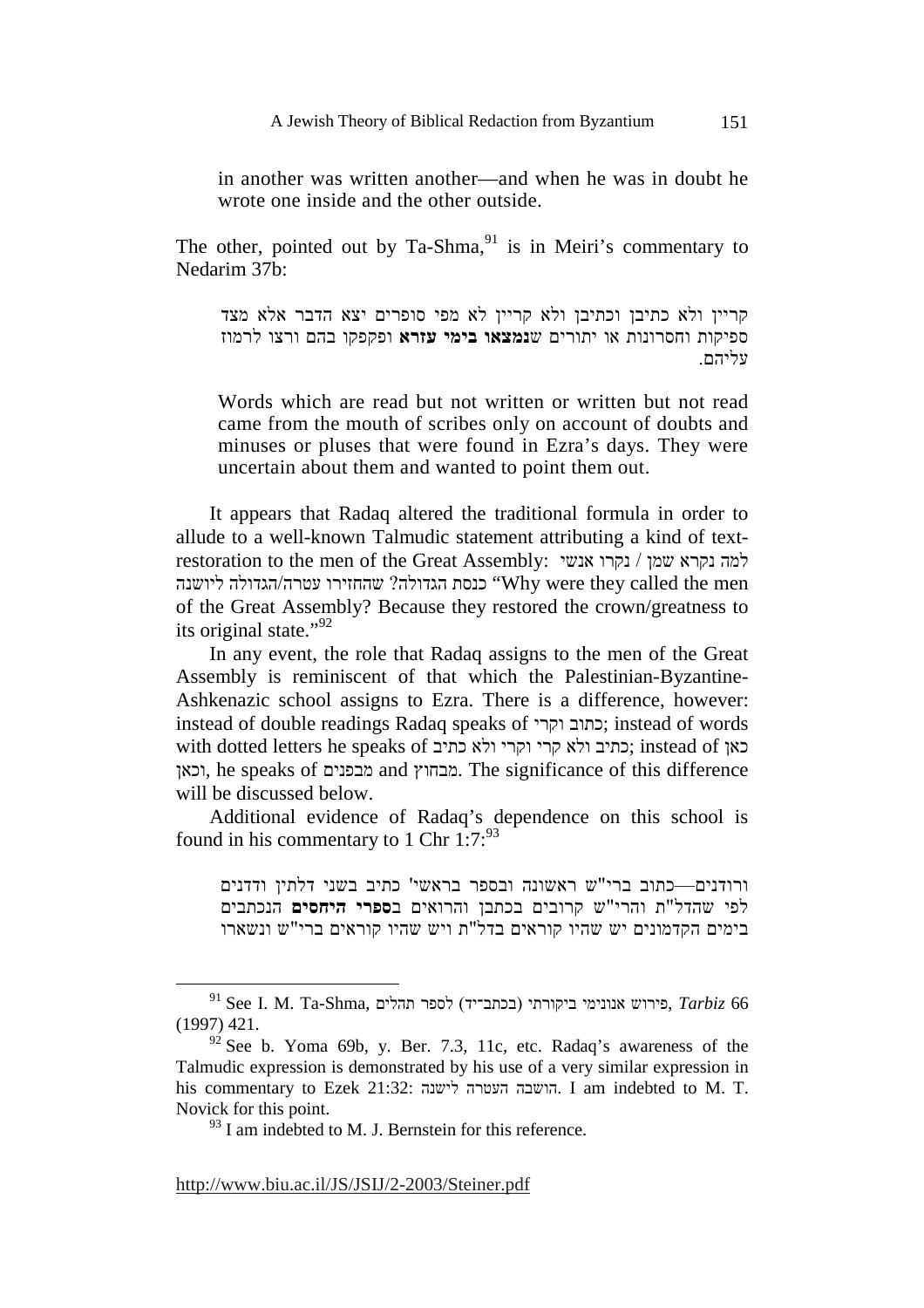in another was written another—and when he was in doubt he wrote one inside and the other outside.

The other, pointed out by Ta-Shma,[91] is in Meiri's commentary to Nedarim 37b:

> קריין ולא כתיבן וכתיבן ולא קריין לא מפי סופרים יצא הדבר אלא מצד ספיקות וחסרונות או יתורים **שנמצאו בימי עזרא** ופקפקו בהם ורצו לרמוז עליהם.
>
> Words which are read but not written or written but not read came from the mouth of scribes only on account of doubts and minuses or pluses that were found in Ezra's days. They were uncertain about them and wanted to point them out.

It appears that Radaq altered the traditional formula in order to allude to a well-known Talmudic statement attributing a kind of text-restoration to the men of the Great Assembly: *למה נקרא שמן* / נקרו אנשי כנסת הגדולה? שהחזירו עטרה/הגדולה ליושנה "Why were they called the men of the Great Assembly? Because they restored the crown/greatness to its original state."[92]

In any event, the role that Radaq assigns to the men of the Great Assembly is reminiscent of that which the Palestinian-Byzantine-Ashkenazic school assigns to Ezra. There is a difference, however: instead of double readings Radaq speaks of כתוב וקרי; instead of words with dotted letters he speaks of כתיב ולא קרי וקרי ולא כתיב; instead of כאן וכאן, he speaks of מבפנים and מבחוץ. The significance of this difference will be discussed below.

Additional evidence of Radaq's dependence on this school is found in his commentary to 1 Chr 1:7:[93]

> ורודנים—כתוב ברי"ש ראשונה ובספר בראשי' כתיב בשני דלתין ודדנים לפי שהדל"ת והרי"ש קרובים בכתבן והרואים **בספרי היחסים** הנכתבים בימים הקדמונים יש שהיו קוראים בדל"ת ויש שהיו קוראים ברי"ש ונשארו

---

[91] See I. M. Ta-Shma, פירוש אנונימי ביקורתי (בכתב־יד) לספר תהלים, *Tarbiz* 66 (1997) 421.

[92] See b. Yoma 69b, y. Ber. 7.3, 11c, etc. Radaq's awareness of the Talmudic expression is demonstrated by his use of a very similar expression in his commentary to Ezek 21:32: הושבה העטרה לישנה. I am indebted to M. T. Novick for this point.

[93] I am indebted to M. J. Bernstein for this reference.

http://www.biu.ac.il/JS/JSIJ/2-2003/Steiner.pdf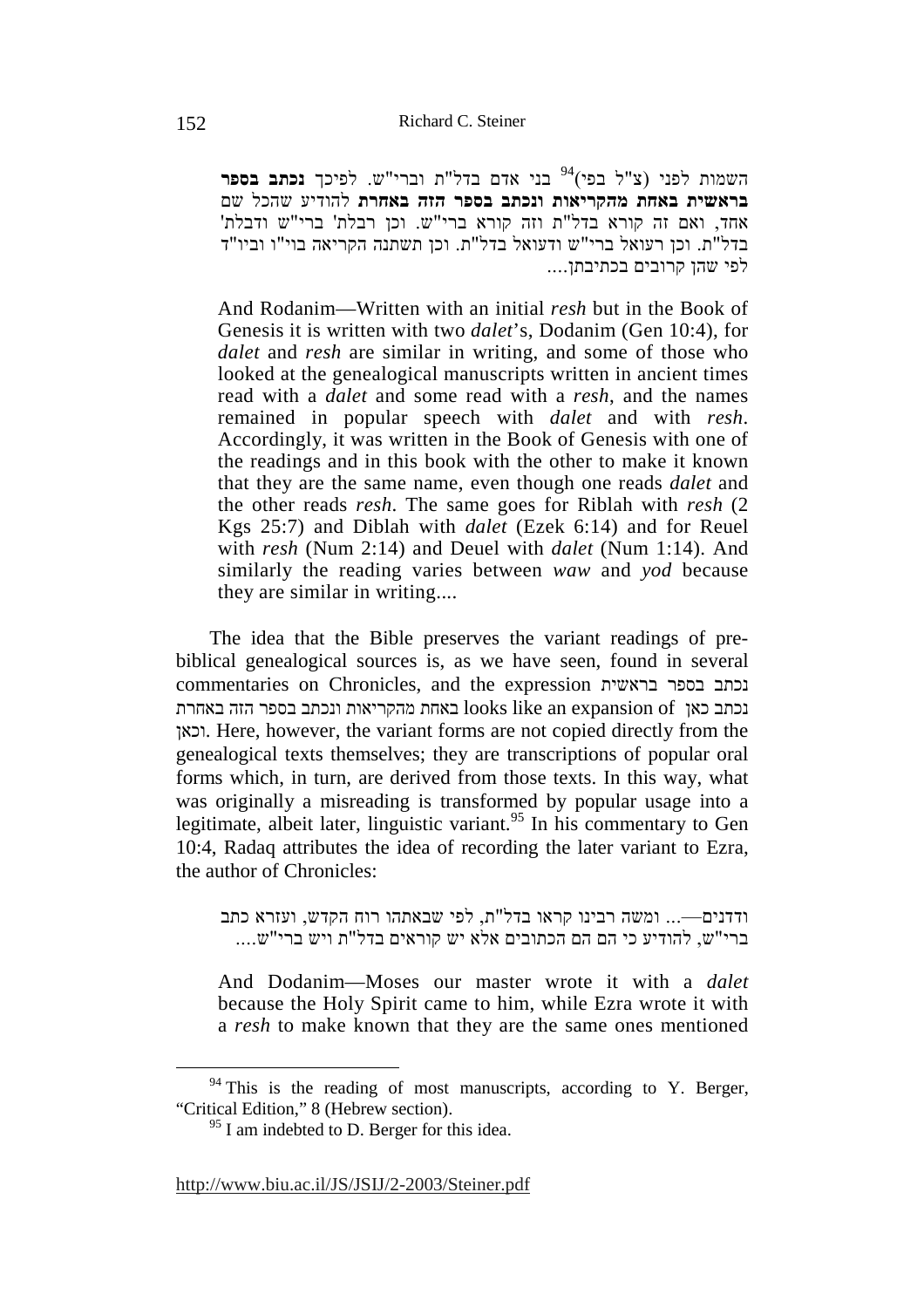השמות לפני (צ"ל בפי)[94] בני אדם בדל"ת וברי"ש. לפיכך **נכתב בספר בראשית באחת מהקריאות ונכתב בספר הזה באחרת** להודיע שהכל שם אחד, ואם זה קורא בדל"ת וזה קורא ברי"ש. וכן רבלת' ברי"ש ודבלת' בדל"ת. וכן רעואל ברי"ש ודעואל בדל"ת. וכן תשתנה הקריאה בוי"ו וביו"ד לפי שהן קרובים בכתיבתן....

> And Rodanim—Written with an initial *resh* but in the Book of Genesis it is written with two *dalet*'s, Dodanim (Gen 10:4), for *dalet* and *resh* are similar in writing, and some of those who looked at the genealogical manuscripts written in ancient times read with a *dalet* and some read with a *resh*, and the names remained in popular speech with *dalet* and with *resh*. Accordingly, it was written in the Book of Genesis with one of the readings and in this book with the other to make it known that they are the same name, even though one reads *dalet* and the other reads *resh*. The same goes for Riblah with *resh* (2 Kgs 25:7) and Diblah with *dalet* (Ezek 6:14) and for Reuel with *resh* (Num 2:14) and Deuel with *dalet* (Num 1:14). And similarly the reading varies between *waw* and *yod* because they are similar in writing....

The idea that the Bible preserves the variant readings of pre-biblical genealogical sources is, as we have seen, found in several commentaries on Chronicles, and the expression נכתב בספר בראשית באחת מהקריאות ונכתב בספר הזה באחרת looks like an expansion of נכתב כאן וכאן. Here, however, the variant forms are not copied directly from the genealogical texts themselves; they are transcriptions of popular oral forms which, in turn, are derived from those texts. In this way, what was originally a misreading is transformed by popular usage into a legitimate, albeit later, linguistic variant.[95] In his commentary to Gen 10:4, Radaq attributes the idea of recording the later variant to Ezra, the author of Chronicles:

ודדנים—... ומשה רבינו קראו בדל"ת, לפי שבאתהו רוח הקדש, ועזרא כתב ברי"ש, להודיע כי הם הם הכתובים אלא יש קוראים בדל"ת ויש ברי"ש....

> And Dodanim—Moses our master wrote it with a *dalet* because the Holy Spirit came to him, while Ezra wrote it with a *resh* to make known that they are the same ones mentioned

---

[94] This is the reading of most manuscripts, according to Y. Berger, "Critical Edition," 8 (Hebrew section).

[95] I am indebted to D. Berger for this idea.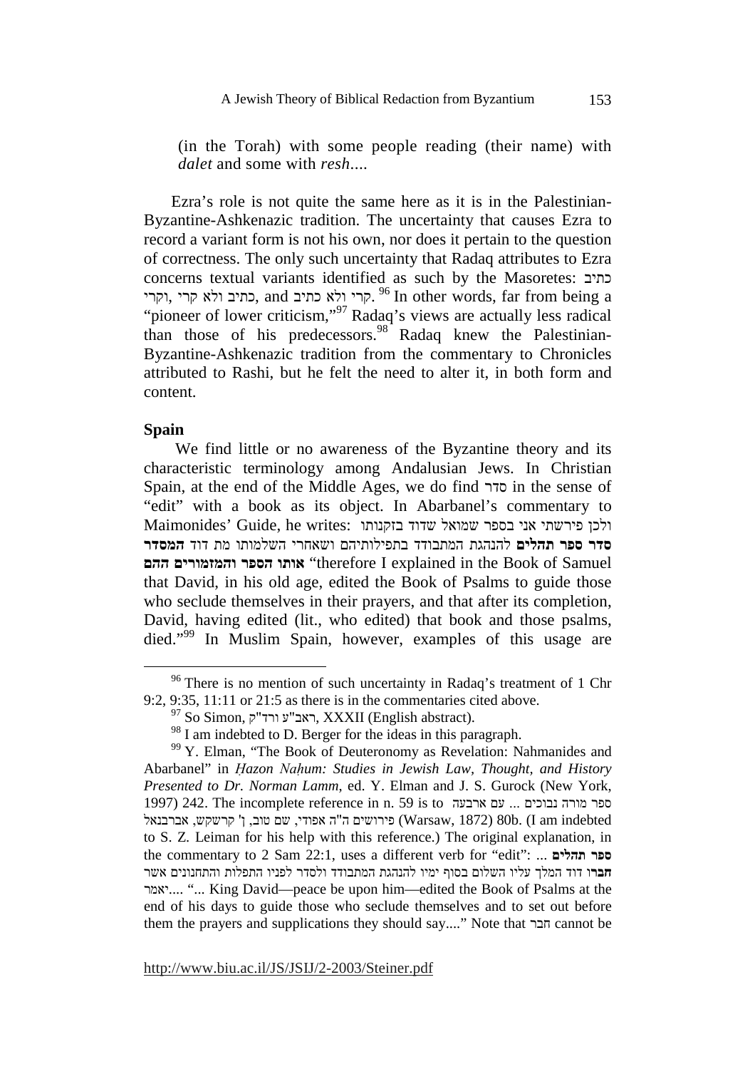(in the Torah) with some people reading (their name) with *dalet* and some with *resh*....

Ezra's role is not quite the same here as it is in the Palestinian-Byzantine-Ashkenazic tradition. The uncertainty that causes Ezra to record a variant form is not his own, nor does it pertain to the question of correctness. The only such uncertainty that Radaq attributes to Ezra concerns textual variants identified as such by the Masoretes: כתיב וקרי, כתיב ולא קרי, and קרי ולא כתיב.[96] In other words, far from being a "pioneer of lower criticism,"[97] Radaq's views are actually less radical than those of his predecessors.[98] Radaq knew the Palestinian-Byzantine-Ashkenazic tradition from the commentary to Chronicles attributed to Rashi, but he felt the need to alter it, in both form and content.

## Spain

We find little or no awareness of the Byzantine theory and its characteristic terminology among Andalusian Jews. In Christian Spain, at the end of the Middle Ages, we do find סדר in the sense of "edit" with a book as its object. In Abarbanel's commentary to Maimonides' Guide, he writes: ולכן פירשתי אני בספר שמואל שדוד בזקנותו **סדר ספר תהלים** להנהגת המתבודד בתפילותיהם ושאחרי השלמותו מת דוד **המסדר אותו הספר והמזמורים ההם** "therefore I explained in the Book of Samuel that David, in his old age, edited the Book of Psalms to guide those who seclude themselves in their prayers, and that after its completion, David, having edited (lit., who edited) that book and those psalms, died."[99] In Muslim Spain, however, examples of this usage are

---

[96] There is no mention of such uncertainty in Radaq's treatment of 1 Chr 9:2, 9:35, 11:11 or 21:5 as there is in the commentaries cited above.

[97] So Simon, ראב"ע ורד"ק, XXXII (English abstract).

[98] I am indebted to D. Berger for the ideas in this paragraph.

[99] Y. Elman, "The Book of Deuteronomy as Revelation: Nahmanides and Abarbanel" in *Ḥazon Naḥum: Studies in Jewish Law, Thought, and History Presented to Dr. Norman Lamm*, ed. Y. Elman and J. S. Gurock (New York, 1997) 242. The incomplete reference in n. 59 is to ספר מורה נבוכים ... עם ארבעה פירושים ה"ה אפודי, שם טוב, ן' קרשקש, אברבנאל (Warsaw, 1872) 80b. (I am indebted to S. Z. Leiman for his help with this reference.) The original explanation, in the commentary to 2 Sam 22:1, uses a different verb for "edit": ... **ספר תהלים חברו** דוד המלך עליו השלום בסוף ימיו להנהגת המתבודד ולסדר לפניו התפלות והתחנונים אשר יאמר.... "... King David—peace be upon him—edited the Book of Psalms at the end of his days to guide those who seclude themselves and to set out before them the prayers and supplications they should say...." Note that חבר cannot be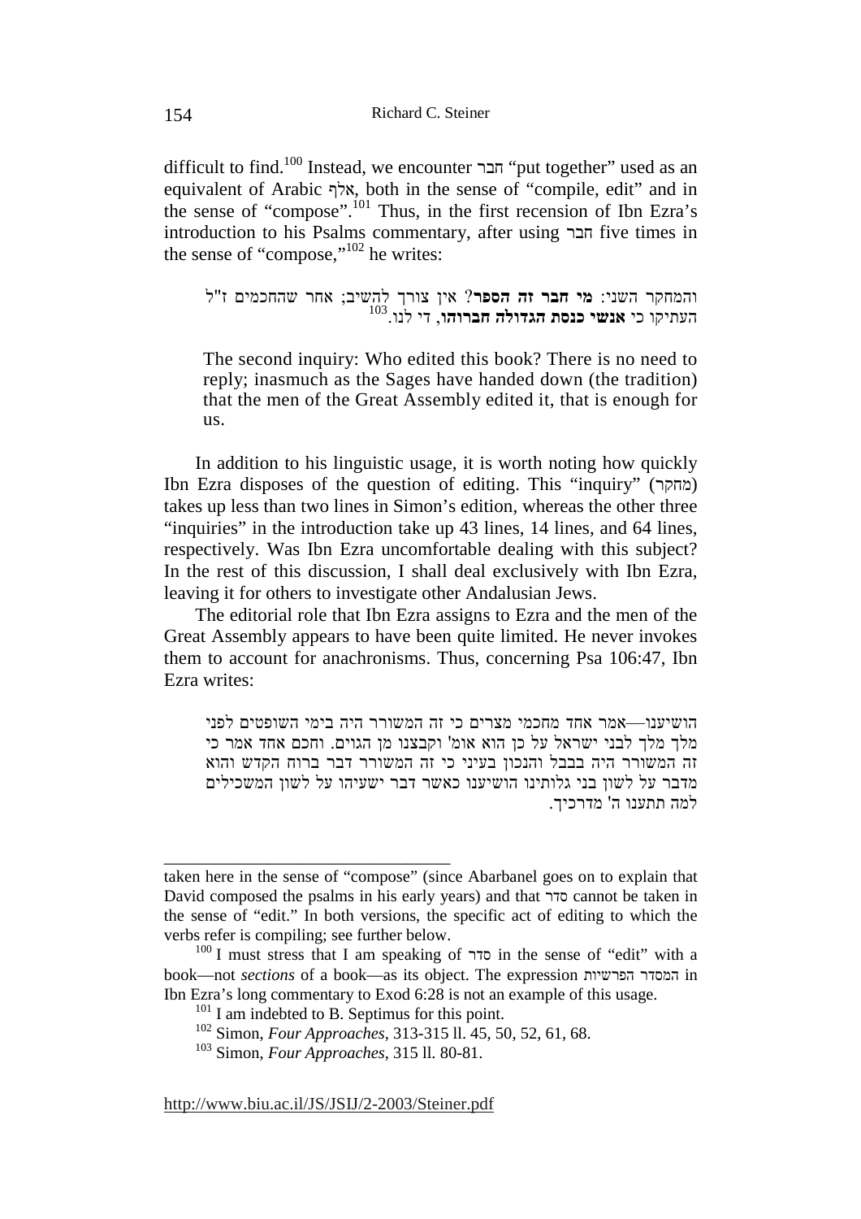difficult to find.[100] Instead, we encounter חבר "put together" used as an equivalent of Arabic אלּף, both in the sense of "compile, edit" and in the sense of "compose".[101] Thus, in the first recension of Ibn Ezra's introduction to his Psalms commentary, after using חבר five times in the sense of "compose,"[102] he writes:

> והמחקר השני: **מי חבר זה הספר**? אין צורך להשיב; אחר שהחכמים ז"ל העתיקו כי **אנשי כנסת הגדולה חברוהו**, די לנו.[103]
>
> The second inquiry: Who edited this book? There is no need to reply; inasmuch as the Sages have handed down (the tradition) that the men of the Great Assembly edited it, that is enough for us.

In addition to his linguistic usage, it is worth noting how quickly Ibn Ezra disposes of the question of editing. This "inquiry" (מחקר) takes up less than two lines in Simon's edition, whereas the other three "inquiries" in the introduction take up 43 lines, 14 lines, and 64 lines, respectively. Was Ibn Ezra uncomfortable dealing with this subject? In the rest of this discussion, I shall deal exclusively with Ibn Ezra, leaving it for others to investigate other Andalusian Jews.

The editorial role that Ibn Ezra assigns to Ezra and the men of the Great Assembly appears to have been quite limited. He never invokes them to account for anachronisms. Thus, concerning Psa 106:47, Ibn Ezra writes:

> הושיענו—אמר אחד מחכמי מצרים כי זה המשורר היה בימי השופטים לפני מלך מלך לבני ישראל על כן הוא אומ' וקבצנו מן הגוים. וחכם אחד אמר כי זה המשורר היה בבבל והנכון בעיני כי זה המשורר דבר ברוח הקדש והוא מדבר על לשון בני גלותינו הושיענו כאשר דבר ישעיהו על לשון המשכילים למה תתענו ה' מדרכיך.

---

taken here in the sense of "compose" (since Abarbanel goes on to explain that David composed the psalms in his early years) and that סדר cannot be taken in the sense of "edit." In both versions, the specific act of editing to which the verbs refer is compiling; see further below.

[100] I must stress that I am speaking of סדר in the sense of "edit" with a book—not *sections* of a book—as its object. The expression המסדר הפרשיות in Ibn Ezra's long commentary to Exod 6:28 is not an example of this usage.

[101] I am indebted to B. Septimus for this point.

[102] Simon, *Four Approaches*, 313-315 ll. 45, 50, 52, 61, 68.

[103] Simon, *Four Approaches*, 315 ll. 80-81.

http://www.biu.ac.il/JS/JSIJ/2-2003/Steiner.pdf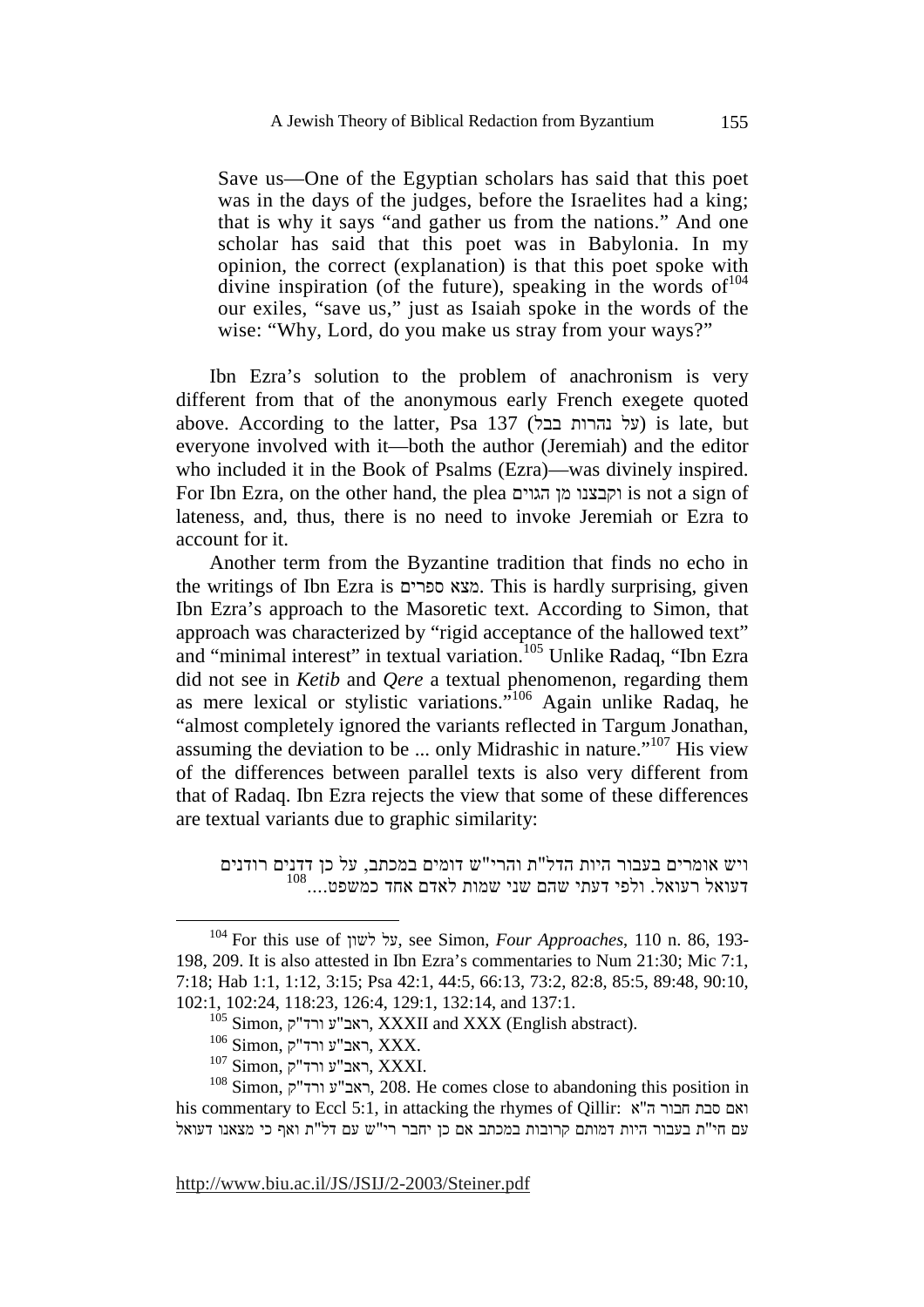Save us—One of the Egyptian scholars has said that this poet was in the days of the judges, before the Israelites had a king; that is why it says "and gather us from the nations." And one scholar has said that this poet was in Babylonia. In my opinion, the correct (explanation) is that this poet spoke with divine inspiration (of the future), speaking in the words of[104] our exiles, "save us," just as Isaiah spoke in the words of the wise: "Why, Lord, do you make us stray from your ways?"

Ibn Ezra's solution to the problem of anachronism is very different from that of the anonymous early French exegete quoted above. According to the latter, Psa 137 (על נהרות בבל) is late, but everyone involved with it—both the author (Jeremiah) and the editor who included it in the Book of Psalms (Ezra)—was divinely inspired. For Ibn Ezra, on the other hand, the plea וקבצנו מן הגוים is not a sign of lateness, and, thus, there is no need to invoke Jeremiah or Ezra to account for it.

Another term from the Byzantine tradition that finds no echo in the writings of Ibn Ezra is מצא ספרים. This is hardly surprising, given Ibn Ezra's approach to the Masoretic text. According to Simon, that approach was characterized by "rigid acceptance of the hallowed text" and "minimal interest" in textual variation.[105] Unlike Radaq, "Ibn Ezra did not see in *Ketib* and *Qere* a textual phenomenon, regarding them as mere lexical or stylistic variations."[106] Again unlike Radaq, he "almost completely ignored the variants reflected in Targum Jonathan, assuming the deviation to be ... only Midrashic in nature."[107] His view of the differences between parallel texts is also very different from that of Radaq. Ibn Ezra rejects the view that some of these differences are textual variants due to graphic similarity:

> ויש אומרים בעבור היות הדל"ת והרי"ש דומים במכתב, על כן דדנים רודנים דעואל רעואל. ולפי דעתי שהם שני שמות לאדם אחד כמשפט....[108]

---

[104] For this use of על לשון, see Simon, *Four Approaches*, 110 n. 86, 193-198, 209. It is also attested in Ibn Ezra's commentaries to Num 21:30; Mic 7:1, 7:18; Hab 1:1, 1:12, 3:15; Psa 42:1, 44:5, 66:13, 73:2, 82:8, 85:5, 89:48, 90:10, 102:1, 102:24, 118:23, 126:4, 129:1, 132:14, and 137:1.

[105] Simon, ראב"ע ורד"ק, XXXII and XXX (English abstract).

[106] Simon, ראב"ע ורד"ק, XXX.

[107] Simon, ראב"ע ורד"ק, XXXI.

[108] Simon, ראב"ע ורד"ק, 208. He comes close to abandoning this position in his commentary to Eccl 5:1, in attacking the rhymes of Qillir: ואם סבת חבור ה"א עם חי"ת בעבור היות דמותם קרובות במכתב אם כן יחבר רי"ש עם דל"ת ואף כי מצאנו דעואל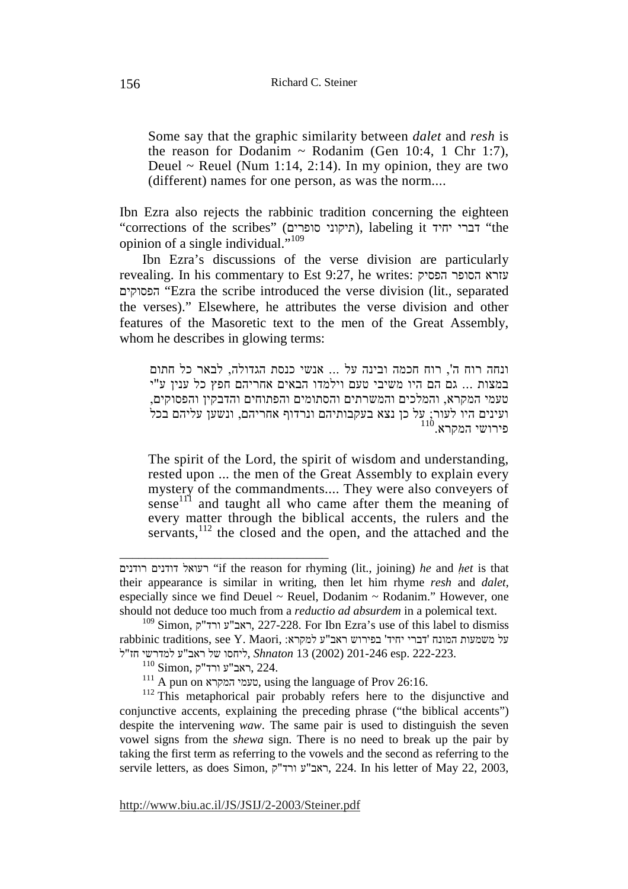Some say that the graphic similarity between *dalet* and *resh* is the reason for Dodanim ~ Rodanim (Gen 10:4, 1 Chr 1:7), Deuel ~ Reuel (Num 1:14, 2:14). In my opinion, they are two (different) names for one person, as was the norm....

Ibn Ezra also rejects the rabbinic tradition concerning the eighteen "corrections of the scribes" (תיקוני סופרים), labeling it דברי יחיד "the opinion of a single individual."[109]

Ibn Ezra's discussions of the verse division are particularly revealing. In his commentary to Est 9:27, he writes: עזרא הסופר הפסיק הפסוקים "Ezra the scribe introduced the verse division (lit., separated the verses)." Elsewhere, he attributes the verse division and other features of the Masoretic text to the men of the Great Assembly, whom he describes in glowing terms:

ונחה רוח ה', רוח חכמה ובינה על ... אנשי כנסת הגדולה, לבאר כל חתום במצות ... גם הם היו משיבי טעם וילמדו הבאים אחריהם חפץ כל ענין ע"י טעמי המקרא, והמלכים והמשרתים והסתומים והפתוחים והדבקין והפסוקים, ועינים היו לעור; על כן נצא בעקבותיהם ונרדוף אחריהם, ונשען עליהם בכל פירושי המקרא.[110]

The spirit of the Lord, the spirit of wisdom and understanding, rested upon ... the men of the Great Assembly to explain every mystery of the commandments.... They were also conveyers of sense[111] and taught all who came after them the meaning of every matter through the biblical accents, the rulers and the servants,[112] the closed and the open, and the attached and the

---

רעואל דודנים רודנים "if the reason for rhyming (lit., joining) *he* and *ḥet* is that their appearance is similar in writing, then let him rhyme *resh* and *dalet*, especially since we find Deuel ~ Reuel, Dodanim ~ Rodanim." However, one should not deduce too much from a *reductio ad absurdem* in a polemical text.

[109] Simon, ראב"ע ורד"ק, 227-228. For Ibn Ezra's use of this label to dismiss rabbinic traditions, see Y. Maori, על משמעות המונח 'דברי יחיד' בפירוש ראב"ע למקרא: ליחסו של ראב"ע למדרשי חז"ל, *Shnaton* 13 (2002) 201-246 esp. 222-223.

[110] Simon, ראב"ע ורד"ק, 224.

[111] A pun on טעמי המקרא, using the language of Prov 26:16.

[112] This metaphorical pair probably refers here to the disjunctive and conjunctive accents, explaining the preceding phrase ("the biblical accents") despite the intervening *waw*. The same pair is used to distinguish the seven vowel signs from the *shewa* sign. There is no need to break up the pair by taking the first term as referring to the vowels and the second as referring to the servile letters, as does Simon, ראב"ע ורד"ק, 224. In his letter of May 22, 2003,

http://www.biu.ac.il/JS/JSIJ/2-2003/Steiner.pdf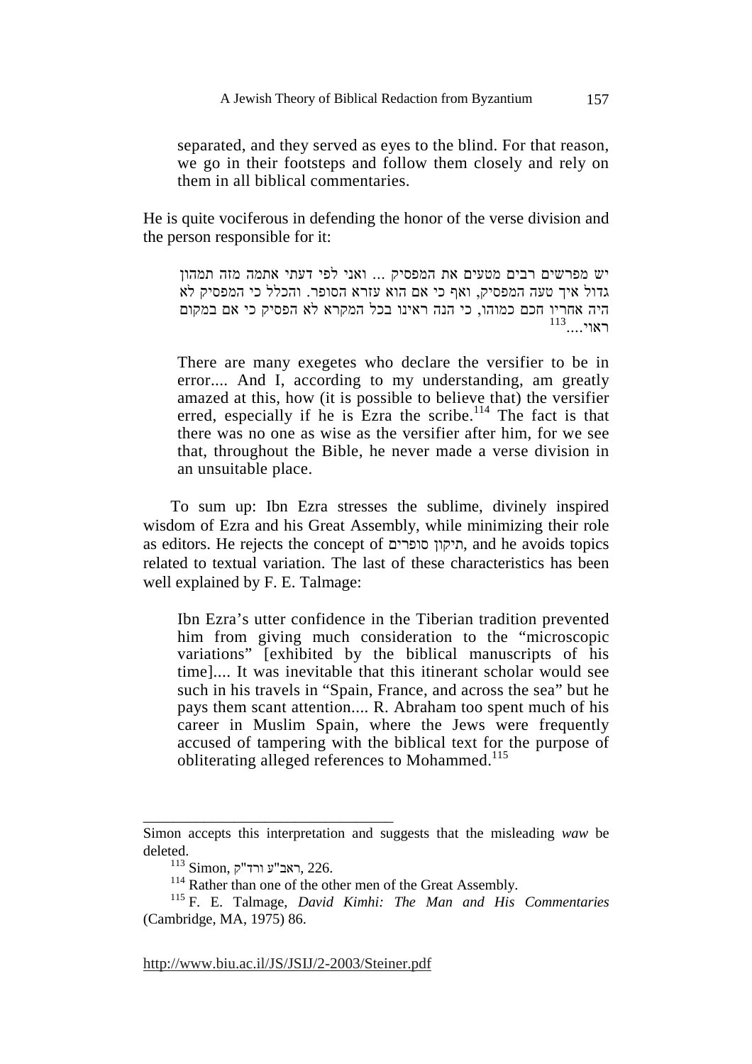separated, and they served as eyes to the blind. For that reason, we go in their footsteps and follow them closely and rely on them in all biblical commentaries.

He is quite vociferous in defending the honor of the verse division and the person responsible for it:

יש מפרשים רבים מטעים את המפסיק ... ואני לפי דעתי אתמה מזה תמהון גדול איך טעה המפסיק, ואף כי אם הוא עזרא הסופר. והכלל כי המפסיק לא היה אחריו חכם כמוהו, כי הנה ראינו בכל המקרא לא הפסיק כי אם במקום ראוי....[113]

There are many exegetes who declare the versifier to be in error.... And I, according to my understanding, am greatly amazed at this, how (it is possible to believe that) the versifier erred, especially if he is Ezra the scribe.[114] The fact is that there was no one as wise as the versifier after him, for we see that, throughout the Bible, he never made a verse division in an unsuitable place.

To sum up: Ibn Ezra stresses the sublime, divinely inspired wisdom of Ezra and his Great Assembly, while minimizing their role as editors. He rejects the concept of תיקון סופרים, and he avoids topics related to textual variation. The last of these characteristics has been well explained by F. E. Talmage:

Ibn Ezra's utter confidence in the Tiberian tradition prevented him from giving much consideration to the "microscopic variations" [exhibited by the biblical manuscripts of his time].... It was inevitable that this itinerant scholar would see such in his travels in "Spain, France, and across the sea" but he pays them scant attention.... R. Abraham too spent much of his career in Muslim Spain, where the Jews were frequently accused of tampering with the biblical text for the purpose of obliterating alleged references to Mohammed.[115]

---

Simon accepts this interpretation and suggests that the misleading *waw* be deleted.

[113] Simon, ראב"ע ורד"ק, 226.

[114] Rather than one of the other men of the Great Assembly.

[115] F. E. Talmage, *David Kimhi: The Man and His Commentaries* (Cambridge, MA, 1975) 86.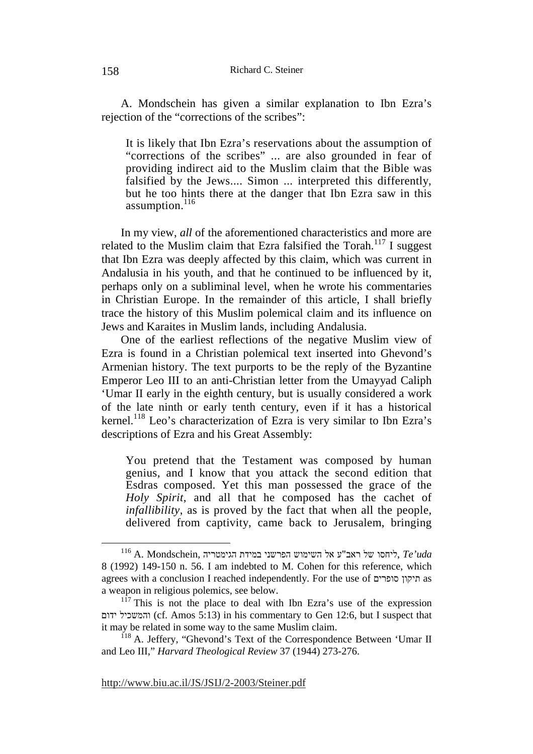A. Mondschein has given a similar explanation to Ibn Ezra's rejection of the "corrections of the scribes":

> It is likely that Ibn Ezra's reservations about the assumption of "corrections of the scribes" ... are also grounded in fear of providing indirect aid to the Muslim claim that the Bible was falsified by the Jews.... Simon ... interpreted this differently, but he too hints there at the danger that Ibn Ezra saw in this assumption.[116]

In my view, *all* of the aforementioned characteristics and more are related to the Muslim claim that Ezra falsified the Torah.[117] I suggest that Ibn Ezra was deeply affected by this claim, which was current in Andalusia in his youth, and that he continued to be influenced by it, perhaps only on a subliminal level, when he wrote his commentaries in Christian Europe. In the remainder of this article, I shall briefly trace the history of this Muslim polemical claim and its influence on Jews and Karaites in Muslim lands, including Andalusia.

One of the earliest reflections of the negative Muslim view of Ezra is found in a Christian polemical text inserted into Ghevond's Armenian history. The text purports to be the reply of the Byzantine Emperor Leo III to an anti-Christian letter from the Umayyad Caliph 'Umar II early in the eighth century, but is usually considered a work of the late ninth or early tenth century, even if it has a historical kernel.[118] Leo's characterization of Ezra is very similar to Ibn Ezra's descriptions of Ezra and his Great Assembly:

> You pretend that the Testament was composed by human genius, and I know that you attack the second edition that Esdras composed. Yet this man possessed the grace of the *Holy Spirit*, and all that he composed has the cachet of *infallibility*, as is proved by the fact that when all the people, delivered from captivity, came back to Jerusalem, bringing

---

[116] A. Mondschein, ליחסו של ראב"ע אל השימוש הפרשני במידת הגימטריה, *Te'uda* 8 (1992) 149-150 n. 56. I am indebted to M. Cohen for this reference, which agrees with a conclusion I reached independently. For the use of תיקון סופרים as a weapon in religious polemics, see below.

[117] This is not the place to deal with Ibn Ezra's use of the expression והמשכיל ידום (cf. Amos 5:13) in his commentary to Gen 12:6, but I suspect that it may be related in some way to the same Muslim claim.

[118] A. Jeffery, "Ghevond's Text of the Correspondence Between 'Umar II and Leo III," *Harvard Theological Review* 37 (1944) 273-276.

http://www.biu.ac.il/JS/JSIJ/2-2003/Steiner.pdf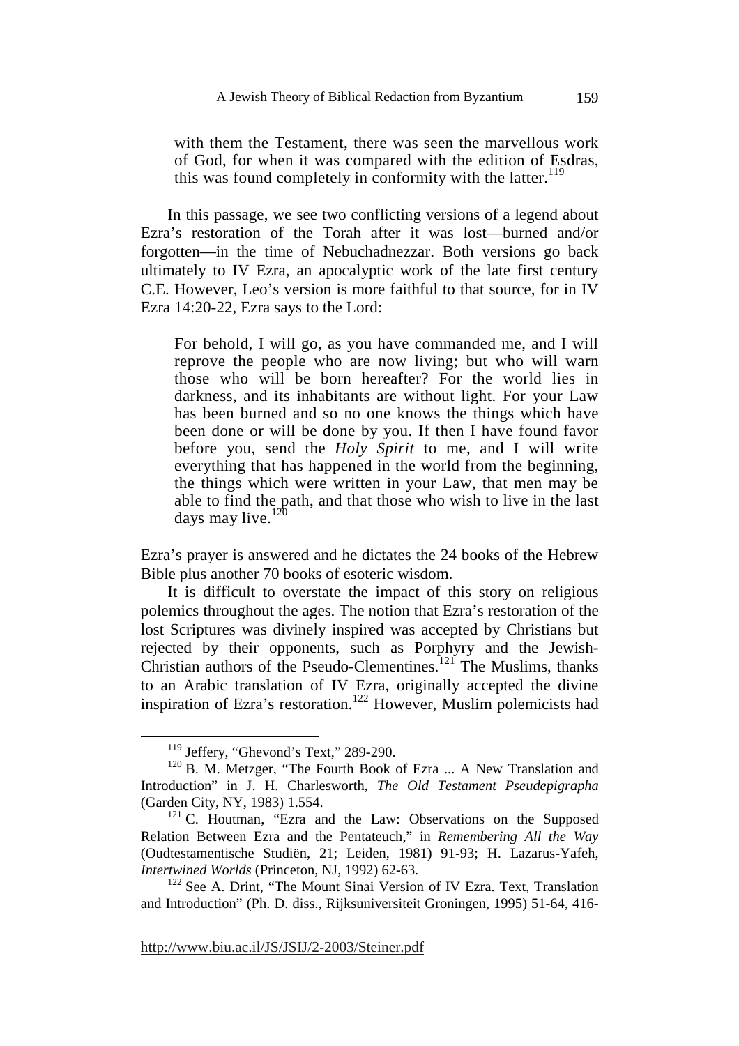with them the Testament, there was seen the marvellous work of God, for when it was compared with the edition of Esdras, this was found completely in conformity with the latter.[119]

In this passage, we see two conflicting versions of a legend about Ezra's restoration of the Torah after it was lost—burned and/or forgotten—in the time of Nebuchadnezzar. Both versions go back ultimately to IV Ezra, an apocalyptic work of the late first century C.E. However, Leo's version is more faithful to that source, for in IV Ezra 14:20-22, Ezra says to the Lord:

> For behold, I will go, as you have commanded me, and I will reprove the people who are now living; but who will warn those who will be born hereafter? For the world lies in darkness, and its inhabitants are without light. For your Law has been burned and so no one knows the things which have been done or will be done by you. If then I have found favor before you, send the *Holy Spirit* to me, and I will write everything that has happened in the world from the beginning, the things which were written in your Law, that men may be able to find the path, and that those who wish to live in the last days may live.[120]

Ezra's prayer is answered and he dictates the 24 books of the Hebrew Bible plus another 70 books of esoteric wisdom.

It is difficult to overstate the impact of this story on religious polemics throughout the ages. The notion that Ezra's restoration of the lost Scriptures was divinely inspired was accepted by Christians but rejected by their opponents, such as Porphyry and the Jewish-Christian authors of the Pseudo-Clementines.[121] The Muslims, thanks to an Arabic translation of IV Ezra, originally accepted the divine inspiration of Ezra's restoration.[122] However, Muslim polemicists had

---

[119] Jeffery, "Ghevond's Text," 289-290.

[120] B. M. Metzger, "The Fourth Book of Ezra ... A New Translation and Introduction" in J. H. Charlesworth, *The Old Testament Pseudepigrapha* (Garden City, NY, 1983) 1.554.

[121] C. Houtman, "Ezra and the Law: Observations on the Supposed Relation Between Ezra and the Pentateuch," in *Remembering All the Way* (Oudtestamentische Studiën, 21; Leiden, 1981) 91-93; H. Lazarus-Yafeh, *Intertwined Worlds* (Princeton, NJ, 1992) 62-63.

[122] See A. Drint, "The Mount Sinai Version of IV Ezra. Text, Translation and Introduction" (Ph. D. diss., Rijksuniversiteit Groningen, 1995) 51-64, 416-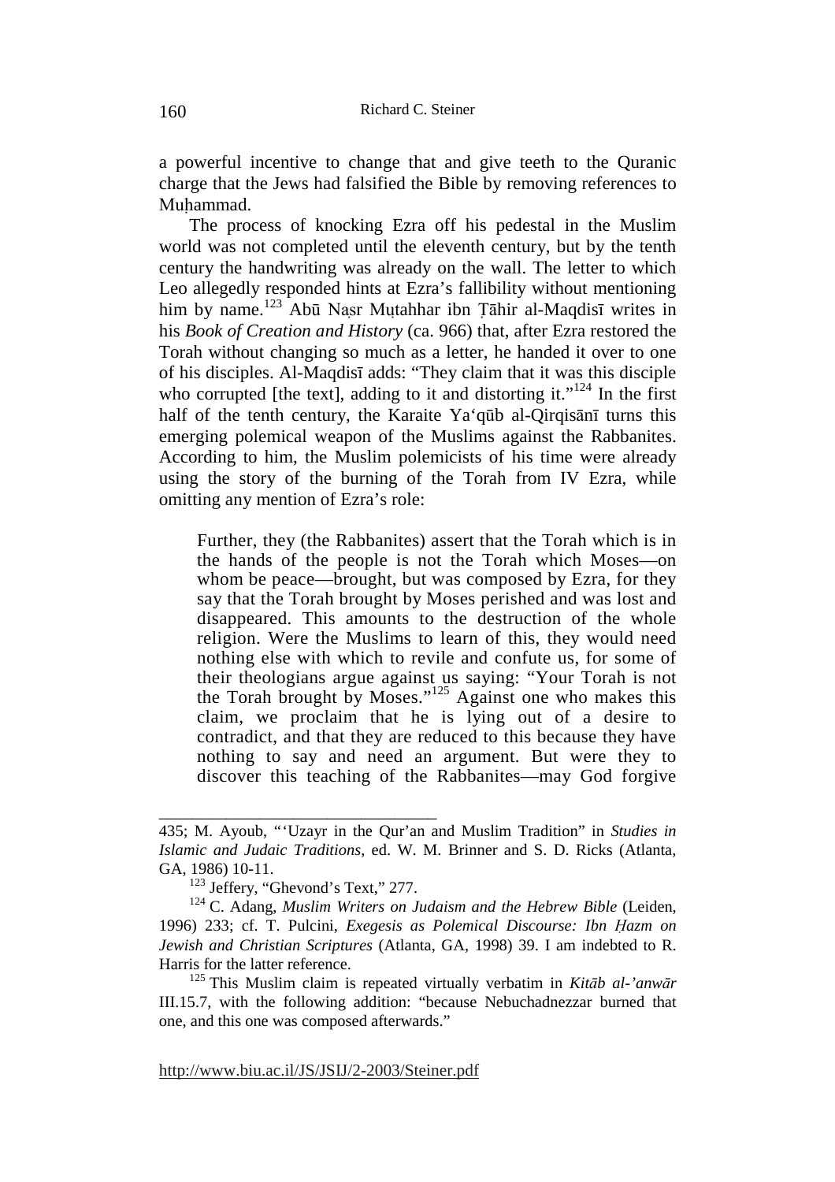a powerful incentive to change that and give teeth to the Quranic charge that the Jews had falsified the Bible by removing references to Muḥammad.

The process of knocking Ezra off his pedestal in the Muslim world was not completed until the eleventh century, but by the tenth century the handwriting was already on the wall. The letter to which Leo allegedly responded hints at Ezra's fallibility without mentioning him by name.[123] Abū Naṣr Muṭahhar ibn Ṭāhir al-Maqdisī writes in his *Book of Creation and History* (ca. 966) that, after Ezra restored the Torah without changing so much as a letter, he handed it over to one of his disciples. Al-Maqdisī adds: "They claim that it was this disciple who corrupted [the text], adding to it and distorting it."[124] In the first half of the tenth century, the Karaite Ya'qūb al-Qirqisānī turns this emerging polemical weapon of the Muslims against the Rabbanites. According to him, the Muslim polemicists of his time were already using the story of the burning of the Torah from IV Ezra, while omitting any mention of Ezra's role:

> Further, they (the Rabbanites) assert that the Torah which is in the hands of the people is not the Torah which Moses—on whom be peace—brought, but was composed by Ezra, for they say that the Torah brought by Moses perished and was lost and disappeared. This amounts to the destruction of the whole religion. Were the Muslims to learn of this, they would need nothing else with which to revile and confute us, for some of their theologians argue against us saying: "Your Torah is not the Torah brought by Moses."[125] Against one who makes this claim, we proclaim that he is lying out of a desire to contradict, and that they are reduced to this because they have nothing to say and need an argument. But were they to discover this teaching of the Rabbanites—may God forgive

---

435; M. Ayoub, "'Uzayr in the Qur'an and Muslim Tradition" in *Studies in Islamic and Judaic Traditions*, ed. W. M. Brinner and S. D. Ricks (Atlanta, GA, 1986) 10-11.

[123] Jeffery, "Ghevond's Text," 277.

[124] C. Adang, *Muslim Writers on Judaism and the Hebrew Bible* (Leiden, 1996) 233; cf. T. Pulcini, *Exegesis as Polemical Discourse: Ibn Ḥazm on Jewish and Christian Scriptures* (Atlanta, GA, 1998) 39. I am indebted to R. Harris for the latter reference.

[125] This Muslim claim is repeated virtually verbatim in *Kitāb al-'anwār* III.15.7, with the following addition: "because Nebuchadnezzar burned that one, and this one was composed afterwards."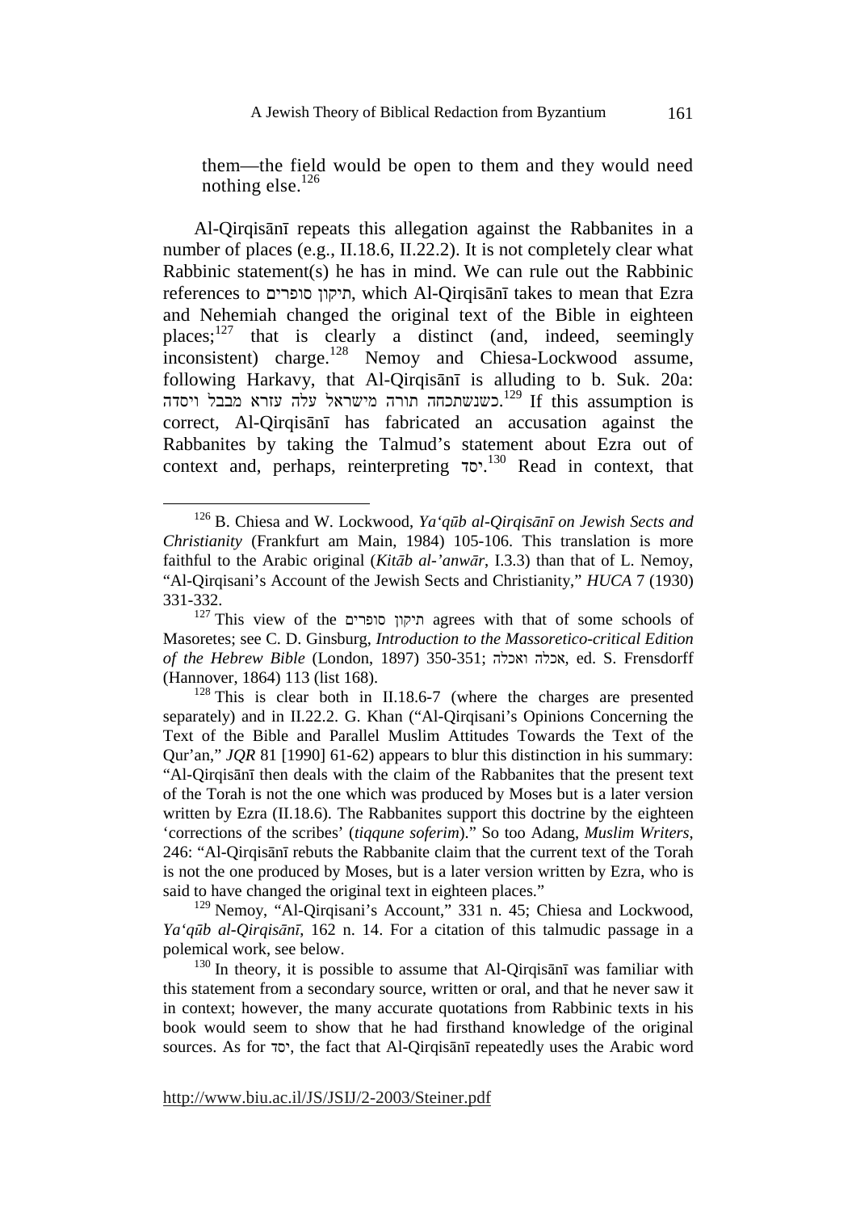them—the field would be open to them and they would need nothing else.[126]

Al-Qirqisānī repeats this allegation against the Rabbanites in a number of places (e.g., II.18.6, II.22.2). It is not completely clear what Rabbinic statement(s) he has in mind. We can rule out the Rabbinic references to תיקון סופרים, which Al-Qirqisānī takes to mean that Ezra and Nehemiah changed the original text of the Bible in eighteen places;[127] that is clearly a distinct (and, indeed, seemingly inconsistent) charge.[128] Nemoy and Chiesa-Lockwood assume, following Harkavy, that Al-Qirqisānī is alluding to b. Suk. 20a: כשנשתכחה תורה מישראל עלה עזרא מבבל ויסדה.[129] If this assumption is correct, Al-Qirqisānī has fabricated an accusation against the Rabbanites by taking the Talmud's statement about Ezra out of context and, perhaps, reinterpreting יסד.[130] Read in context, that

---

[126] B. Chiesa and W. Lockwood, *Ya'qūb al-Qirqisānī on Jewish Sects and Christianity* (Frankfurt am Main, 1984) 105-106. This translation is more faithful to the Arabic original (*Kitāb al-'anwār*, I.3.3) than that of L. Nemoy, "Al-Qirqisani's Account of the Jewish Sects and Christianity," *HUCA* 7 (1930) 331-332.

[127] This view of the תיקון סופרים agrees with that of some schools of Masoretes; see C. D. Ginsburg, *Introduction to the Massoretico-critical Edition of the Hebrew Bible* (London, 1897) 350-351; אכלה ואכלה, ed. S. Frensdorff (Hannover, 1864) 113 (list 168).

[128] This is clear both in II.18.6-7 (where the charges are presented separately) and in II.22.2. G. Khan ("Al-Qirqisani's Opinions Concerning the Text of the Bible and Parallel Muslim Attitudes Towards the Text of the Qur'an," *JQR* 81 [1990] 61-62) appears to blur this distinction in his summary: "Al-Qirqisānī then deals with the claim of the Rabbanites that the present text of the Torah is not the one which was produced by Moses but is a later version written by Ezra (II.18.6). The Rabbanites support this doctrine by the eighteen 'corrections of the scribes' (*tiqqune soferim*)." So too Adang, *Muslim Writers*, 246: "Al-Qirqisānī rebuts the Rabbanite claim that the current text of the Torah is not the one produced by Moses, but is a later version written by Ezra, who is said to have changed the original text in eighteen places."

[129] Nemoy, "Al-Qirqisani's Account," 331 n. 45; Chiesa and Lockwood, *Ya'qūb al-Qirqisānī*, 162 n. 14. For a citation of this talmudic passage in a polemical work, see below.

[130] In theory, it is possible to assume that Al-Qirqisānī was familiar with this statement from a secondary source, written or oral, and that he never saw it in context; however, the many accurate quotations from Rabbinic texts in his book would seem to show that he had firsthand knowledge of the original sources. As for יסד, the fact that Al-Qirqisānī repeatedly uses the Arabic word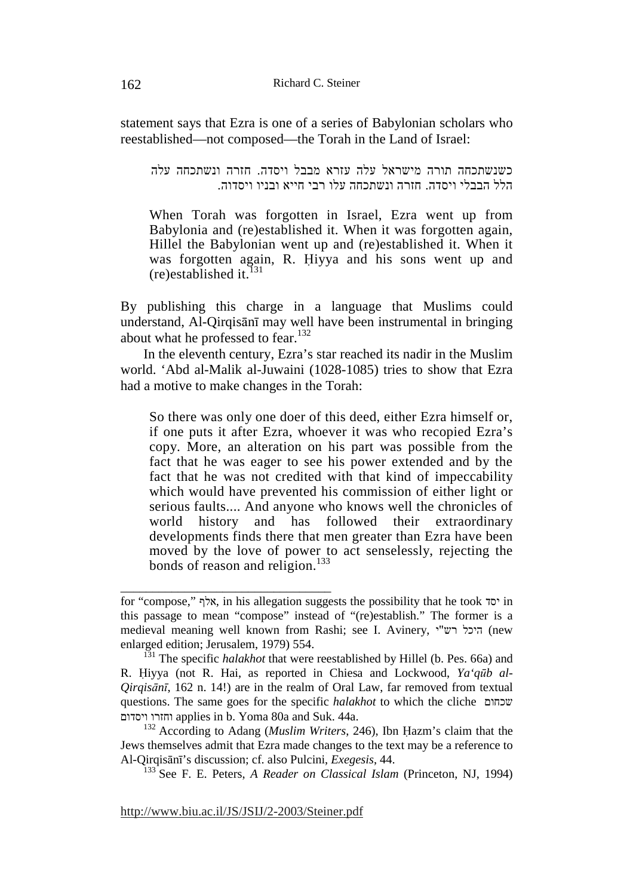statement says that Ezra is one of a series of Babylonian scholars who reestablished—not composed—the Torah in the Land of Israel:

> כשנשתכחה תורה מישראל עלה עזרא מבבל ויסדה. חזרה ונשתכחה עלה הלל הבבלי ויסדה. חזרה ונשתכחה עלו רבי חייא ובניו ויסדוה.
>
> When Torah was forgotten in Israel, Ezra went up from Babylonia and (re)established it. When it was forgotten again, Hillel the Babylonian went up and (re)established it. When it was forgotten again, R. Ḥiyya and his sons went up and (re)established it.[131]

By publishing this charge in a language that Muslims could understand, Al-Qirqisānī may well have been instrumental in bringing about what he professed to fear.[132]

In the eleventh century, Ezra's star reached its nadir in the Muslim world. ʻAbd al-Malik al-Juwaini (1028-1085) tries to show that Ezra had a motive to make changes in the Torah:

> So there was only one doer of this deed, either Ezra himself or, if one puts it after Ezra, whoever it was who recopied Ezra's copy. More, an alteration on his part was possible from the fact that he was eager to see his power extended and by the fact that he was not credited with that kind of impeccability which would have prevented his commission of either light or serious faults.... And anyone who knows well the chronicles of world history and has followed their extraordinary developments finds there that men greater than Ezra have been moved by the love of power to act senselessly, rejecting the bonds of reason and religion.[133]

---

for "compose," אלף, in his allegation suggests the possibility that he took יסד in this passage to mean "compose" instead of "(re)establish." The former is a medieval meaning well known from Rashi; see I. Avinery, היכל רש"י (new enlarged edition; Jerusalem, 1979) 554.

[131] The specific *halakhot* that were reestablished by Hillel (b. Pes. 66a) and R. Ḥiyya (not R. Hai, as reported in Chiesa and Lockwood, *Yaʻqūb al-Qirqisānī*, 162 n. 14!) are in the realm of Oral Law, far removed from textual questions. The same goes for the specific *halakhot* to which the cliche שכחום וחזרו ויסדום applies in b. Yoma 80a and Suk. 44a.

[132] According to Adang (*Muslim Writers*, 246), Ibn Ḥazm's claim that the Jews themselves admit that Ezra made changes to the text may be a reference to Al-Qirqisānī's discussion; cf. also Pulcini, *Exegesis*, 44.

[133] See F. E. Peters, *A Reader on Classical Islam* (Princeton, NJ, 1994)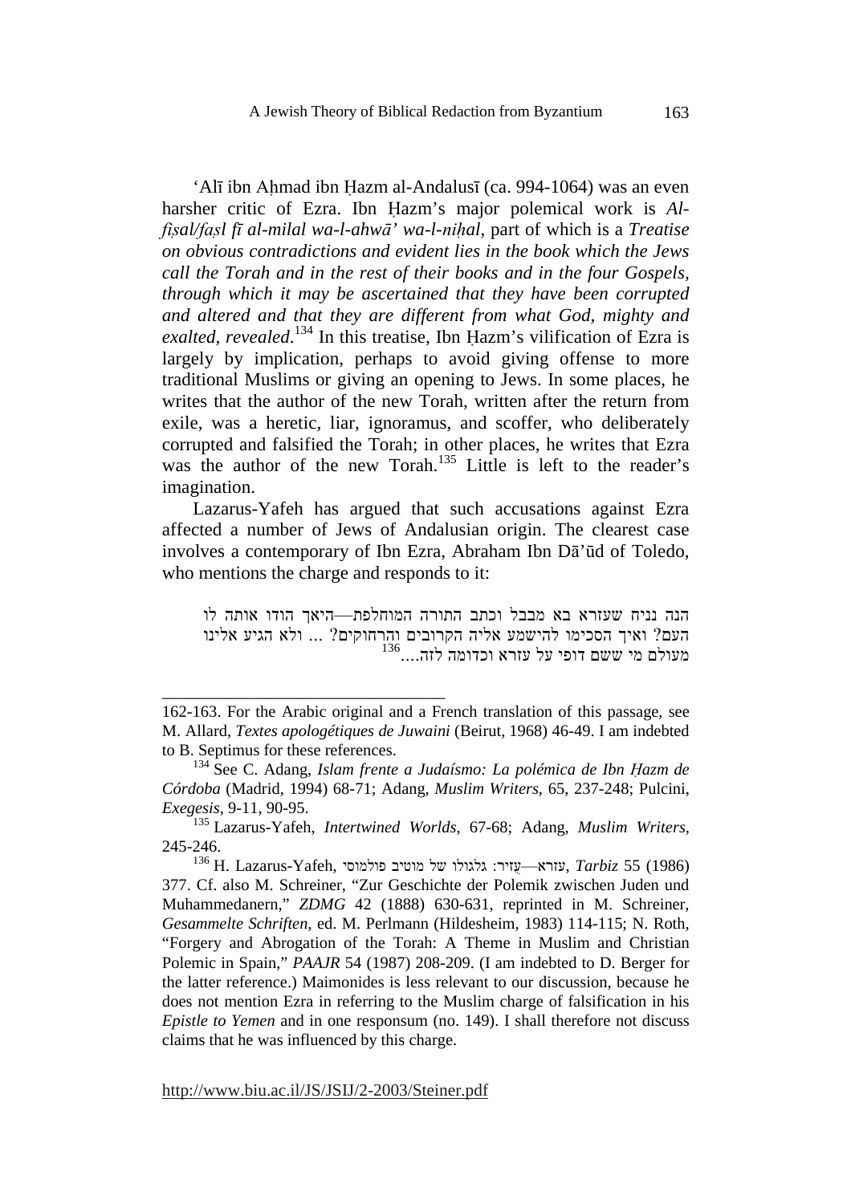'Alī ibn Aḥmad ibn Ḥazm al-Andalusī (ca. 994-1064) was an even harsher critic of Ezra. Ibn Ḥazm's major polemical work is *Al-fiṣal/faṣl fī al-milal wa-l-ahwā' wa-l-niḥal*, part of which is a *Treatise on obvious contradictions and evident lies in the book which the Jews call the Torah and in the rest of their books and in the four Gospels, through which it may be ascertained that they have been corrupted and altered and that they are different from what God, mighty and exalted, revealed*.[134] In this treatise, Ibn Ḥazm's vilification of Ezra is largely by implication, perhaps to avoid giving offense to more traditional Muslims or giving an opening to Jews. In some places, he writes that the author of the new Torah, written after the return from exile, was a heretic, liar, ignoramus, and scoffer, who deliberately corrupted and falsified the Torah; in other places, he writes that Ezra was the author of the new Torah.[135] Little is left to the reader's imagination.

Lazarus-Yafeh has argued that such accusations against Ezra affected a number of Jews of Andalusian origin. The clearest case involves a contemporary of Ibn Ezra, Abraham Ibn Dā'ūd of Toledo, who mentions the charge and responds to it:

> הנה ניח שעזרא בא מבבל וכתב התורה המוחלפת—היאך הודו אותה לו העם? ואיך הסכימו להישמע אליה הקרובים והרחוקים? ... ולא הגיע אלינו מעולם מי ששם דופי על עזרא וכדומה לזה....[136]

---

162-163. For the Arabic original and a French translation of this passage, see M. Allard, *Textes apologétiques de Juwaini* (Beirut, 1968) 46-49. I am indebted to B. Septimus for these references.

[134] See C. Adang, *Islam frente a Judaísmo: La polémica de Ibn Ḥazm de Córdoba* (Madrid, 1994) 68-71; Adang, *Muslim Writers*, 65, 237-248; Pulcini, *Exegesis*, 9-11, 90-95.

[135] Lazarus-Yafeh, *Intertwined Worlds*, 67-68; Adang, *Muslim Writers*, 245-246.

[136] H. Lazarus-Yafeh, עזרא—עֻזיר: גלגולו של מוטיב פולמוסי, *Tarbiz* 55 (1986) 377. Cf. also M. Schreiner, "Zur Geschichte der Polemik zwischen Juden und Muhammedanern," *ZDMG* 42 (1888) 630-631, reprinted in M. Schreiner, *Gesammelte Schriften*, ed. M. Perlmann (Hildesheim, 1983) 114-115; N. Roth, "Forgery and Abrogation of the Torah: A Theme in Muslim and Christian Polemic in Spain," *PAAJR* 54 (1987) 208-209. (I am indebted to D. Berger for the latter reference.) Maimonides is less relevant to our discussion, because he does not mention Ezra in referring to the Muslim charge of falsification in his *Epistle to Yemen* and in one responsum (no. 149). I shall therefore not discuss claims that he was influenced by this charge.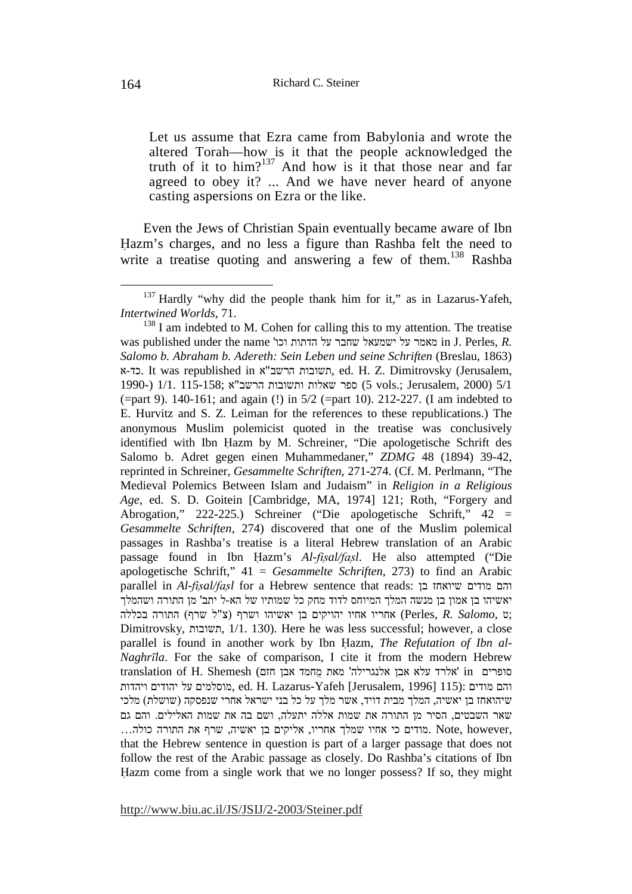> Let us assume that Ezra came from Babylonia and wrote the altered Torah—how is it that the people acknowledged the truth of it to him?[137] And how is it that those near and far agreed to obey it? ... And we have never heard of anyone casting aspersions on Ezra or the like.

Even the Jews of Christian Spain eventually became aware of Ibn Ḥazm's charges, and no less a figure than Rashba felt the need to write a treatise quoting and answering a few of them.[138] Rashba

---

[137] Hardly "why did the people thank him for it," as in Lazarus-Yafeh, *Intertwined Worlds*, 71.

[138] I am indebted to M. Cohen for calling this to my attention. The treatise was published under the name 'מאמר על ישמעאל שחבר על הדתות וכו' in J. Perles, *R. Salomo b. Abraham b. Adereth: Sein Leben und seine Schriften* (Breslau, 1863) כד-א. It was republished in תשובות הרשב"א, ed. H. Z. Dimitrovsky (Jerusalem, 1990-) 1/1. 115-158; ספר שאלות ותשובות הרשב"א (5 vols.; Jerusalem, 2000) 5/1 (=part 9). 140-161; and again (!) in 5/2 (=part 10). 212-227. (I am indebted to E. Hurvitz and S. Z. Leiman for the references to these republications.) The anonymous Muslim polemicist quoted in the treatise was conclusively identified with Ibn Ḥazm by M. Schreiner, "Die apologetische Schrift des Salomo b. Adret gegen einen Muhammedaner," *ZDMG* 48 (1894) 39-42, reprinted in Schreiner, *Gesammelte Schriften*, 271-274. (Cf. M. Perlmann, "The Medieval Polemics Between Islam and Judaism" in *Religion in a Religious Age*, ed. S. D. Goitein [Cambridge, MA, 1974] 121; Roth, "Forgery and Abrogation," 222-225.) Schreiner ("Die apologetische Schrift," 42 = *Gesammelte Schriften*, 274) discovered that one of the Muslim polemical passages in Rashba's treatise is a literal Hebrew translation of an Arabic passage found in Ibn Ḥazm's *Al-fiṣal/faṣl*. He also attempted ("Die apologetische Schrift," 41 = *Gesammelte Schriften*, 273) to find an Arabic parallel in *Al-fiṣal/faṣl* for a Hebrew sentence that reads: והם מודים שיואחז בן יאשיהו בן אמון בן מנשה המלך המיוחס לדוד מחק כל שמותיו של הא-ל יתב' מן התורה ושהמלך אחריו אחיו יהויקים בן יאשיהו ושרף (צ"ל שרף) התורה בכללה (Perles, *R. Salomo*, ט; Dimitrovsky, תשובות, 1/1. 130). Here he was less successful; however, a close parallel is found in another work by Ibn Ḥazm, *The Refutation of Ibn al-Naghrīla*. For the sake of comparison, I cite it from the modern Hebrew translation of H. Shemesh ('אלרד עלא אבן אלנגרילה' מאת מֻחמד אבן חזם in סופרים מוסלמים על יהודים ויהדות, ed. H. Lazarus-Yafeh [Jerusalem, 1996] 115): והם מודים שיהואחז בן יאשיה, המלך מבית דויד, אשר מלך על כל בני ישראל אחרי שנפסקה (שושלת) מלכי שאר השבטים, הסיר מן התורה את שמות אללה יתעלה, ושם בה את שמות האלילים. והם גם מודים כי אחיו שמלך אחריו, אליקים בן יאשיה, שרף את התורה כולה... Note, however, that the Hebrew sentence in question is part of a larger passage that does not follow the rest of the Arabic passage as closely. Do Rashba's citations of Ibn Ḥazm come from a single work that we no longer possess? If so, they might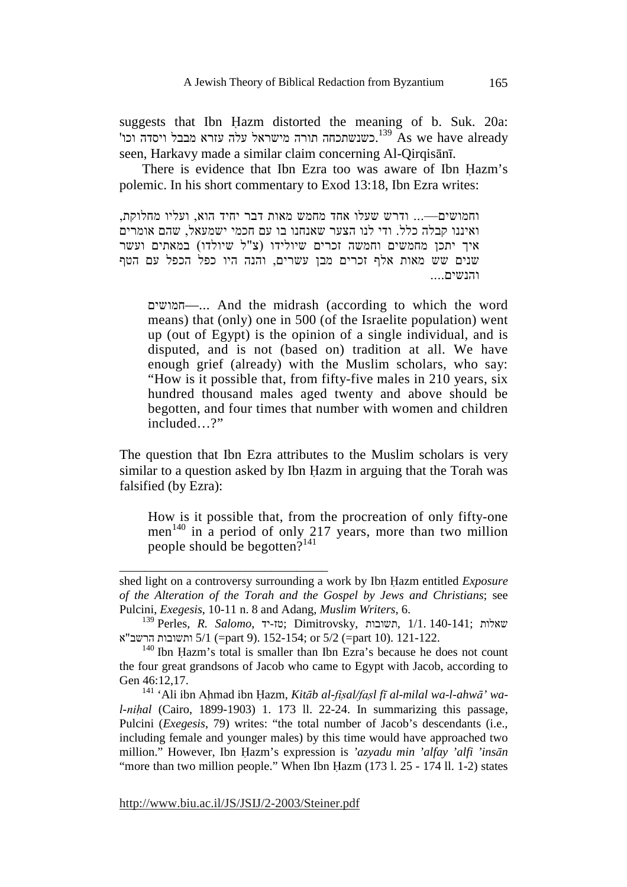suggests that Ibn Ḥazm distorted the meaning of b. Suk. 20a: כשנשתכחה תורה מישראל עלה עזרא מבבל ויסדה וכו'.[139] As we have already seen, Harkavy made a similar claim concerning Al-Qirqisānī.

There is evidence that Ibn Ezra too was aware of Ibn Ḥazm's polemic. In his short commentary to Exod 13:18, Ibn Ezra writes:

וחמושים—... ודרש שעלו אחד מחמש מאות דבר יחיד הוא, ועליו מחלוקת, ואיננו קבלה כלל. ודי לנו הצער שאנחנו בו עם חכמי ישמעאל, שהם אומרים איך יתכן מחמשים וחמשה זכרים שיולידו (צ"ל שיולדו) במאתים ועשר שנים שש מאות אלף זכרים מבן עשרים, והנה היו כפל הכפל עם הטף והנשים....

> חמושים—... And the midrash (according to which the word means) that (only) one in 500 (of the Israelite population) went up (out of Egypt) is the opinion of a single individual, and is disputed, and is not (based on) tradition at all. We have enough grief (already) with the Muslim scholars, who say: "How is it possible that, from fifty-five males in 210 years, six hundred thousand males aged twenty and above should be begotten, and four times that number with women and children included…?"

The question that Ibn Ezra attributes to the Muslim scholars is very similar to a question asked by Ibn Ḥazm in arguing that the Torah was falsified (by Ezra):

> How is it possible that, from the procreation of only fifty-one men[140] in a period of only 217 years, more than two million people should be begotten?[141]

---

shed light on a controversy surrounding a work by Ibn Ḥazm entitled *Exposure of the Alteration of the Torah and the Gospel by Jews and Christians*; see Pulcini, *Exegesis*, 10-11 n. 8 and Adang, *Muslim Writers*, 6.

[139] Perles, *R. Salomo*, טז-יד; Dimitrovsky, תשובות, 1/1. 140-141; שאלות ותשובות הרשב"א 5/1 (=part 9). 152-154; or 5/2 (=part 10). 121-122.

[140] Ibn Ḥazm's total is smaller than Ibn Ezra's because he does not count the four great grandsons of Jacob who came to Egypt with Jacob, according to Gen 46:12,17.

[141] 'Ali ibn Aḥmad ibn Ḥazm, *Kitāb al-fiṣal/faṣl fī al-milal wa-l-ahwā' wa-l-niḥal* (Cairo, 1899-1903) 1. 173 ll. 22-24. In summarizing this passage, Pulcini (*Exegesis*, 79) writes: "the total number of Jacob's descendants (i.e., including female and younger males) by this time would have approached two million." However, Ibn Ḥazm's expression is *'azyadu min 'alfay 'alfi 'insān* "more than two million people." When Ibn Ḥazm (173 l. 25 - 174 ll. 1-2) states

http://www.biu.ac.il/JS/JSIJ/2-2003/Steiner.pdf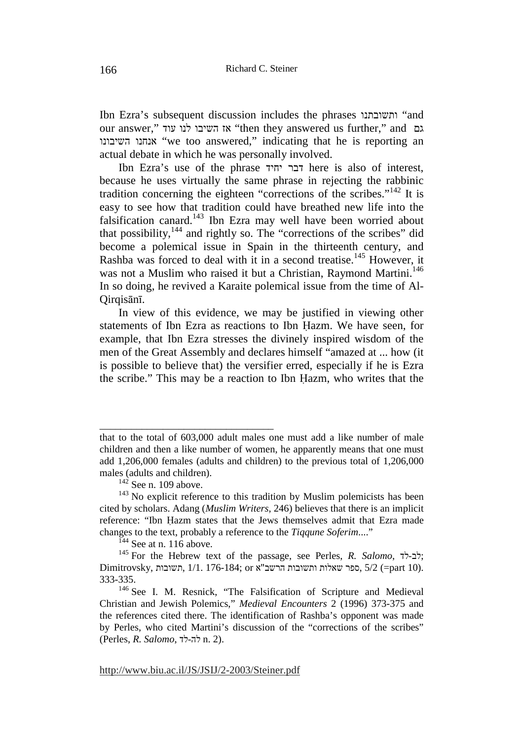Ibn Ezra's subsequent discussion includes the phrases ותשובתנו "and our answer," אז השיבו לנו עוד "then they answered us further," and גם אנחנו השיבונו "we too answered," indicating that he is reporting an actual debate in which he was personally involved.

Ibn Ezra's use of the phrase דבר יחיד here is also of interest, because he uses virtually the same phrase in rejecting the rabbinic tradition concerning the eighteen "corrections of the scribes."[142] It is easy to see how that tradition could have breathed new life into the falsification canard.[143] Ibn Ezra may well have been worried about that possibility,[144] and rightly so. The "corrections of the scribes" did become a polemical issue in Spain in the thirteenth century, and Rashba was forced to deal with it in a second treatise.[145] However, it was not a Muslim who raised it but a Christian, Raymond Martini.[146] In so doing, he revived a Karaite polemical issue from the time of Al-Qirqisānī.

In view of this evidence, we may be justified in viewing other statements of Ibn Ezra as reactions to Ibn Ḥazm. We have seen, for example, that Ibn Ezra stresses the divinely inspired wisdom of the men of the Great Assembly and declares himself "amazed at ... how (it is possible to believe that) the versifier erred, especially if he is Ezra the scribe." This may be a reaction to Ibn Ḥazm, who writes that the

---

that to the total of 603,000 adult males one must add a like number of male children and then a like number of women, he apparently means that one must add 1,206,000 females (adults and children) to the previous total of 1,206,000 males (adults and children).

[142] See n. 109 above.

[143] No explicit reference to this tradition by Muslim polemicists has been cited by scholars. Adang (*Muslim Writers*, 246) believes that there is an implicit reference: "Ibn Ḥazm states that the Jews themselves admit that Ezra made changes to the text, probably a reference to the *Tiqqune Soferim*...."

[144] See at n. 116 above.

[145] For the Hebrew text of the passage, see Perles, *R. Salomo*, לב-לד; Dimitrovsky, תשובות, 1/1. 176-184; or ספר שאלות ותשובות הרשב"א, 5/2 (=part 10). 333-335.

[146] See I. M. Resnick, "The Falsification of Scripture and Medieval Christian and Jewish Polemics," *Medieval Encounters* 2 (1996) 373-375 and the references cited there. The identification of Rashba's opponent was made by Perles, who cited Martini's discussion of the "corrections of the scribes" (Perles, *R. Salomo*, לד-לה n. 2).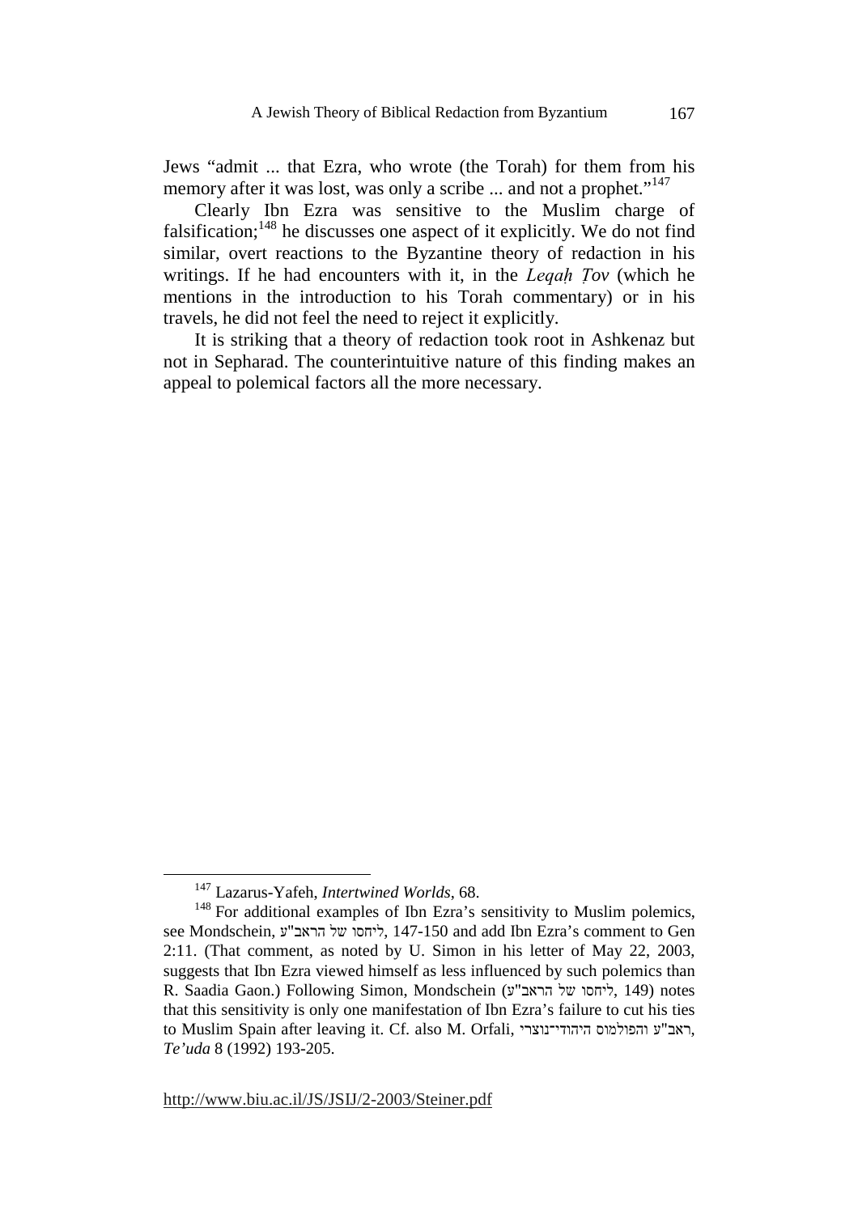Jews "admit ... that Ezra, who wrote (the Torah) for them from his memory after it was lost, was only a scribe ... and not a prophet."[147]

Clearly Ibn Ezra was sensitive to the Muslim charge of falsification;[148] he discusses one aspect of it explicitly. We do not find similar, overt reactions to the Byzantine theory of redaction in his writings. If he had encounters with it, in the *Leqaḥ Ṭov* (which he mentions in the introduction to his Torah commentary) or in his travels, he did not feel the need to reject it explicitly.

It is striking that a theory of redaction took root in Ashkenaz but not in Sepharad. The counterintuitive nature of this finding makes an appeal to polemical factors all the more necessary.

---

[147] Lazarus-Yafeh, *Intertwined Worlds*, 68.

[148] For additional examples of Ibn Ezra's sensitivity to Muslim polemics, see Mondschein, ליחסו של הראב"ע, 147-150 and add Ibn Ezra's comment to Gen 2:11. (That comment, as noted by U. Simon in his letter of May 22, 2003, suggests that Ibn Ezra viewed himself as less influenced by such polemics than R. Saadia Gaon.) Following Simon, Mondschein (ליחסו של הראב"ע, 149) notes that this sensitivity is only one manifestation of Ibn Ezra's failure to cut his ties to Muslim Spain after leaving it. Cf. also M. Orfali, ראב"ע והפולמוס היהודי־נוצרי, *Te'uda* 8 (1992) 193-205.

http://www.biu.ac.il/JS/JSIJ/2-2003/Steiner.pdf